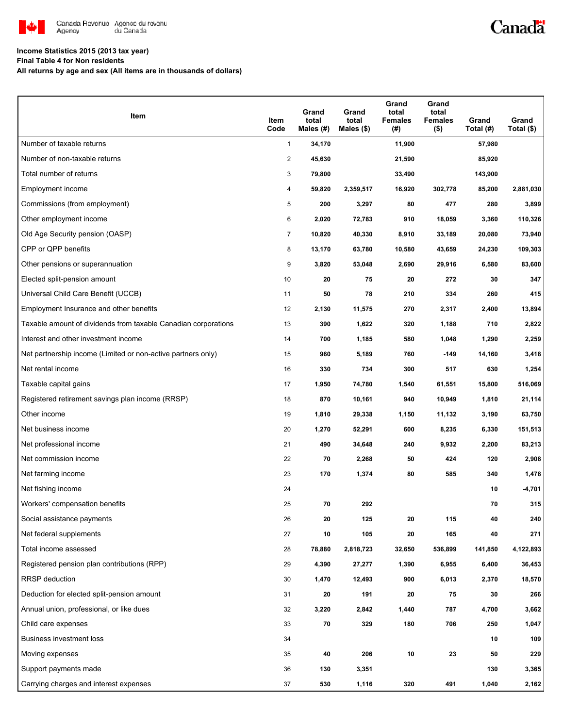**Income Statistics 2015 (2013 tax year)**
**Final Table 4 for Non residents**
**All returns by age and sex (All items are in thousands of dollars)**

| Item | Item Code | Grand total Males (#) | Grand total Males ($) | Grand total Females (#) | Grand total Females ($) | Grand Total (#) | Grand Total ($) |
|---|---|---|---|---|---|---|---|
| Number of taxable returns | 1 | 34,170 | | 11,900 | | 57,980 | |
| Number of non-taxable returns | 2 | 45,630 | | 21,590 | | 85,920 | |
| Total number of returns | 3 | 79,800 | | 33,490 | | 143,900 | |
| Employment income | 4 | 59,820 | 2,359,517 | 16,920 | 302,778 | 85,200 | 2,881,030 |
| Commissions (from employment) | 5 | 200 | 3,297 | 80 | 477 | 280 | 3,899 |
| Other employment income | 6 | 2,020 | 72,783 | 910 | 18,059 | 3,360 | 110,326 |
| Old Age Security pension (OASP) | 7 | 10,820 | 40,330 | 8,910 | 33,189 | 20,080 | 73,940 |
| CPP or QPP benefits | 8 | 13,170 | 63,780 | 10,580 | 43,659 | 24,230 | 109,303 |
| Other pensions or superannuation | 9 | 3,820 | 53,048 | 2,690 | 29,916 | 6,580 | 83,600 |
| Elected split-pension amount | 10 | 20 | 75 | 20 | 272 | 30 | 347 |
| Universal Child Care Benefit (UCCB) | 11 | 50 | 78 | 210 | 334 | 260 | 415 |
| Employment Insurance and other benefits | 12 | 2,130 | 11,575 | 270 | 2,317 | 2,400 | 13,894 |
| Taxable amount of dividends from taxable Canadian corporations | 13 | 390 | 1,622 | 320 | 1,188 | 710 | 2,822 |
| Interest and other investment income | 14 | 700 | 1,185 | 580 | 1,048 | 1,290 | 2,259 |
| Net partnership income (Limited or non-active partners only) | 15 | 960 | 5,189 | 760 | -149 | 14,160 | 3,418 |
| Net rental income | 16 | 330 | 734 | 300 | 517 | 630 | 1,254 |
| Taxable capital gains | 17 | 1,950 | 74,780 | 1,540 | 61,551 | 15,800 | 516,069 |
| Registered retirement savings plan income (RRSP) | 18 | 870 | 10,161 | 940 | 10,949 | 1,810 | 21,114 |
| Other income | 19 | 1,810 | 29,338 | 1,150 | 11,132 | 3,190 | 63,750 |
| Net business income | 20 | 1,270 | 52,291 | 600 | 8,235 | 6,330 | 151,513 |
| Net professional income | 21 | 490 | 34,648 | 240 | 9,932 | 2,200 | 83,213 |
| Net commission income | 22 | 70 | 2,268 | 50 | 424 | 120 | 2,908 |
| Net farming income | 23 | 170 | 1,374 | 80 | 585 | 340 | 1,478 |
| Net fishing income | 24 | | | | | 10 | -4,701 |
| Workers' compensation benefits | 25 | 70 | 292 | | | 70 | 315 |
| Social assistance payments | 26 | 20 | 125 | 20 | 115 | 40 | 240 |
| Net federal supplements | 27 | 10 | 105 | 20 | 165 | 40 | 271 |
| Total income assessed | 28 | 78,880 | 2,818,723 | 32,650 | 536,899 | 141,850 | 4,122,893 |
| Registered pension plan contributions (RPP) | 29 | 4,390 | 27,277 | 1,390 | 6,955 | 6,400 | 36,453 |
| RRSP deduction | 30 | 1,470 | 12,493 | 900 | 6,013 | 2,370 | 18,570 |
| Deduction for elected split-pension amount | 31 | 20 | 191 | 20 | 75 | 30 | 266 |
| Annual union, professional, or like dues | 32 | 3,220 | 2,842 | 1,440 | 787 | 4,700 | 3,662 |
| Child care expenses | 33 | 70 | 329 | 180 | 706 | 250 | 1,047 |
| Business investment loss | 34 | | | | | 10 | 109 |
| Moving expenses | 35 | 40 | 206 | 10 | 23 | 50 | 229 |
| Support payments made | 36 | 130 | 3,351 | | | 130 | 3,365 |
| Carrying charges and interest expenses | 37 | 530 | 1,116 | 320 | 491 | 1,040 | 2,162 |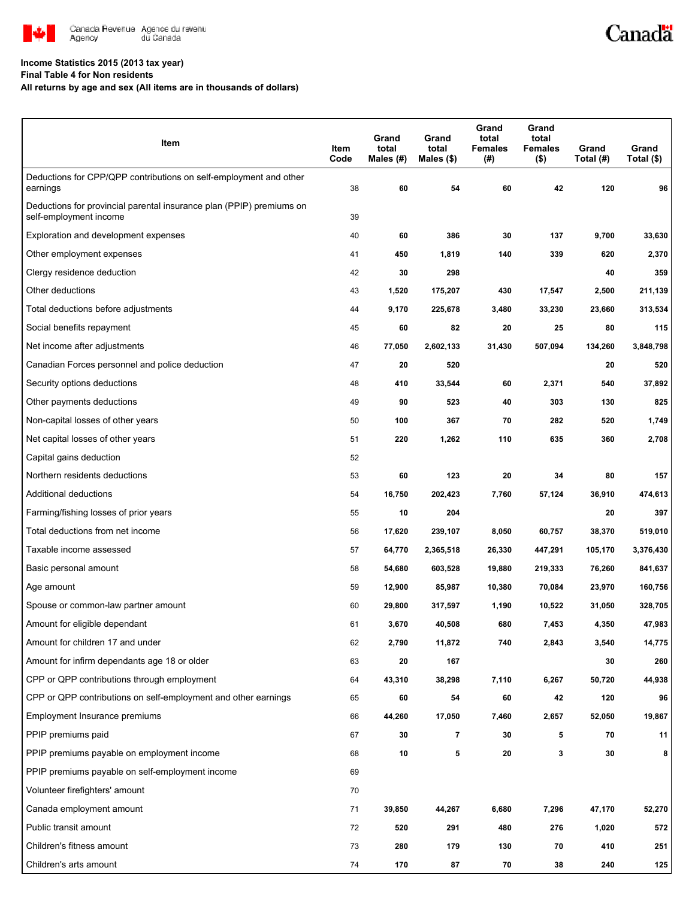**Income Statistics 2015 (2013 tax year)**
**Final Table 4 for Non residents**
**All returns by age and sex (All items are in thousands of dollars)**

| Item | Item Code | Grand total Males (#) | Grand total Males ($) | Grand total Females (#) | Grand total Females ($) | Grand Total (#) | Grand Total ($) |
|---|---|---|---|---|---|---|---|
| Deductions for CPP/QPP contributions on self-employment and other earnings | 38 | 60 | 54 | 60 | 42 | 120 | 96 |
| Deductions for provincial parental insurance plan (PPIP) premiums on self-employment income | 39 | | | | | | |
| Exploration and development expenses | 40 | 60 | 386 | 30 | 137 | 9,700 | 33,630 |
| Other employment expenses | 41 | 450 | 1,819 | 140 | 339 | 620 | 2,370 |
| Clergy residence deduction | 42 | 30 | 298 | | | 40 | 359 |
| Other deductions | 43 | 1,520 | 175,207 | 430 | 17,547 | 2,500 | 211,139 |
| Total deductions before adjustments | 44 | 9,170 | 225,678 | 3,480 | 33,230 | 23,660 | 313,534 |
| Social benefits repayment | 45 | 60 | 82 | 20 | 25 | 80 | 115 |
| Net income after adjustments | 46 | 77,050 | 2,602,133 | 31,430 | 507,094 | 134,260 | 3,848,798 |
| Canadian Forces personnel and police deduction | 47 | 20 | 520 | | | 20 | 520 |
| Security options deductions | 48 | 410 | 33,544 | 60 | 2,371 | 540 | 37,892 |
| Other payments deductions | 49 | 90 | 523 | 40 | 303 | 130 | 825 |
| Non-capital losses of other years | 50 | 100 | 367 | 70 | 282 | 520 | 1,749 |
| Net capital losses of other years | 51 | 220 | 1,262 | 110 | 635 | 360 | 2,708 |
| Capital gains deduction | 52 | | | | | | |
| Northern residents deductions | 53 | 60 | 123 | 20 | 34 | 80 | 157 |
| Additional deductions | 54 | 16,750 | 202,423 | 7,760 | 57,124 | 36,910 | 474,613 |
| Farming/fishing losses of prior years | 55 | 10 | 204 | | | 20 | 397 |
| Total deductions from net income | 56 | 17,620 | 239,107 | 8,050 | 60,757 | 38,370 | 519,010 |
| Taxable income assessed | 57 | 64,770 | 2,365,518 | 26,330 | 447,291 | 105,170 | 3,376,430 |
| Basic personal amount | 58 | 54,680 | 603,528 | 19,880 | 219,333 | 76,260 | 841,637 |
| Age amount | 59 | 12,900 | 85,987 | 10,380 | 70,084 | 23,970 | 160,756 |
| Spouse or common-law partner amount | 60 | 29,800 | 317,597 | 1,190 | 10,522 | 31,050 | 328,705 |
| Amount for eligible dependant | 61 | 3,670 | 40,508 | 680 | 7,453 | 4,350 | 47,983 |
| Amount for children 17 and under | 62 | 2,790 | 11,872 | 740 | 2,843 | 3,540 | 14,775 |
| Amount for infirm dependants age 18 or older | 63 | 20 | 167 | | | 30 | 260 |
| CPP or QPP contributions through employment | 64 | 43,310 | 38,298 | 7,110 | 6,267 | 50,720 | 44,938 |
| CPP or QPP contributions on self-employment and other earnings | 65 | 60 | 54 | 60 | 42 | 120 | 96 |
| Employment Insurance premiums | 66 | 44,260 | 17,050 | 7,460 | 2,657 | 52,050 | 19,867 |
| PPIP premiums paid | 67 | 30 | 7 | 30 | 5 | 70 | 11 |
| PPIP premiums payable on employment income | 68 | 10 | 5 | 20 | 3 | 30 | 8 |
| PPIP premiums payable on self-employment income | 69 | | | | | | |
| Volunteer firefighters' amount | 70 | | | | | | |
| Canada employment amount | 71 | 39,850 | 44,267 | 6,680 | 7,296 | 47,170 | 52,270 |
| Public transit amount | 72 | 520 | 291 | 480 | 276 | 1,020 | 572 |
| Children's fitness amount | 73 | 280 | 179 | 130 | 70 | 410 | 251 |
| Children's arts amount | 74 | 170 | 87 | 70 | 38 | 240 | 125 |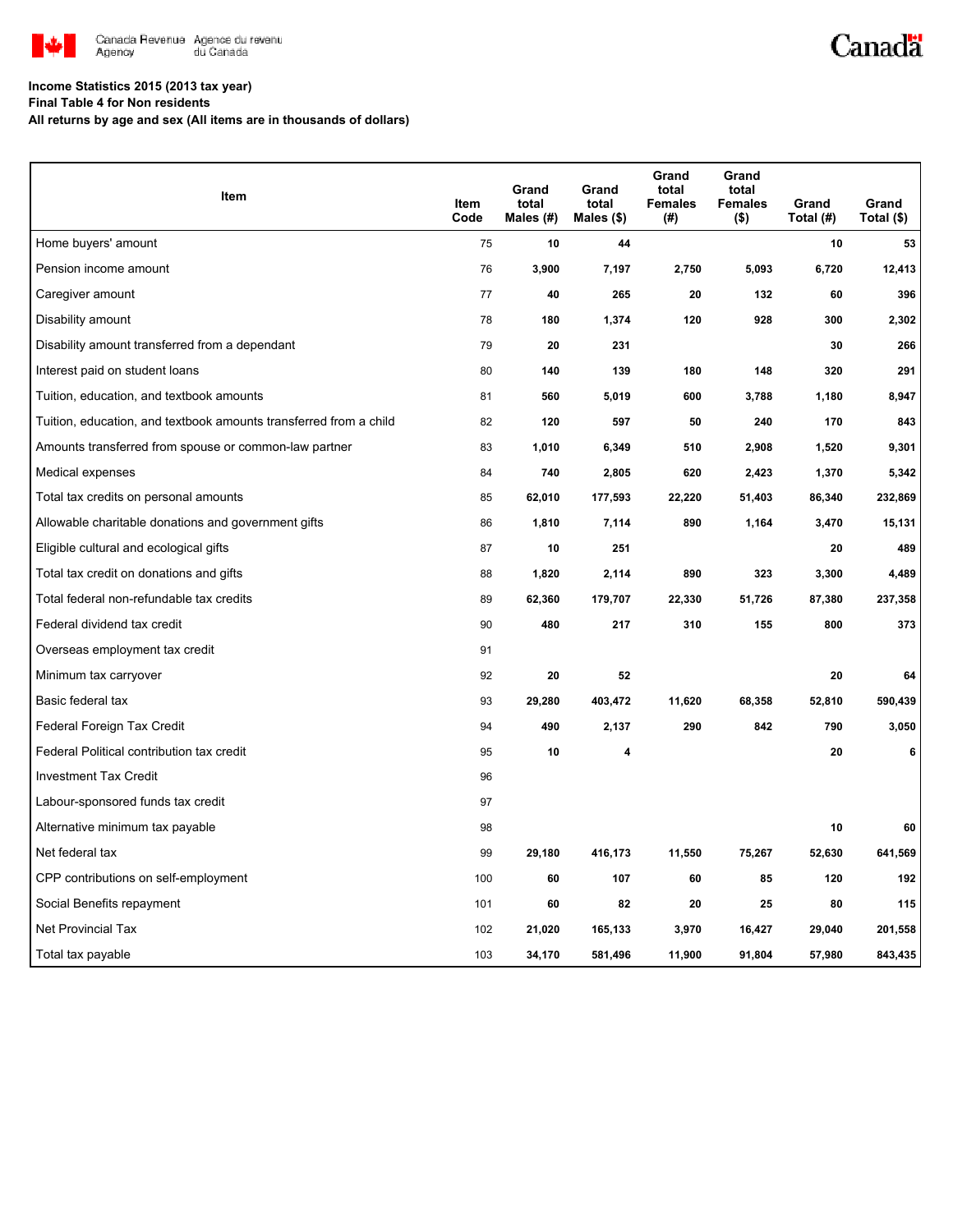**Income Statistics 2015 (2013 tax year)**
**Final Table 4 for Non residents**
**All returns by age and sex (All items are in thousands of dollars)**

| Item | Item Code | Grand total Males (#) | Grand total Males ($) | Grand total Females (#) | Grand total Females ($) | Grand Total (#) | Grand Total ($) |
|---|---|---|---|---|---|---|---|
| Home buyers' amount | 75 | 10 | 44 | | | 10 | 53 |
| Pension income amount | 76 | 3,900 | 7,197 | 2,750 | 5,093 | 6,720 | 12,413 |
| Caregiver amount | 77 | 40 | 265 | 20 | 132 | 60 | 396 |
| Disability amount | 78 | 180 | 1,374 | 120 | 928 | 300 | 2,302 |
| Disability amount transferred from a dependant | 79 | 20 | 231 | | | 30 | 266 |
| Interest paid on student loans | 80 | 140 | 139 | 180 | 148 | 320 | 291 |
| Tuition, education, and textbook amounts | 81 | 560 | 5,019 | 600 | 3,788 | 1,180 | 8,947 |
| Tuition, education, and textbook amounts transferred from a child | 82 | 120 | 597 | 50 | 240 | 170 | 843 |
| Amounts transferred from spouse or common-law partner | 83 | 1,010 | 6,349 | 510 | 2,908 | 1,520 | 9,301 |
| Medical expenses | 84 | 740 | 2,805 | 620 | 2,423 | 1,370 | 5,342 |
| Total tax credits on personal amounts | 85 | 62,010 | 177,593 | 22,220 | 51,403 | 86,340 | 232,869 |
| Allowable charitable donations and government gifts | 86 | 1,810 | 7,114 | 890 | 1,164 | 3,470 | 15,131 |
| Eligible cultural and ecological gifts | 87 | 10 | 251 | | | 20 | 489 |
| Total tax credit on donations and gifts | 88 | 1,820 | 2,114 | 890 | 323 | 3,300 | 4,489 |
| Total federal non-refundable tax credits | 89 | 62,360 | 179,707 | 22,330 | 51,726 | 87,380 | 237,358 |
| Federal dividend tax credit | 90 | 480 | 217 | 310 | 155 | 800 | 373 |
| Overseas employment tax credit | 91 | | | | | | |
| Minimum tax carryover | 92 | 20 | 52 | | | 20 | 64 |
| Basic federal tax | 93 | 29,280 | 403,472 | 11,620 | 68,358 | 52,810 | 590,439 |
| Federal Foreign Tax Credit | 94 | 490 | 2,137 | 290 | 842 | 790 | 3,050 |
| Federal Political contribution tax credit | 95 | 10 | 4 | | | 20 | 6 |
| Investment Tax Credit | 96 | | | | | | |
| Labour-sponsored funds tax credit | 97 | | | | | | |
| Alternative minimum tax payable | 98 | | | | | 10 | 60 |
| Net federal tax | 99 | 29,180 | 416,173 | 11,550 | 75,267 | 52,630 | 641,569 |
| CPP contributions on self-employment | 100 | 60 | 107 | 60 | 85 | 120 | 192 |
| Social Benefits repayment | 101 | 60 | 82 | 20 | 25 | 80 | 115 |
| Net Provincial Tax | 102 | 21,020 | 165,133 | 3,970 | 16,427 | 29,040 | 201,558 |
| Total tax payable | 103 | 34,170 | 581,496 | 11,900 | 91,804 | 57,980 | 843,435 |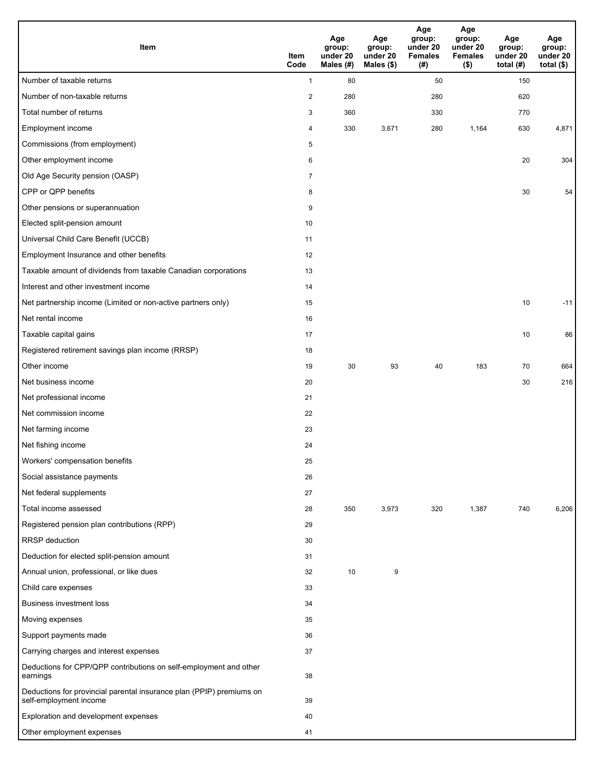| Item | Item Code | Age group: under 20 Males (#) | Age group: under 20 Males ($) | Age group: under 20 Females (#) | Age group: under 20 Females ($) | Age group: under 20 total (#) | Age group: under 20 total ($) |
|---|---|---|---|---|---|---|---|
| Number of taxable returns | 1 | 80 | | 50 | | 150 | |
| Number of non-taxable returns | 2 | 280 | | 280 | | 620 | |
| Total number of returns | 3 | 360 | | 330 | | 770 | |
| Employment income | 4 | 330 | 3,671 | 280 | 1,164 | 630 | 4,871 |
| Commissions (from employment) | 5 | | | | | | |
| Other employment income | 6 | | | | | 20 | 304 |
| Old Age Security pension (OASP) | 7 | | | | | | |
| CPP or QPP benefits | 8 | | | | | 30 | 54 |
| Other pensions or superannuation | 9 | | | | | | |
| Elected split-pension amount | 10 | | | | | | |
| Universal Child Care Benefit (UCCB) | 11 | | | | | | |
| Employment Insurance and other benefits | 12 | | | | | | |
| Taxable amount of dividends from taxable Canadian corporations | 13 | | | | | | |
| Interest and other investment income | 14 | | | | | | |
| Net partnership income (Limited or non-active partners only) | 15 | | | | | 10 | -11 |
| Net rental income | 16 | | | | | | |
| Taxable capital gains | 17 | | | | | 10 | 86 |
| Registered retirement savings plan income (RRSP) | 18 | | | | | | |
| Other income | 19 | 30 | 93 | 40 | 183 | 70 | 664 |
| Net business income | 20 | | | | | 30 | 216 |
| Net professional income | 21 | | | | | | |
| Net commission income | 22 | | | | | | |
| Net farming income | 23 | | | | | | |
| Net fishing income | 24 | | | | | | |
| Workers' compensation benefits | 25 | | | | | | |
| Social assistance payments | 26 | | | | | | |
| Net federal supplements | 27 | | | | | | |
| Total income assessed | 28 | 350 | 3,973 | 320 | 1,387 | 740 | 6,206 |
| Registered pension plan contributions (RPP) | 29 | | | | | | |
| RRSP deduction | 30 | | | | | | |
| Deduction for elected split-pension amount | 31 | | | | | | |
| Annual union, professional, or like dues | 32 | 10 | 9 | | | | |
| Child care expenses | 33 | | | | | | |
| Business investment loss | 34 | | | | | | |
| Moving expenses | 35 | | | | | | |
| Support payments made | 36 | | | | | | |
| Carrying charges and interest expenses | 37 | | | | | | |
| Deductions for CPP/QPP contributions on self-employment and other earnings | 38 | | | | | | |
| Deductions for provincial parental insurance plan (PPIP) premiums on self-employment income | 39 | | | | | | |
| Exploration and development expenses | 40 | | | | | | |
| Other employment expenses | 41 | | | | | | |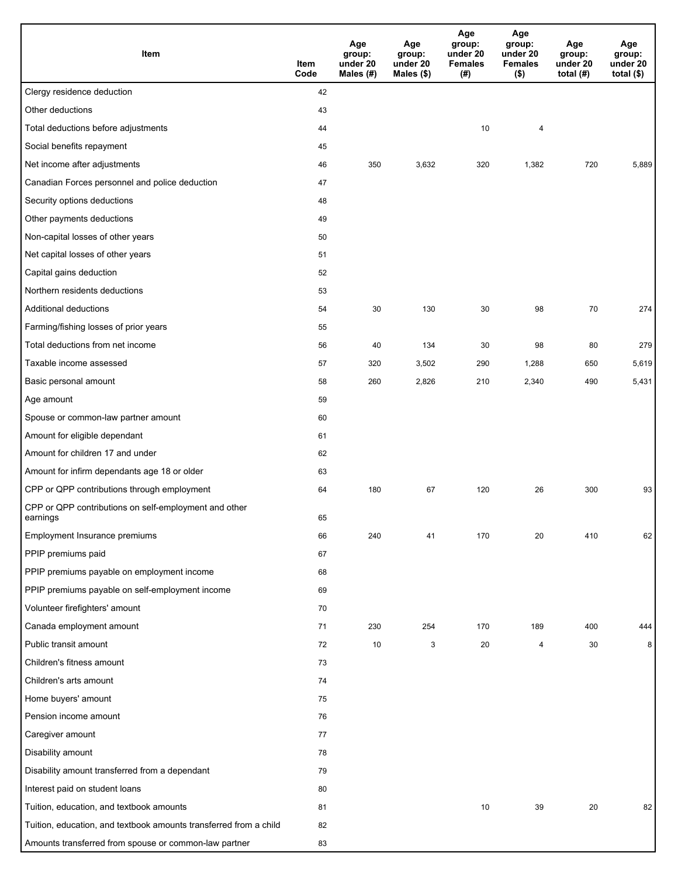| Item | Item Code | Age group: under 20 Males (#) | Age group: under 20 Males ($) | Age group: under 20 Females (#) | Age group: under 20 Females ($) | Age group: under 20 total (#) | Age group: under 20 total ($) |
|---|---|---|---|---|---|---|---|
| Clergy residence deduction | 42 | | | | | | |
| Other deductions | 43 | | | | | | |
| Total deductions before adjustments | 44 | | | 10 | 4 | | |
| Social benefits repayment | 45 | | | | | | |
| Net income after adjustments | 46 | 350 | 3,632 | 320 | 1,382 | 720 | 5,889 |
| Canadian Forces personnel and police deduction | 47 | | | | | | |
| Security options deductions | 48 | | | | | | |
| Other payments deductions | 49 | | | | | | |
| Non-capital losses of other years | 50 | | | | | | |
| Net capital losses of other years | 51 | | | | | | |
| Capital gains deduction | 52 | | | | | | |
| Northern residents deductions | 53 | | | | | | |
| Additional deductions | 54 | 30 | 130 | 30 | 98 | 70 | 274 |
| Farming/fishing losses of prior years | 55 | | | | | | |
| Total deductions from net income | 56 | 40 | 134 | 30 | 98 | 80 | 279 |
| Taxable income assessed | 57 | 320 | 3,502 | 290 | 1,288 | 650 | 5,619 |
| Basic personal amount | 58 | 260 | 2,826 | 210 | 2,340 | 490 | 5,431 |
| Age amount | 59 | | | | | | |
| Spouse or common-law partner amount | 60 | | | | | | |
| Amount for eligible dependant | 61 | | | | | | |
| Amount for children 17 and under | 62 | | | | | | |
| Amount for infirm dependants age 18 or older | 63 | | | | | | |
| CPP or QPP contributions through employment | 64 | 180 | 67 | 120 | 26 | 300 | 93 |
| CPP or QPP contributions on self-employment and other earnings | 65 | | | | | | |
| Employment Insurance premiums | 66 | 240 | 41 | 170 | 20 | 410 | 62 |
| PPIP premiums paid | 67 | | | | | | |
| PPIP premiums payable on employment income | 68 | | | | | | |
| PPIP premiums payable on self-employment income | 69 | | | | | | |
| Volunteer firefighters' amount | 70 | | | | | | |
| Canada employment amount | 71 | 230 | 254 | 170 | 189 | 400 | 444 |
| Public transit amount | 72 | 10 | 3 | 20 | 4 | 30 | 8 |
| Children's fitness amount | 73 | | | | | | |
| Children's arts amount | 74 | | | | | | |
| Home buyers' amount | 75 | | | | | | |
| Pension income amount | 76 | | | | | | |
| Caregiver amount | 77 | | | | | | |
| Disability amount | 78 | | | | | | |
| Disability amount transferred from a dependant | 79 | | | | | | |
| Interest paid on student loans | 80 | | | | | | |
| Tuition, education, and textbook amounts | 81 | | | 10 | 39 | 20 | 82 |
| Tuition, education, and textbook amounts transferred from a child | 82 | | | | | | |
| Amounts transferred from spouse or common-law partner | 83 | | | | | | |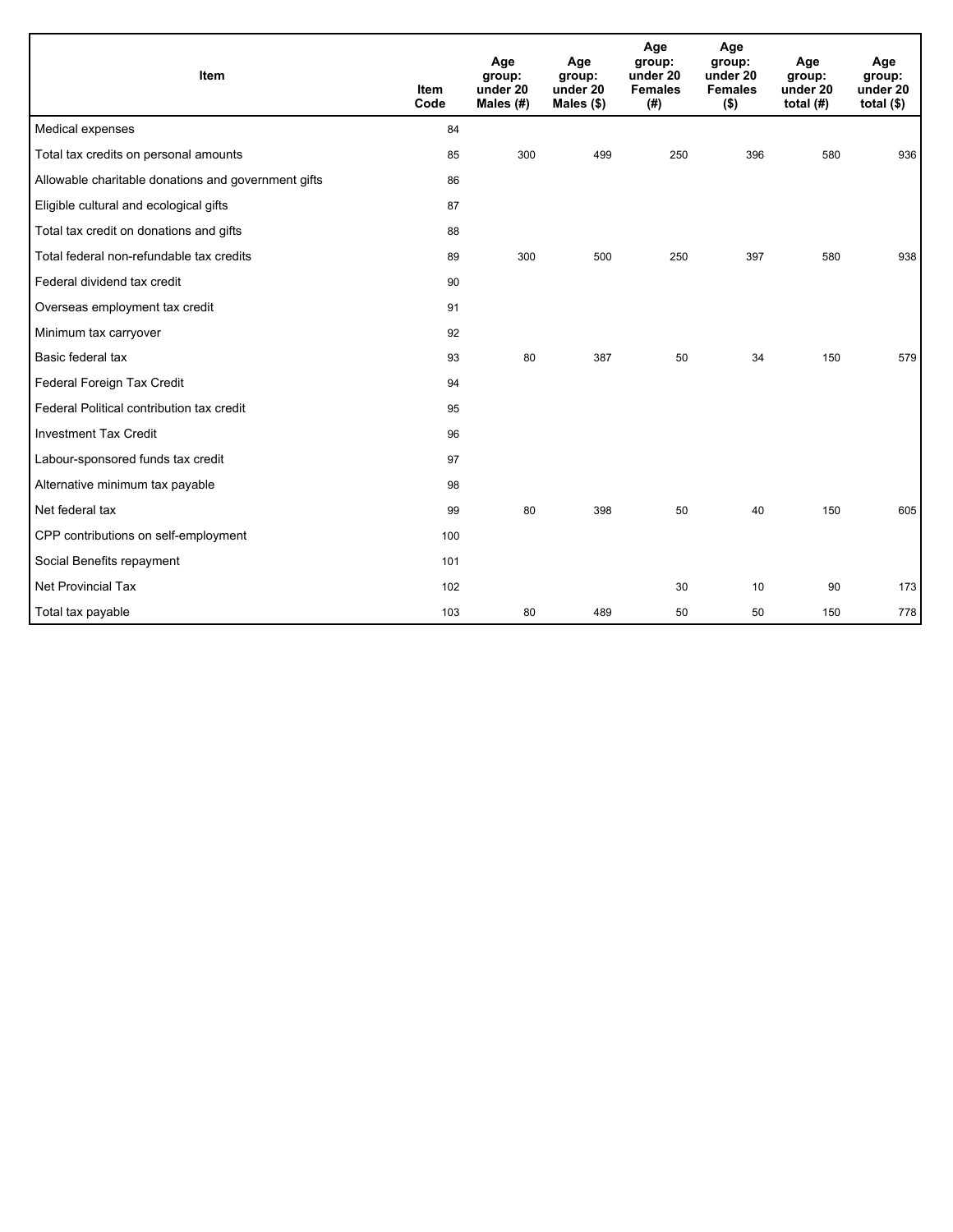| Item | Item Code | Age group: under 20 Males (#) | Age group: under 20 Males ($) | Age group: under 20 Females (#) | Age group: under 20 Females ($) | Age group: under 20 total (#) | Age group: under 20 total ($) |
|---|---|---|---|---|---|---|---|
| Medical expenses | 84 | | | | | | |
| Total tax credits on personal amounts | 85 | 300 | 499 | 250 | 396 | 580 | 936 |
| Allowable charitable donations and government gifts | 86 | | | | | | |
| Eligible cultural and ecological gifts | 87 | | | | | | |
| Total tax credit on donations and gifts | 88 | | | | | | |
| Total federal non-refundable tax credits | 89 | 300 | 500 | 250 | 397 | 580 | 938 |
| Federal dividend tax credit | 90 | | | | | | |
| Overseas employment tax credit | 91 | | | | | | |
| Minimum tax carryover | 92 | | | | | | |
| Basic federal tax | 93 | 80 | 387 | 50 | 34 | 150 | 579 |
| Federal Foreign Tax Credit | 94 | | | | | | |
| Federal Political contribution tax credit | 95 | | | | | | |
| Investment Tax Credit | 96 | | | | | | |
| Labour-sponsored funds tax credit | 97 | | | | | | |
| Alternative minimum tax payable | 98 | | | | | | |
| Net federal tax | 99 | 80 | 398 | 50 | 40 | 150 | 605 |
| CPP contributions on self-employment | 100 | | | | | | |
| Social Benefits repayment | 101 | | | | | | |
| Net Provincial Tax | 102 | | | 30 | 10 | 90 | 173 |
| Total tax payable | 103 | 80 | 489 | 50 | 50 | 150 | 778 |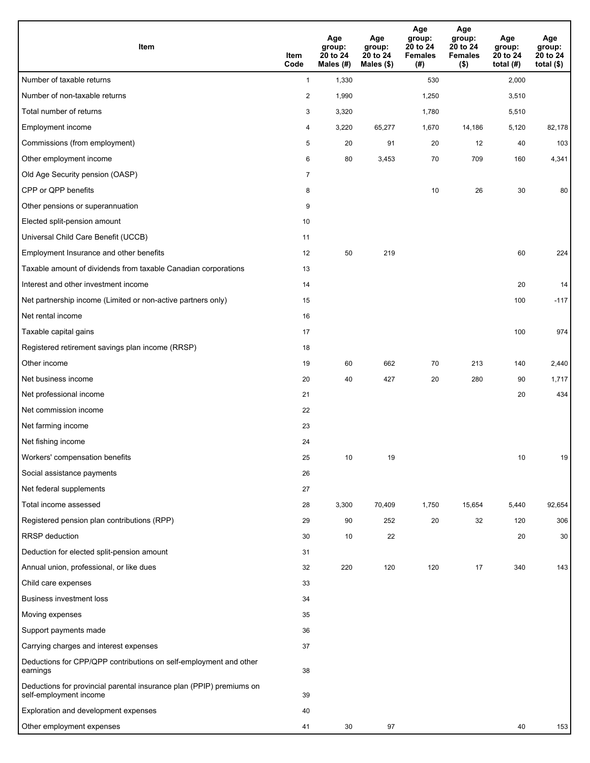| Item | Item Code | Age group: 20 to 24 Males (#) | Age group: 20 to 24 Males ($) | Age group: 20 to 24 Females (#) | Age group: 20 to 24 Females ($) | Age group: 20 to 24 total (#) | Age group: 20 to 24 total ($) |
|---|---|---|---|---|---|---|---|
| Number of taxable returns | 1 | 1,330 | | 530 | | 2,000 | |
| Number of non-taxable returns | 2 | 1,990 | | 1,250 | | 3,510 | |
| Total number of returns | 3 | 3,320 | | 1,780 | | 5,510 | |
| Employment income | 4 | 3,220 | 65,277 | 1,670 | 14,186 | 5,120 | 82,178 |
| Commissions (from employment) | 5 | 20 | 91 | 20 | 12 | 40 | 103 |
| Other employment income | 6 | 80 | 3,453 | 70 | 709 | 160 | 4,341 |
| Old Age Security pension (OASP) | 7 | | | | | | |
| CPP or QPP benefits | 8 | | | 10 | 26 | 30 | 80 |
| Other pensions or superannuation | 9 | | | | | | |
| Elected split-pension amount | 10 | | | | | | |
| Universal Child Care Benefit (UCCB) | 11 | | | | | | |
| Employment Insurance and other benefits | 12 | 50 | 219 | | | 60 | 224 |
| Taxable amount of dividends from taxable Canadian corporations | 13 | | | | | | |
| Interest and other investment income | 14 | | | | | 20 | 14 |
| Net partnership income (Limited or non-active partners only) | 15 | | | | | 100 | -117 |
| Net rental income | 16 | | | | | | |
| Taxable capital gains | 17 | | | | | 100 | 974 |
| Registered retirement savings plan income (RRSP) | 18 | | | | | | |
| Other income | 19 | 60 | 662 | 70 | 213 | 140 | 2,440 |
| Net business income | 20 | 40 | 427 | 20 | 280 | 90 | 1,717 |
| Net professional income | 21 | | | | | 20 | 434 |
| Net commission income | 22 | | | | | | |
| Net farming income | 23 | | | | | | |
| Net fishing income | 24 | | | | | | |
| Workers' compensation benefits | 25 | 10 | 19 | | | 10 | 19 |
| Social assistance payments | 26 | | | | | | |
| Net federal supplements | 27 | | | | | | |
| Total income assessed | 28 | 3,300 | 70,409 | 1,750 | 15,654 | 5,440 | 92,654 |
| Registered pension plan contributions (RPP) | 29 | 90 | 252 | 20 | 32 | 120 | 306 |
| RRSP deduction | 30 | 10 | 22 | | | 20 | 30 |
| Deduction for elected split-pension amount | 31 | | | | | | |
| Annual union, professional, or like dues | 32 | 220 | 120 | 120 | 17 | 340 | 143 |
| Child care expenses | 33 | | | | | | |
| Business investment loss | 34 | | | | | | |
| Moving expenses | 35 | | | | | | |
| Support payments made | 36 | | | | | | |
| Carrying charges and interest expenses | 37 | | | | | | |
| Deductions for CPP/QPP contributions on self-employment and other earnings | 38 | | | | | | |
| Deductions for provincial parental insurance plan (PPIP) premiums on self-employment income | 39 | | | | | | |
| Exploration and development expenses | 40 | | | | | | |
| Other employment expenses | 41 | 30 | 97 | | | 40 | 153 |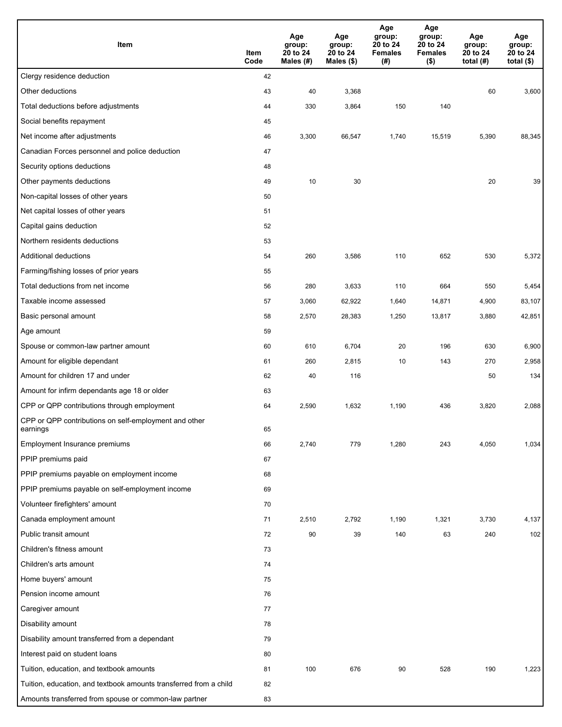| Item | Item Code | Age group: 20 to 24 Males (#) | Age group: 20 to 24 Males ($) | Age group: 20 to 24 Females (#) | Age group: 20 to 24 Females ($) | Age group: 20 to 24 total (#) | Age group: 20 to 24 total ($) |
|---|---|---|---|---|---|---|---|
| Clergy residence deduction | 42 | | | | | | |
| Other deductions | 43 | 40 | 3,368 | | | 60 | 3,600 |
| Total deductions before adjustments | 44 | 330 | 3,864 | 150 | 140 | | |
| Social benefits repayment | 45 | | | | | | |
| Net income after adjustments | 46 | 3,300 | 66,547 | 1,740 | 15,519 | 5,390 | 88,345 |
| Canadian Forces personnel and police deduction | 47 | | | | | | |
| Security options deductions | 48 | | | | | | |
| Other payments deductions | 49 | 10 | 30 | | | 20 | 39 |
| Non-capital losses of other years | 50 | | | | | | |
| Net capital losses of other years | 51 | | | | | | |
| Capital gains deduction | 52 | | | | | | |
| Northern residents deductions | 53 | | | | | | |
| Additional deductions | 54 | 260 | 3,586 | 110 | 652 | 530 | 5,372 |
| Farming/fishing losses of prior years | 55 | | | | | | |
| Total deductions from net income | 56 | 280 | 3,633 | 110 | 664 | 550 | 5,454 |
| Taxable income assessed | 57 | 3,060 | 62,922 | 1,640 | 14,871 | 4,900 | 83,107 |
| Basic personal amount | 58 | 2,570 | 28,383 | 1,250 | 13,817 | 3,880 | 42,851 |
| Age amount | 59 | | | | | | |
| Spouse or common-law partner amount | 60 | 610 | 6,704 | 20 | 196 | 630 | 6,900 |
| Amount for eligible dependant | 61 | 260 | 2,815 | 10 | 143 | 270 | 2,958 |
| Amount for children 17 and under | 62 | 40 | 116 | | | 50 | 134 |
| Amount for infirm dependants age 18 or older | 63 | | | | | | |
| CPP or QPP contributions through employment | 64 | 2,590 | 1,632 | 1,190 | 436 | 3,820 | 2,088 |
| CPP or QPP contributions on self-employment and other earnings | 65 | | | | | | |
| Employment Insurance premiums | 66 | 2,740 | 779 | 1,280 | 243 | 4,050 | 1,034 |
| PPIP premiums paid | 67 | | | | | | |
| PPIP premiums payable on employment income | 68 | | | | | | |
| PPIP premiums payable on self-employment income | 69 | | | | | | |
| Volunteer firefighters' amount | 70 | | | | | | |
| Canada employment amount | 71 | 2,510 | 2,792 | 1,190 | 1,321 | 3,730 | 4,137 |
| Public transit amount | 72 | 90 | 39 | 140 | 63 | 240 | 102 |
| Children's fitness amount | 73 | | | | | | |
| Children's arts amount | 74 | | | | | | |
| Home buyers' amount | 75 | | | | | | |
| Pension income amount | 76 | | | | | | |
| Caregiver amount | 77 | | | | | | |
| Disability amount | 78 | | | | | | |
| Disability amount transferred from a dependant | 79 | | | | | | |
| Interest paid on student loans | 80 | | | | | | |
| Tuition, education, and textbook amounts | 81 | 100 | 676 | 90 | 528 | 190 | 1,223 |
| Tuition, education, and textbook amounts transferred from a child | 82 | | | | | | |
| Amounts transferred from spouse or common-law partner | 83 | | | | | | |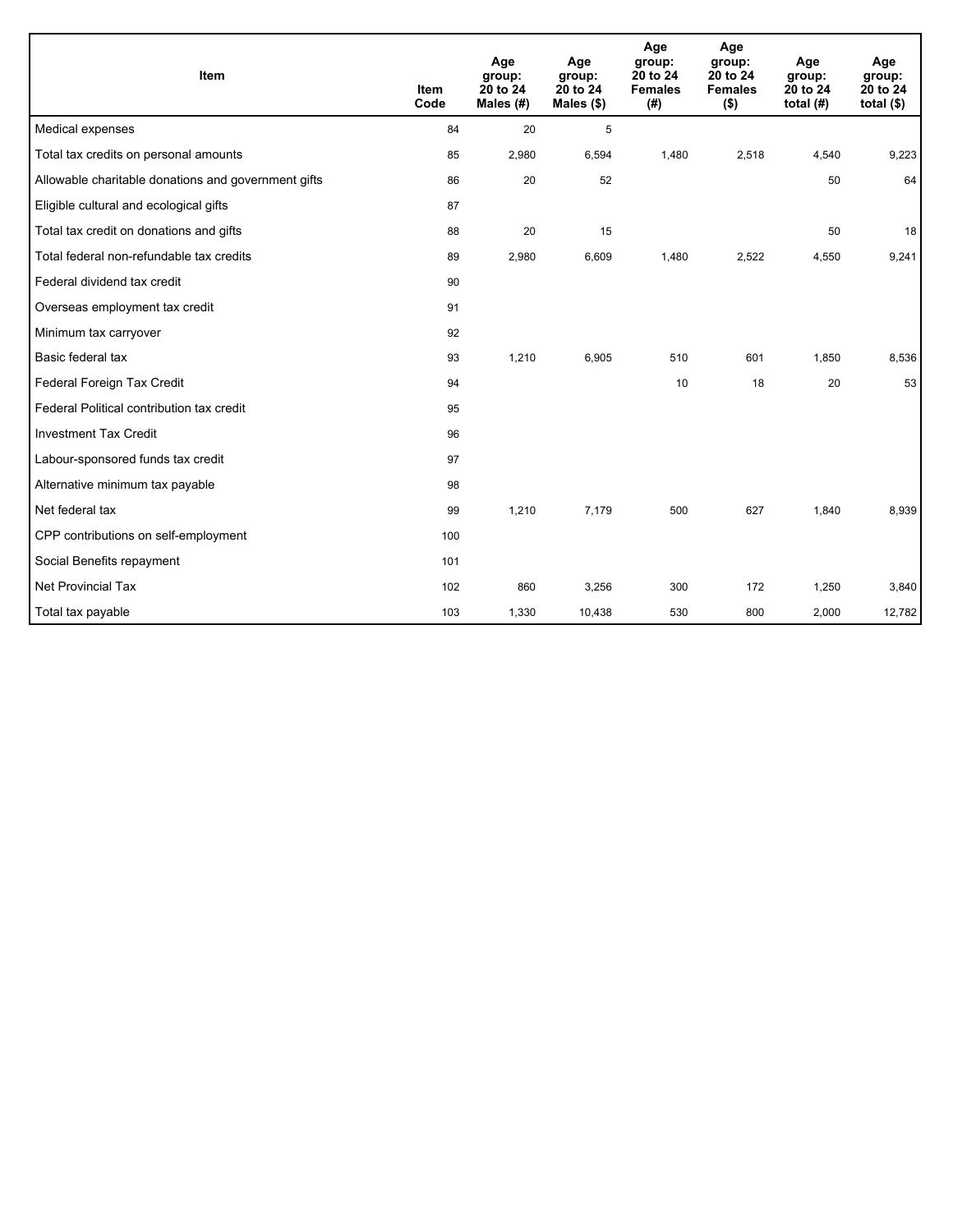| Item | Item Code | Age group: 20 to 24 Males (#) | Age group: 20 to 24 Males ($) | Age group: 20 to 24 Females (#) | Age group: 20 to 24 Females ($) | Age group: 20 to 24 total (#) | Age group: 20 to 24 total ($) |
| --- | --- | --- | --- | --- | --- | --- | --- |
| Medical expenses | 84 | 20 | 5 | | | | |
| Total tax credits on personal amounts | 85 | 2,980 | 6,594 | 1,480 | 2,518 | 4,540 | 9,223 |
| Allowable charitable donations and government gifts | 86 | 20 | 52 | | | 50 | 64 |
| Eligible cultural and ecological gifts | 87 | | | | | | |
| Total tax credit on donations and gifts | 88 | 20 | 15 | | | 50 | 18 |
| Total federal non-refundable tax credits | 89 | 2,980 | 6,609 | 1,480 | 2,522 | 4,550 | 9,241 |
| Federal dividend tax credit | 90 | | | | | | |
| Overseas employment tax credit | 91 | | | | | | |
| Minimum tax carryover | 92 | | | | | | |
| Basic federal tax | 93 | 1,210 | 6,905 | 510 | 601 | 1,850 | 8,536 |
| Federal Foreign Tax Credit | 94 | | | 10 | 18 | 20 | 53 |
| Federal Political contribution tax credit | 95 | | | | | | |
| Investment Tax Credit | 96 | | | | | | |
| Labour-sponsored funds tax credit | 97 | | | | | | |
| Alternative minimum tax payable | 98 | | | | | | |
| Net federal tax | 99 | 1,210 | 7,179 | 500 | 627 | 1,840 | 8,939 |
| CPP contributions on self-employment | 100 | | | | | | |
| Social Benefits repayment | 101 | | | | | | |
| Net Provincial Tax | 102 | 860 | 3,256 | 300 | 172 | 1,250 | 3,840 |
| Total tax payable | 103 | 1,330 | 10,438 | 530 | 800 | 2,000 | 12,782 |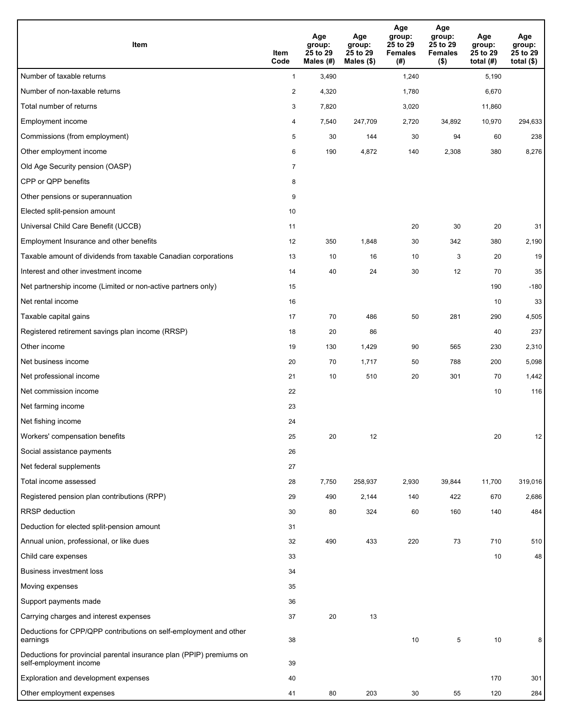| Item | Item Code | Age group: 25 to 29 Males (#) | Age group: 25 to 29 Males ($) | Age group: 25 to 29 Females (#) | Age group: 25 to 29 Females ($) | Age group: 25 to 29 total (#) | Age group: 25 to 29 total ($) |
|---|---|---|---|---|---|---|---|
| Number of taxable returns | 1 | 3,490 | | 1,240 | | 5,190 | |
| Number of non-taxable returns | 2 | 4,320 | | 1,780 | | 6,670 | |
| Total number of returns | 3 | 7,820 | | 3,020 | | 11,860 | |
| Employment income | 4 | 7,540 | 247,709 | 2,720 | 34,892 | 10,970 | 294,633 |
| Commissions (from employment) | 5 | 30 | 144 | 30 | 94 | 60 | 238 |
| Other employment income | 6 | 190 | 4,872 | 140 | 2,308 | 380 | 8,276 |
| Old Age Security pension (OASP) | 7 | | | | | | |
| CPP or QPP benefits | 8 | | | | | | |
| Other pensions or superannuation | 9 | | | | | | |
| Elected split-pension amount | 10 | | | | | | |
| Universal Child Care Benefit (UCCB) | 11 | | | 20 | 30 | 20 | 31 |
| Employment Insurance and other benefits | 12 | 350 | 1,848 | 30 | 342 | 380 | 2,190 |
| Taxable amount of dividends from taxable Canadian corporations | 13 | 10 | 16 | 10 | 3 | 20 | 19 |
| Interest and other investment income | 14 | 40 | 24 | 30 | 12 | 70 | 35 |
| Net partnership income (Limited or non-active partners only) | 15 | | | | | 190 | -180 |
| Net rental income | 16 | | | | | 10 | 33 |
| Taxable capital gains | 17 | 70 | 486 | 50 | 281 | 290 | 4,505 |
| Registered retirement savings plan income (RRSP) | 18 | 20 | 86 | | | 40 | 237 |
| Other income | 19 | 130 | 1,429 | 90 | 565 | 230 | 2,310 |
| Net business income | 20 | 70 | 1,717 | 50 | 788 | 200 | 5,098 |
| Net professional income | 21 | 10 | 510 | 20 | 301 | 70 | 1,442 |
| Net commission income | 22 | | | | | 10 | 116 |
| Net farming income | 23 | | | | | | |
| Net fishing income | 24 | | | | | | |
| Workers' compensation benefits | 25 | 20 | 12 | | | 20 | 12 |
| Social assistance payments | 26 | | | | | | |
| Net federal supplements | 27 | | | | | | |
| Total income assessed | 28 | 7,750 | 258,937 | 2,930 | 39,844 | 11,700 | 319,016 |
| Registered pension plan contributions (RPP) | 29 | 490 | 2,144 | 140 | 422 | 670 | 2,686 |
| RRSP deduction | 30 | 80 | 324 | 60 | 160 | 140 | 484 |
| Deduction for elected split-pension amount | 31 | | | | | | |
| Annual union, professional, or like dues | 32 | 490 | 433 | 220 | 73 | 710 | 510 |
| Child care expenses | 33 | | | | | 10 | 48 |
| Business investment loss | 34 | | | | | | |
| Moving expenses | 35 | | | | | | |
| Support payments made | 36 | | | | | | |
| Carrying charges and interest expenses | 37 | 20 | 13 | | | | |
| Deductions for CPP/QPP contributions on self-employment and other earnings | 38 | | | 10 | 5 | 10 | 8 |
| Deductions for provincial parental insurance plan (PPIP) premiums on self-employment income | 39 | | | | | | |
| Exploration and development expenses | 40 | | | | | 170 | 301 |
| Other employment expenses | 41 | 80 | 203 | 30 | 55 | 120 | 284 |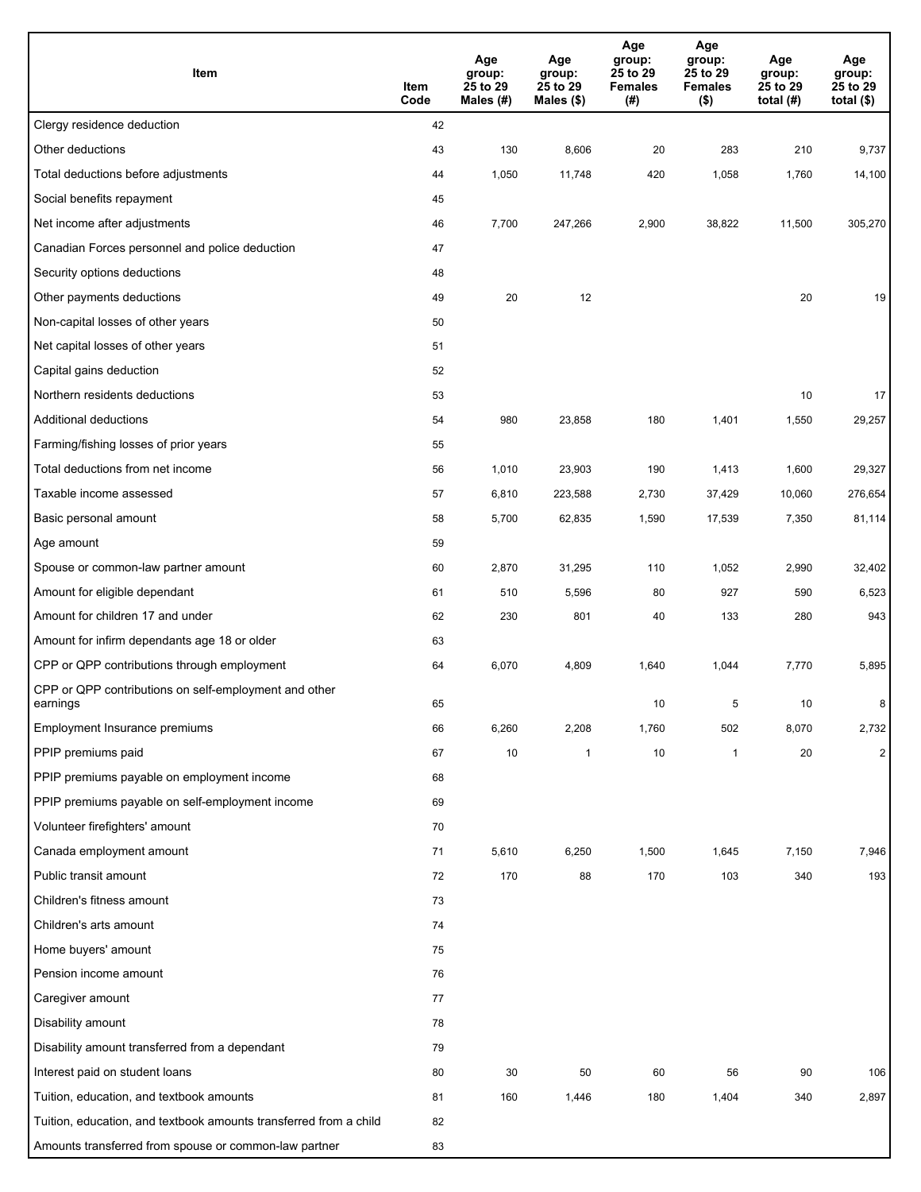| Item | Item Code | Age group: 25 to 29 Males (#) | Age group: 25 to 29 Males ($) | Age group: 25 to 29 Females (#) | Age group: 25 to 29 Females ($) | Age group: 25 to 29 total (#) | Age group: 25 to 29 total ($) |
|---|---|---|---|---|---|---|---|
| Clergy residence deduction | 42 | | | | | | |
| Other deductions | 43 | 130 | 8,606 | 20 | 283 | 210 | 9,737 |
| Total deductions before adjustments | 44 | 1,050 | 11,748 | 420 | 1,058 | 1,760 | 14,100 |
| Social benefits repayment | 45 | | | | | | |
| Net income after adjustments | 46 | 7,700 | 247,266 | 2,900 | 38,822 | 11,500 | 305,270 |
| Canadian Forces personnel and police deduction | 47 | | | | | | |
| Security options deductions | 48 | | | | | | |
| Other payments deductions | 49 | 20 | 12 | | | 20 | 19 |
| Non-capital losses of other years | 50 | | | | | | |
| Net capital losses of other years | 51 | | | | | | |
| Capital gains deduction | 52 | | | | | | |
| Northern residents deductions | 53 | | | | | 10 | 17 |
| Additional deductions | 54 | 980 | 23,858 | 180 | 1,401 | 1,550 | 29,257 |
| Farming/fishing losses of prior years | 55 | | | | | | |
| Total deductions from net income | 56 | 1,010 | 23,903 | 190 | 1,413 | 1,600 | 29,327 |
| Taxable income assessed | 57 | 6,810 | 223,588 | 2,730 | 37,429 | 10,060 | 276,654 |
| Basic personal amount | 58 | 5,700 | 62,835 | 1,590 | 17,539 | 7,350 | 81,114 |
| Age amount | 59 | | | | | | |
| Spouse or common-law partner amount | 60 | 2,870 | 31,295 | 110 | 1,052 | 2,990 | 32,402 |
| Amount for eligible dependant | 61 | 510 | 5,596 | 80 | 927 | 590 | 6,523 |
| Amount for children 17 and under | 62 | 230 | 801 | 40 | 133 | 280 | 943 |
| Amount for infirm dependants age 18 or older | 63 | | | | | | |
| CPP or QPP contributions through employment | 64 | 6,070 | 4,809 | 1,640 | 1,044 | 7,770 | 5,895 |
| CPP or QPP contributions on self-employment and other earnings | 65 | | | 10 | 5 | 10 | 8 |
| Employment Insurance premiums | 66 | 6,260 | 2,208 | 1,760 | 502 | 8,070 | 2,732 |
| PPIP premiums paid | 67 | 10 | 1 | 10 | 1 | 20 | 2 |
| PPIP premiums payable on employment income | 68 | | | | | | |
| PPIP premiums payable on self-employment income | 69 | | | | | | |
| Volunteer firefighters' amount | 70 | | | | | | |
| Canada employment amount | 71 | 5,610 | 6,250 | 1,500 | 1,645 | 7,150 | 7,946 |
| Public transit amount | 72 | 170 | 88 | 170 | 103 | 340 | 193 |
| Children's fitness amount | 73 | | | | | | |
| Children's arts amount | 74 | | | | | | |
| Home buyers' amount | 75 | | | | | | |
| Pension income amount | 76 | | | | | | |
| Caregiver amount | 77 | | | | | | |
| Disability amount | 78 | | | | | | |
| Disability amount transferred from a dependant | 79 | | | | | | |
| Interest paid on student loans | 80 | 30 | 50 | 60 | 56 | 90 | 106 |
| Tuition, education, and textbook amounts | 81 | 160 | 1,446 | 180 | 1,404 | 340 | 2,897 |
| Tuition, education, and textbook amounts transferred from a child | 82 | | | | | | |
| Amounts transferred from spouse or common-law partner | 83 | | | | | | |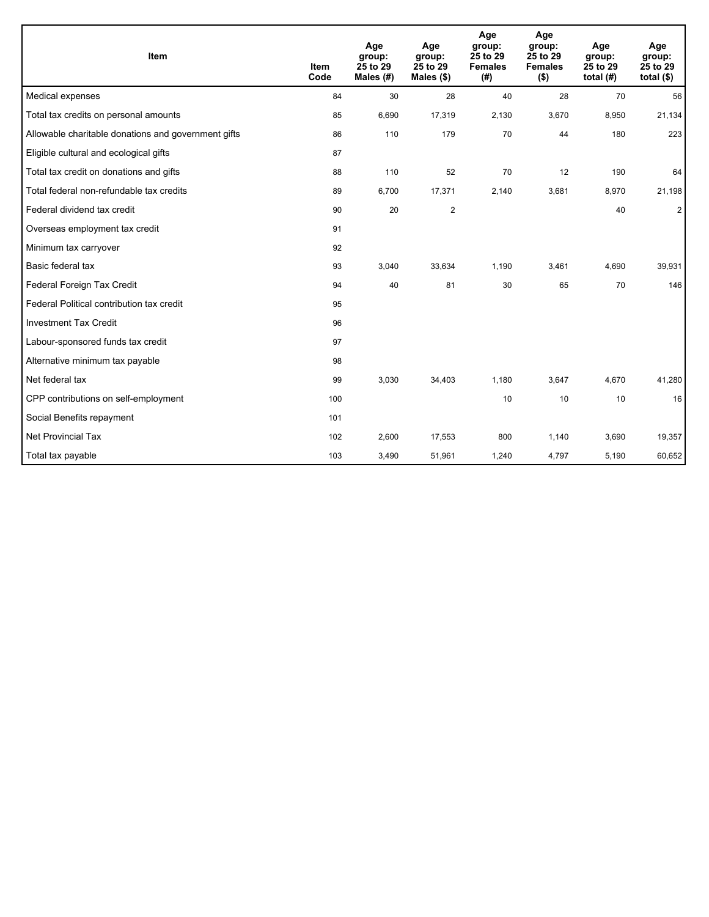| Item | Item Code | Age group: 25 to 29 Males (#) | Age group: 25 to 29 Males ($) | Age group: 25 to 29 Females (#) | Age group: 25 to 29 Females ($) | Age group: 25 to 29 total (#) | Age group: 25 to 29 total ($) |
|---|---|---|---|---|---|---|---|
| Medical expenses | 84 | 30 | 28 | 40 | 28 | 70 | 56 |
| Total tax credits on personal amounts | 85 | 6,690 | 17,319 | 2,130 | 3,670 | 8,950 | 21,134 |
| Allowable charitable donations and government gifts | 86 | 110 | 179 | 70 | 44 | 180 | 223 |
| Eligible cultural and ecological gifts | 87 | | | | | | |
| Total tax credit on donations and gifts | 88 | 110 | 52 | 70 | 12 | 190 | 64 |
| Total federal non-refundable tax credits | 89 | 6,700 | 17,371 | 2,140 | 3,681 | 8,970 | 21,198 |
| Federal dividend tax credit | 90 | 20 | 2 | | | 40 | 2 |
| Overseas employment tax credit | 91 | | | | | | |
| Minimum tax carryover | 92 | | | | | | |
| Basic federal tax | 93 | 3,040 | 33,634 | 1,190 | 3,461 | 4,690 | 39,931 |
| Federal Foreign Tax Credit | 94 | 40 | 81 | 30 | 65 | 70 | 146 |
| Federal Political contribution tax credit | 95 | | | | | | |
| Investment Tax Credit | 96 | | | | | | |
| Labour-sponsored funds tax credit | 97 | | | | | | |
| Alternative minimum tax payable | 98 | | | | | | |
| Net federal tax | 99 | 3,030 | 34,403 | 1,180 | 3,647 | 4,670 | 41,280 |
| CPP contributions on self-employment | 100 | | | 10 | 10 | 10 | 16 |
| Social Benefits repayment | 101 | | | | | | |
| Net Provincial Tax | 102 | 2,600 | 17,553 | 800 | 1,140 | 3,690 | 19,357 |
| Total tax payable | 103 | 3,490 | 51,961 | 1,240 | 4,797 | 5,190 | 60,652 |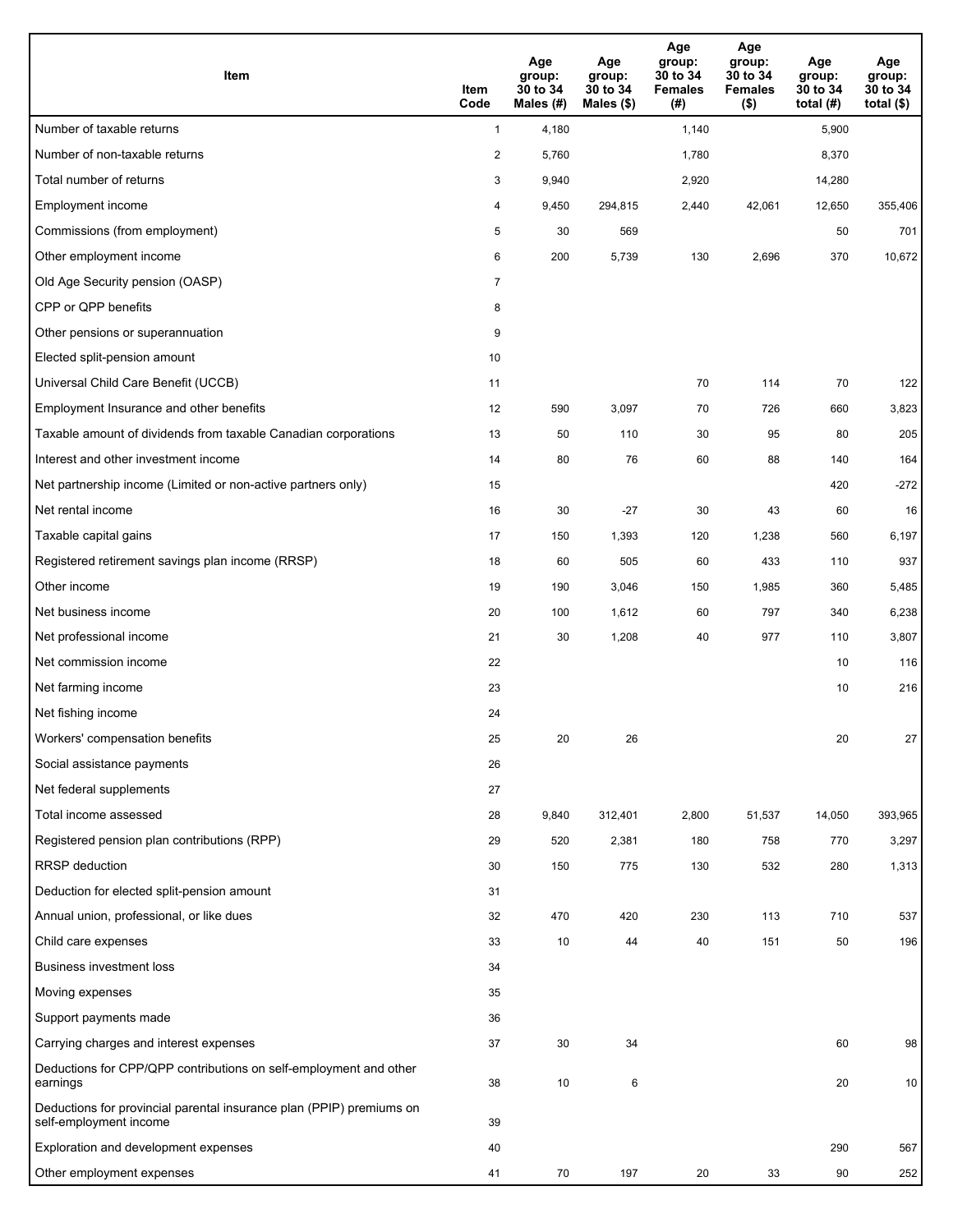| Item | Item Code | Age group: 30 to 34 Males (#) | Age group: 30 to 34 Males ($) | Age group: 30 to 34 Females (#) | Age group: 30 to 34 Females ($) | Age group: 30 to 34 total (#) | Age group: 30 to 34 total ($) |
|---|---|---|---|---|---|---|---|
| Number of taxable returns | 1 | 4,180 | | 1,140 | | 5,900 | |
| Number of non-taxable returns | 2 | 5,760 | | 1,780 | | 8,370 | |
| Total number of returns | 3 | 9,940 | | 2,920 | | 14,280 | |
| Employment income | 4 | 9,450 | 294,815 | 2,440 | 42,061 | 12,650 | 355,406 |
| Commissions (from employment) | 5 | 30 | 569 | | | 50 | 701 |
| Other employment income | 6 | 200 | 5,739 | 130 | 2,696 | 370 | 10,672 |
| Old Age Security pension (OASP) | 7 | | | | | | |
| CPP or QPP benefits | 8 | | | | | | |
| Other pensions or superannuation | 9 | | | | | | |
| Elected split-pension amount | 10 | | | | | | |
| Universal Child Care Benefit (UCCB) | 11 | | | 70 | 114 | 70 | 122 |
| Employment Insurance and other benefits | 12 | 590 | 3,097 | 70 | 726 | 660 | 3,823 |
| Taxable amount of dividends from taxable Canadian corporations | 13 | 50 | 110 | 30 | 95 | 80 | 205 |
| Interest and other investment income | 14 | 80 | 76 | 60 | 88 | 140 | 164 |
| Net partnership income (Limited or non-active partners only) | 15 | | | | | 420 | -272 |
| Net rental income | 16 | 30 | -27 | 30 | 43 | 60 | 16 |
| Taxable capital gains | 17 | 150 | 1,393 | 120 | 1,238 | 560 | 6,197 |
| Registered retirement savings plan income (RRSP) | 18 | 60 | 505 | 60 | 433 | 110 | 937 |
| Other income | 19 | 190 | 3,046 | 150 | 1,985 | 360 | 5,485 |
| Net business income | 20 | 100 | 1,612 | 60 | 797 | 340 | 6,238 |
| Net professional income | 21 | 30 | 1,208 | 40 | 977 | 110 | 3,807 |
| Net commission income | 22 | | | | | 10 | 116 |
| Net farming income | 23 | | | | | 10 | 216 |
| Net fishing income | 24 | | | | | | |
| Workers' compensation benefits | 25 | 20 | 26 | | | 20 | 27 |
| Social assistance payments | 26 | | | | | | |
| Net federal supplements | 27 | | | | | | |
| Total income assessed | 28 | 9,840 | 312,401 | 2,800 | 51,537 | 14,050 | 393,965 |
| Registered pension plan contributions (RPP) | 29 | 520 | 2,381 | 180 | 758 | 770 | 3,297 |
| RRSP deduction | 30 | 150 | 775 | 130 | 532 | 280 | 1,313 |
| Deduction for elected split-pension amount | 31 | | | | | | |
| Annual union, professional, or like dues | 32 | 470 | 420 | 230 | 113 | 710 | 537 |
| Child care expenses | 33 | 10 | 44 | 40 | 151 | 50 | 196 |
| Business investment loss | 34 | | | | | | |
| Moving expenses | 35 | | | | | | |
| Support payments made | 36 | | | | | | |
| Carrying charges and interest expenses | 37 | 30 | 34 | | | 60 | 98 |
| Deductions for CPP/QPP contributions on self-employment and other earnings | 38 | 10 | 6 | | | 20 | 10 |
| Deductions for provincial parental insurance plan (PPIP) premiums on self-employment income | 39 | | | | | | |
| Exploration and development expenses | 40 | | | | | 290 | 567 |
| Other employment expenses | 41 | 70 | 197 | 20 | 33 | 90 | 252 |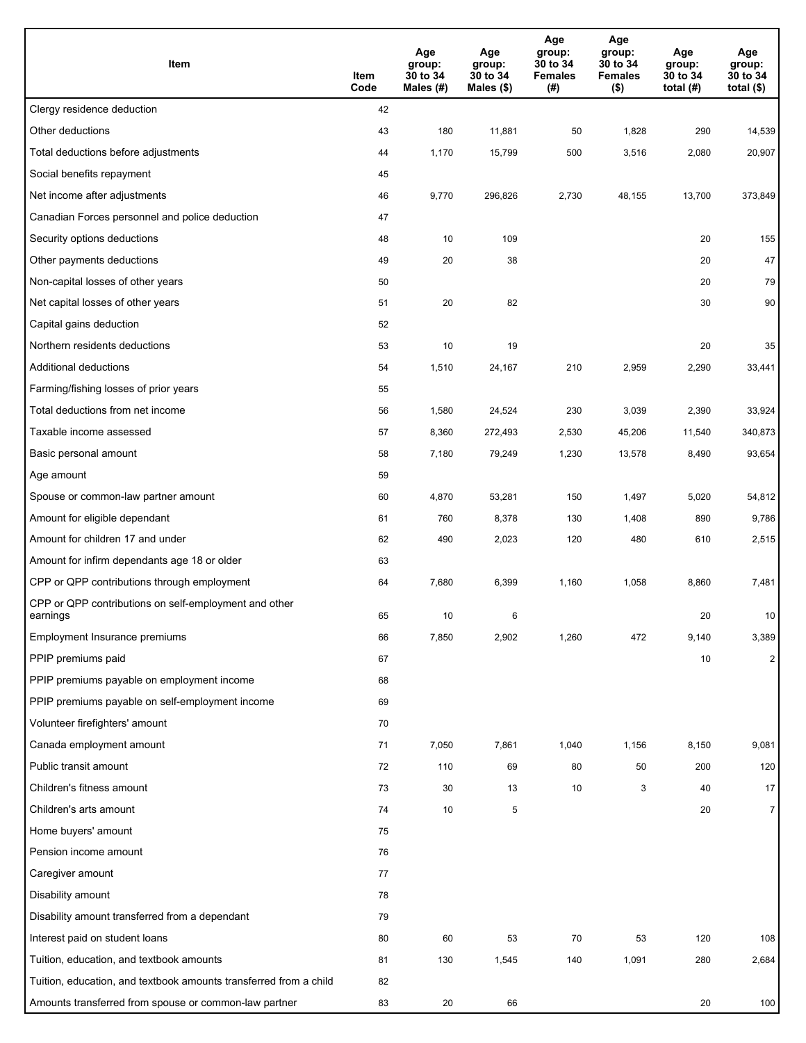| Item | Item Code | Age group: 30 to 34 Males (#) | Age group: 30 to 34 Males ($) | Age group: 30 to 34 Females (#) | Age group: 30 to 34 Females ($) | Age group: 30 to 34 total (#) | Age group: 30 to 34 total ($) |
|---|---|---|---|---|---|---|---|
| Clergy residence deduction | 42 | | | | | | |
| Other deductions | 43 | 180 | 11,881 | 50 | 1,828 | 290 | 14,539 |
| Total deductions before adjustments | 44 | 1,170 | 15,799 | 500 | 3,516 | 2,080 | 20,907 |
| Social benefits repayment | 45 | | | | | | |
| Net income after adjustments | 46 | 9,770 | 296,826 | 2,730 | 48,155 | 13,700 | 373,849 |
| Canadian Forces personnel and police deduction | 47 | | | | | | |
| Security options deductions | 48 | 10 | 109 | | | 20 | 155 |
| Other payments deductions | 49 | 20 | 38 | | | 20 | 47 |
| Non-capital losses of other years | 50 | | | | | 20 | 79 |
| Net capital losses of other years | 51 | 20 | 82 | | | 30 | 90 |
| Capital gains deduction | 52 | | | | | | |
| Northern residents deductions | 53 | 10 | 19 | | | 20 | 35 |
| Additional deductions | 54 | 1,510 | 24,167 | 210 | 2,959 | 2,290 | 33,441 |
| Farming/fishing losses of prior years | 55 | | | | | | |
| Total deductions from net income | 56 | 1,580 | 24,524 | 230 | 3,039 | 2,390 | 33,924 |
| Taxable income assessed | 57 | 8,360 | 272,493 | 2,530 | 45,206 | 11,540 | 340,873 |
| Basic personal amount | 58 | 7,180 | 79,249 | 1,230 | 13,578 | 8,490 | 93,654 |
| Age amount | 59 | | | | | | |
| Spouse or common-law partner amount | 60 | 4,870 | 53,281 | 150 | 1,497 | 5,020 | 54,812 |
| Amount for eligible dependant | 61 | 760 | 8,378 | 130 | 1,408 | 890 | 9,786 |
| Amount for children 17 and under | 62 | 490 | 2,023 | 120 | 480 | 610 | 2,515 |
| Amount for infirm dependants age 18 or older | 63 | | | | | | |
| CPP or QPP contributions through employment | 64 | 7,680 | 6,399 | 1,160 | 1,058 | 8,860 | 7,481 |
| CPP or QPP contributions on self-employment and other earnings | 65 | 10 | 6 | | | 20 | 10 |
| Employment Insurance premiums | 66 | 7,850 | 2,902 | 1,260 | 472 | 9,140 | 3,389 |
| PPIP premiums paid | 67 | | | | | 10 | 2 |
| PPIP premiums payable on employment income | 68 | | | | | | |
| PPIP premiums payable on self-employment income | 69 | | | | | | |
| Volunteer firefighters' amount | 70 | | | | | | |
| Canada employment amount | 71 | 7,050 | 7,861 | 1,040 | 1,156 | 8,150 | 9,081 |
| Public transit amount | 72 | 110 | 69 | 80 | 50 | 200 | 120 |
| Children's fitness amount | 73 | 30 | 13 | 10 | 3 | 40 | 17 |
| Children's arts amount | 74 | 10 | 5 | | | 20 | 7 |
| Home buyers' amount | 75 | | | | | | |
| Pension income amount | 76 | | | | | | |
| Caregiver amount | 77 | | | | | | |
| Disability amount | 78 | | | | | | |
| Disability amount transferred from a dependant | 79 | | | | | | |
| Interest paid on student loans | 80 | 60 | 53 | 70 | 53 | 120 | 108 |
| Tuition, education, and textbook amounts | 81 | 130 | 1,545 | 140 | 1,091 | 280 | 2,684 |
| Tuition, education, and textbook amounts transferred from a child | 82 | | | | | | |
| Amounts transferred from spouse or common-law partner | 83 | 20 | 66 | | | 20 | 100 |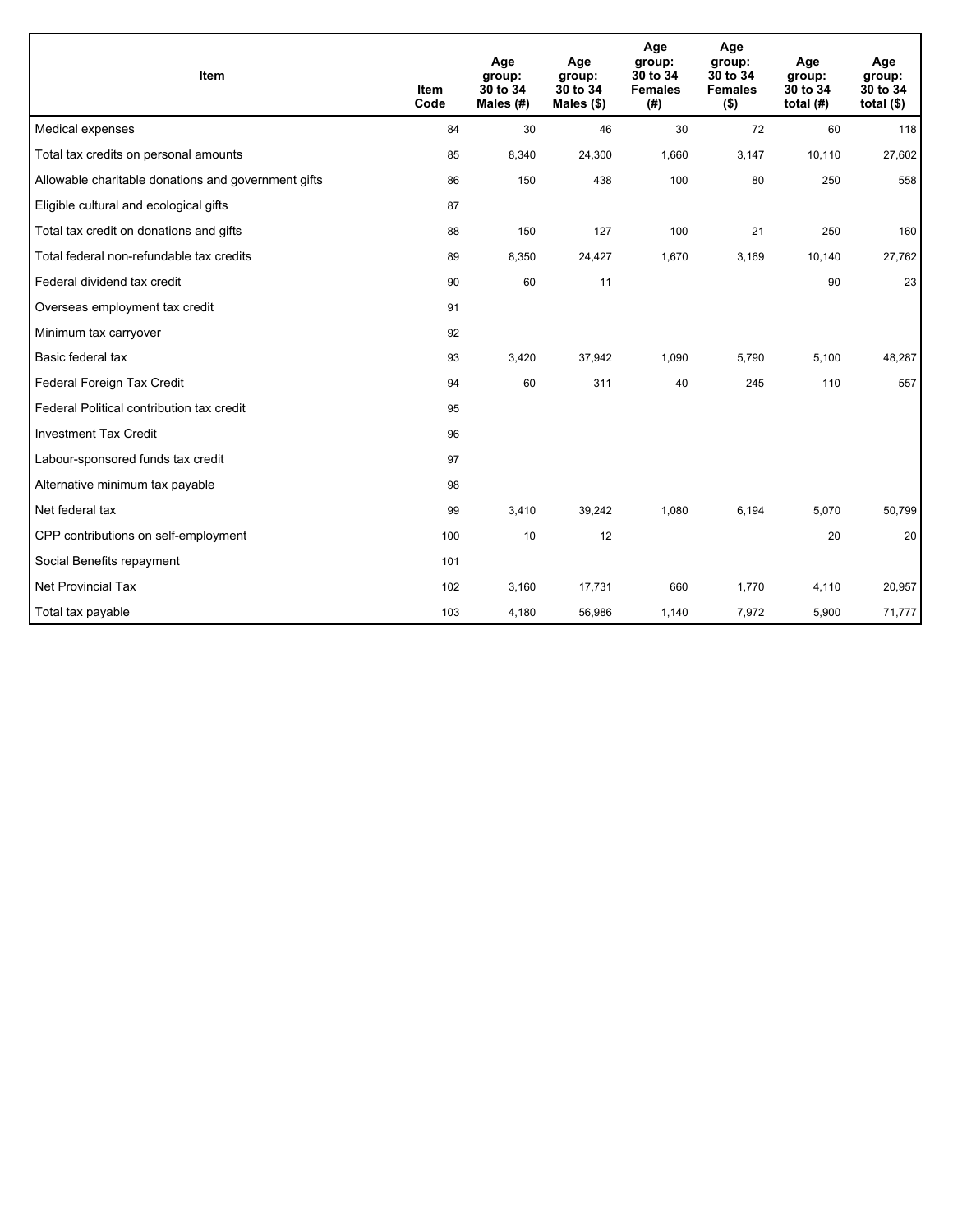| Item | Item Code | Age group: 30 to 34 Males (#) | Age group: 30 to 34 Males ($) | Age group: 30 to 34 Females (#) | Age group: 30 to 34 Females ($) | Age group: 30 to 34 total (#) | Age group: 30 to 34 total ($) |
|---|---|---|---|---|---|---|---|
| Medical expenses | 84 | 30 | 46 | 30 | 72 | 60 | 118 |
| Total tax credits on personal amounts | 85 | 8,340 | 24,300 | 1,660 | 3,147 | 10,110 | 27,602 |
| Allowable charitable donations and government gifts | 86 | 150 | 438 | 100 | 80 | 250 | 558 |
| Eligible cultural and ecological gifts | 87 | | | | | | |
| Total tax credit on donations and gifts | 88 | 150 | 127 | 100 | 21 | 250 | 160 |
| Total federal non-refundable tax credits | 89 | 8,350 | 24,427 | 1,670 | 3,169 | 10,140 | 27,762 |
| Federal dividend tax credit | 90 | 60 | 11 | | | 90 | 23 |
| Overseas employment tax credit | 91 | | | | | | |
| Minimum tax carryover | 92 | | | | | | |
| Basic federal tax | 93 | 3,420 | 37,942 | 1,090 | 5,790 | 5,100 | 48,287 |
| Federal Foreign Tax Credit | 94 | 60 | 311 | 40 | 245 | 110 | 557 |
| Federal Political contribution tax credit | 95 | | | | | | |
| Investment Tax Credit | 96 | | | | | | |
| Labour-sponsored funds tax credit | 97 | | | | | | |
| Alternative minimum tax payable | 98 | | | | | | |
| Net federal tax | 99 | 3,410 | 39,242 | 1,080 | 6,194 | 5,070 | 50,799 |
| CPP contributions on self-employment | 100 | 10 | 12 | | | 20 | 20 |
| Social Benefits repayment | 101 | | | | | | |
| Net Provincial Tax | 102 | 3,160 | 17,731 | 660 | 1,770 | 4,110 | 20,957 |
| Total tax payable | 103 | 4,180 | 56,986 | 1,140 | 7,972 | 5,900 | 71,777 |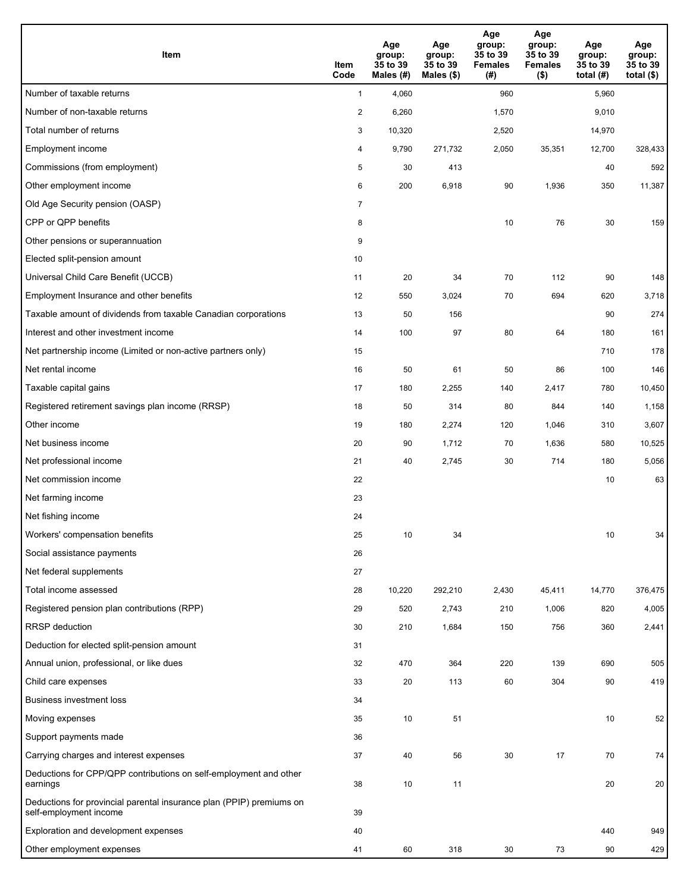| Item | Item Code | Age group: 35 to 39 Males (#) | Age group: 35 to 39 Males ($) | Age group: 35 to 39 Females (#) | Age group: 35 to 39 Females ($) | Age group: 35 to 39 total (#) | Age group: 35 to 39 total ($) |
|---|---|---|---|---|---|---|---|
| Number of taxable returns | 1 | 4,060 | | 960 | | 5,960 | |
| Number of non-taxable returns | 2 | 6,260 | | 1,570 | | 9,010 | |
| Total number of returns | 3 | 10,320 | | 2,520 | | 14,970 | |
| Employment income | 4 | 9,790 | 271,732 | 2,050 | 35,351 | 12,700 | 328,433 |
| Commissions (from employment) | 5 | 30 | 413 | | | 40 | 592 |
| Other employment income | 6 | 200 | 6,918 | 90 | 1,936 | 350 | 11,387 |
| Old Age Security pension (OASP) | 7 | | | | | | |
| CPP or QPP benefits | 8 | | | 10 | 76 | 30 | 159 |
| Other pensions or superannuation | 9 | | | | | | |
| Elected split-pension amount | 10 | | | | | | |
| Universal Child Care Benefit (UCCB) | 11 | 20 | 34 | 70 | 112 | 90 | 148 |
| Employment Insurance and other benefits | 12 | 550 | 3,024 | 70 | 694 | 620 | 3,718 |
| Taxable amount of dividends from taxable Canadian corporations | 13 | 50 | 156 | | | 90 | 274 |
| Interest and other investment income | 14 | 100 | 97 | 80 | 64 | 180 | 161 |
| Net partnership income (Limited or non-active partners only) | 15 | | | | | 710 | 178 |
| Net rental income | 16 | 50 | 61 | 50 | 86 | 100 | 146 |
| Taxable capital gains | 17 | 180 | 2,255 | 140 | 2,417 | 780 | 10,450 |
| Registered retirement savings plan income (RRSP) | 18 | 50 | 314 | 80 | 844 | 140 | 1,158 |
| Other income | 19 | 180 | 2,274 | 120 | 1,046 | 310 | 3,607 |
| Net business income | 20 | 90 | 1,712 | 70 | 1,636 | 580 | 10,525 |
| Net professional income | 21 | 40 | 2,745 | 30 | 714 | 180 | 5,056 |
| Net commission income | 22 | | | | | 10 | 63 |
| Net farming income | 23 | | | | | | |
| Net fishing income | 24 | | | | | | |
| Workers' compensation benefits | 25 | 10 | 34 | | | 10 | 34 |
| Social assistance payments | 26 | | | | | | |
| Net federal supplements | 27 | | | | | | |
| Total income assessed | 28 | 10,220 | 292,210 | 2,430 | 45,411 | 14,770 | 376,475 |
| Registered pension plan contributions (RPP) | 29 | 520 | 2,743 | 210 | 1,006 | 820 | 4,005 |
| RRSP deduction | 30 | 210 | 1,684 | 150 | 756 | 360 | 2,441 |
| Deduction for elected split-pension amount | 31 | | | | | | |
| Annual union, professional, or like dues | 32 | 470 | 364 | 220 | 139 | 690 | 505 |
| Child care expenses | 33 | 20 | 113 | 60 | 304 | 90 | 419 |
| Business investment loss | 34 | | | | | | |
| Moving expenses | 35 | 10 | 51 | | | 10 | 52 |
| Support payments made | 36 | | | | | | |
| Carrying charges and interest expenses | 37 | 40 | 56 | 30 | 17 | 70 | 74 |
| Deductions for CPP/QPP contributions on self-employment and other earnings | 38 | 10 | 11 | | | 20 | 20 |
| Deductions for provincial parental insurance plan (PPIP) premiums on self-employment income | 39 | | | | | | |
| Exploration and development expenses | 40 | | | | | 440 | 949 |
| Other employment expenses | 41 | 60 | 318 | 30 | 73 | 90 | 429 |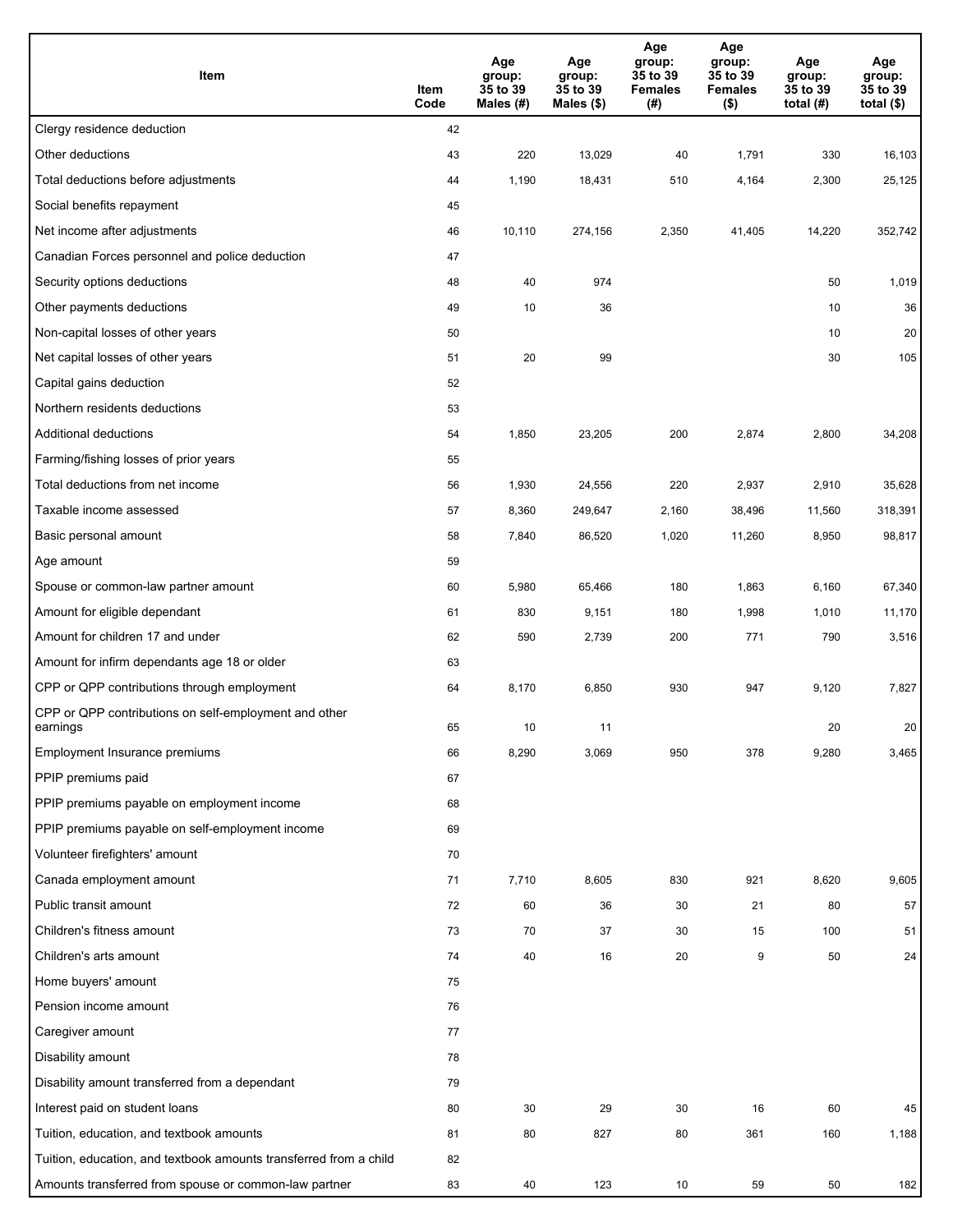| Item | Item Code | Age group: 35 to 39 Males (#) | Age group: 35 to 39 Males ($) | Age group: 35 to 39 Females (#) | Age group: 35 to 39 Females ($) | Age group: 35 to 39 total (#) | Age group: 35 to 39 total ($) |
|---|---|---|---|---|---|---|---|
| Clergy residence deduction | 42 | | | | | | |
| Other deductions | 43 | 220 | 13,029 | 40 | 1,791 | 330 | 16,103 |
| Total deductions before adjustments | 44 | 1,190 | 18,431 | 510 | 4,164 | 2,300 | 25,125 |
| Social benefits repayment | 45 | | | | | | |
| Net income after adjustments | 46 | 10,110 | 274,156 | 2,350 | 41,405 | 14,220 | 352,742 |
| Canadian Forces personnel and police deduction | 47 | | | | | | |
| Security options deductions | 48 | 40 | 974 | | | 50 | 1,019 |
| Other payments deductions | 49 | 10 | 36 | | | 10 | 36 |
| Non-capital losses of other years | 50 | | | | | 10 | 20 |
| Net capital losses of other years | 51 | 20 | 99 | | | 30 | 105 |
| Capital gains deduction | 52 | | | | | | |
| Northern residents deductions | 53 | | | | | | |
| Additional deductions | 54 | 1,850 | 23,205 | 200 | 2,874 | 2,800 | 34,208 |
| Farming/fishing losses of prior years | 55 | | | | | | |
| Total deductions from net income | 56 | 1,930 | 24,556 | 220 | 2,937 | 2,910 | 35,628 |
| Taxable income assessed | 57 | 8,360 | 249,647 | 2,160 | 38,496 | 11,560 | 318,391 |
| Basic personal amount | 58 | 7,840 | 86,520 | 1,020 | 11,260 | 8,950 | 98,817 |
| Age amount | 59 | | | | | | |
| Spouse or common-law partner amount | 60 | 5,980 | 65,466 | 180 | 1,863 | 6,160 | 67,340 |
| Amount for eligible dependant | 61 | 830 | 9,151 | 180 | 1,998 | 1,010 | 11,170 |
| Amount for children 17 and under | 62 | 590 | 2,739 | 200 | 771 | 790 | 3,516 |
| Amount for infirm dependants age 18 or older | 63 | | | | | | |
| CPP or QPP contributions through employment | 64 | 8,170 | 6,850 | 930 | 947 | 9,120 | 7,827 |
| CPP or QPP contributions on self-employment and other earnings | 65 | 10 | 11 | | | 20 | 20 |
| Employment Insurance premiums | 66 | 8,290 | 3,069 | 950 | 378 | 9,280 | 3,465 |
| PPIP premiums paid | 67 | | | | | | |
| PPIP premiums payable on employment income | 68 | | | | | | |
| PPIP premiums payable on self-employment income | 69 | | | | | | |
| Volunteer firefighters' amount | 70 | | | | | | |
| Canada employment amount | 71 | 7,710 | 8,605 | 830 | 921 | 8,620 | 9,605 |
| Public transit amount | 72 | 60 | 36 | 30 | 21 | 80 | 57 |
| Children's fitness amount | 73 | 70 | 37 | 30 | 15 | 100 | 51 |
| Children's arts amount | 74 | 40 | 16 | 20 | 9 | 50 | 24 |
| Home buyers' amount | 75 | | | | | | |
| Pension income amount | 76 | | | | | | |
| Caregiver amount | 77 | | | | | | |
| Disability amount | 78 | | | | | | |
| Disability amount transferred from a dependant | 79 | | | | | | |
| Interest paid on student loans | 80 | 30 | 29 | 30 | 16 | 60 | 45 |
| Tuition, education, and textbook amounts | 81 | 80 | 827 | 80 | 361 | 160 | 1,188 |
| Tuition, education, and textbook amounts transferred from a child | 82 | | | | | | |
| Amounts transferred from spouse or common-law partner | 83 | 40 | 123 | 10 | 59 | 50 | 182 |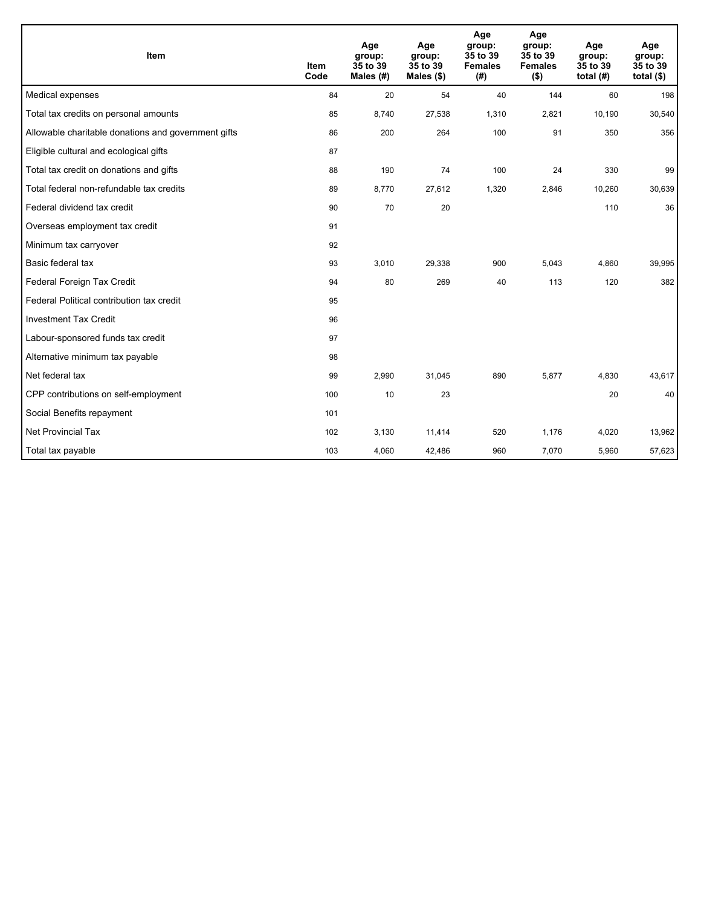| Item | Item Code | Age group: 35 to 39 Males (#) | Age group: 35 to 39 Males ($) | Age group: 35 to 39 Females (#) | Age group: 35 to 39 Females ($) | Age group: 35 to 39 total (#) | Age group: 35 to 39 total ($) |
|---|---|---|---|---|---|---|---|
| Medical expenses | 84 | 20 | 54 | 40 | 144 | 60 | 198 |
| Total tax credits on personal amounts | 85 | 8,740 | 27,538 | 1,310 | 2,821 | 10,190 | 30,540 |
| Allowable charitable donations and government gifts | 86 | 200 | 264 | 100 | 91 | 350 | 356 |
| Eligible cultural and ecological gifts | 87 | | | | | | |
| Total tax credit on donations and gifts | 88 | 190 | 74 | 100 | 24 | 330 | 99 |
| Total federal non-refundable tax credits | 89 | 8,770 | 27,612 | 1,320 | 2,846 | 10,260 | 30,639 |
| Federal dividend tax credit | 90 | 70 | 20 | | | 110 | 36 |
| Overseas employment tax credit | 91 | | | | | | |
| Minimum tax carryover | 92 | | | | | | |
| Basic federal tax | 93 | 3,010 | 29,338 | 900 | 5,043 | 4,860 | 39,995 |
| Federal Foreign Tax Credit | 94 | 80 | 269 | 40 | 113 | 120 | 382 |
| Federal Political contribution tax credit | 95 | | | | | | |
| Investment Tax Credit | 96 | | | | | | |
| Labour-sponsored funds tax credit | 97 | | | | | | |
| Alternative minimum tax payable | 98 | | | | | | |
| Net federal tax | 99 | 2,990 | 31,045 | 890 | 5,877 | 4,830 | 43,617 |
| CPP contributions on self-employment | 100 | 10 | 23 | | | 20 | 40 |
| Social Benefits repayment | 101 | | | | | | |
| Net Provincial Tax | 102 | 3,130 | 11,414 | 520 | 1,176 | 4,020 | 13,962 |
| Total tax payable | 103 | 4,060 | 42,486 | 960 | 7,070 | 5,960 | 57,623 |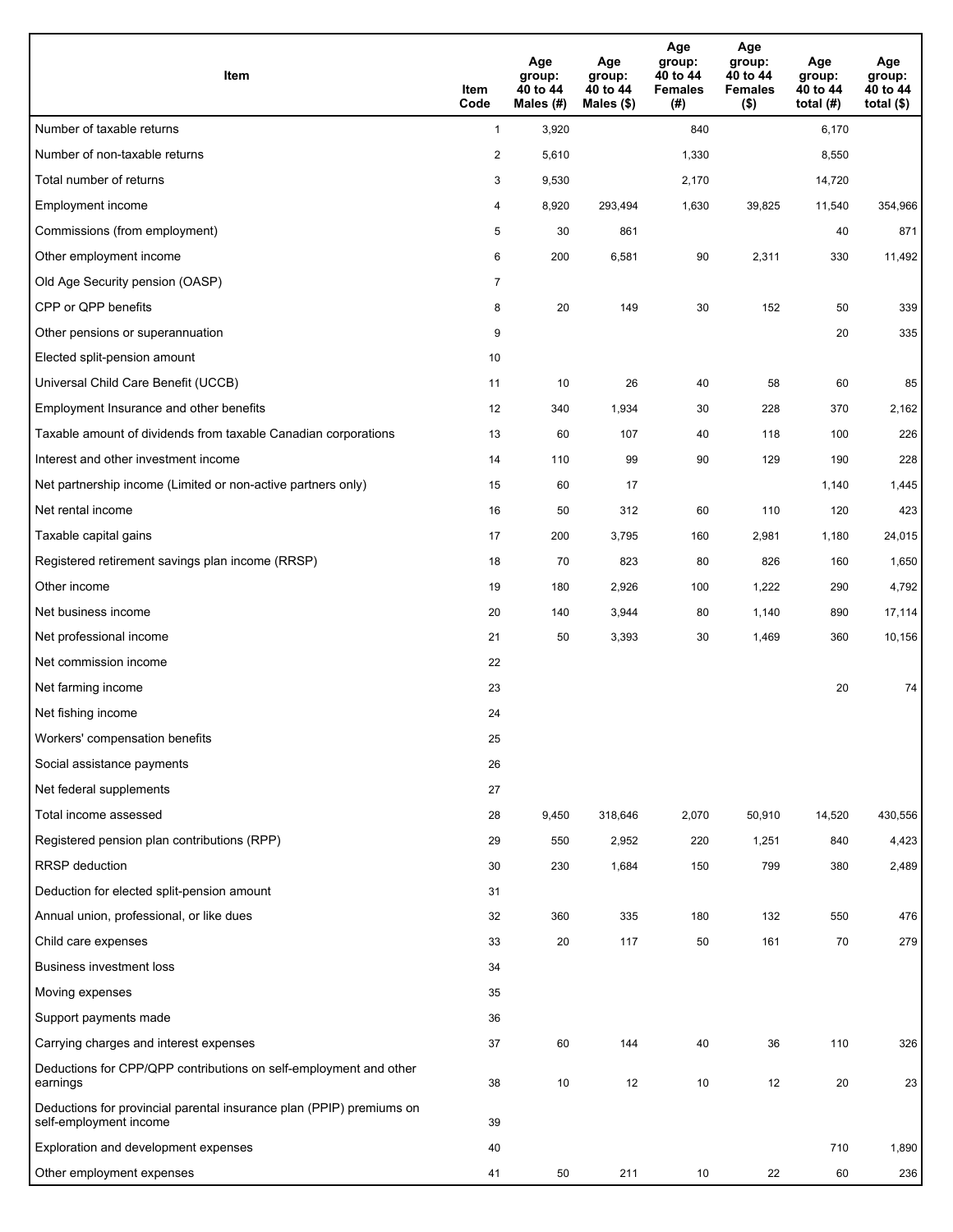| Item | Item Code | Age group: 40 to 44 Males (#) | Age group: 40 to 44 Males ($) | Age group: 40 to 44 Females (#) | Age group: 40 to 44 Females ($) | Age group: 40 to 44 total (#) | Age group: 40 to 44 total ($) |
|---|---|---|---|---|---|---|---|
| Number of taxable returns | 1 | 3,920 | | 840 | | 6,170 | |
| Number of non-taxable returns | 2 | 5,610 | | 1,330 | | 8,550 | |
| Total number of returns | 3 | 9,530 | | 2,170 | | 14,720 | |
| Employment income | 4 | 8,920 | 293,494 | 1,630 | 39,825 | 11,540 | 354,966 |
| Commissions (from employment) | 5 | 30 | 861 | | | 40 | 871 |
| Other employment income | 6 | 200 | 6,581 | 90 | 2,311 | 330 | 11,492 |
| Old Age Security pension (OASP) | 7 | | | | | | |
| CPP or QPP benefits | 8 | 20 | 149 | 30 | 152 | 50 | 339 |
| Other pensions or superannuation | 9 | | | | | 20 | 335 |
| Elected split-pension amount | 10 | | | | | | |
| Universal Child Care Benefit (UCCB) | 11 | 10 | 26 | 40 | 58 | 60 | 85 |
| Employment Insurance and other benefits | 12 | 340 | 1,934 | 30 | 228 | 370 | 2,162 |
| Taxable amount of dividends from taxable Canadian corporations | 13 | 60 | 107 | 40 | 118 | 100 | 226 |
| Interest and other investment income | 14 | 110 | 99 | 90 | 129 | 190 | 228 |
| Net partnership income (Limited or non-active partners only) | 15 | 60 | 17 | | | 1,140 | 1,445 |
| Net rental income | 16 | 50 | 312 | 60 | 110 | 120 | 423 |
| Taxable capital gains | 17 | 200 | 3,795 | 160 | 2,981 | 1,180 | 24,015 |
| Registered retirement savings plan income (RRSP) | 18 | 70 | 823 | 80 | 826 | 160 | 1,650 |
| Other income | 19 | 180 | 2,926 | 100 | 1,222 | 290 | 4,792 |
| Net business income | 20 | 140 | 3,944 | 80 | 1,140 | 890 | 17,114 |
| Net professional income | 21 | 50 | 3,393 | 30 | 1,469 | 360 | 10,156 |
| Net commission income | 22 | | | | | | |
| Net farming income | 23 | | | | | 20 | 74 |
| Net fishing income | 24 | | | | | | |
| Workers' compensation benefits | 25 | | | | | | |
| Social assistance payments | 26 | | | | | | |
| Net federal supplements | 27 | | | | | | |
| Total income assessed | 28 | 9,450 | 318,646 | 2,070 | 50,910 | 14,520 | 430,556 |
| Registered pension plan contributions (RPP) | 29 | 550 | 2,952 | 220 | 1,251 | 840 | 4,423 |
| RRSP deduction | 30 | 230 | 1,684 | 150 | 799 | 380 | 2,489 |
| Deduction for elected split-pension amount | 31 | | | | | | |
| Annual union, professional, or like dues | 32 | 360 | 335 | 180 | 132 | 550 | 476 |
| Child care expenses | 33 | 20 | 117 | 50 | 161 | 70 | 279 |
| Business investment loss | 34 | | | | | | |
| Moving expenses | 35 | | | | | | |
| Support payments made | 36 | | | | | | |
| Carrying charges and interest expenses | 37 | 60 | 144 | 40 | 36 | 110 | 326 |
| Deductions for CPP/QPP contributions on self-employment and other earnings | 38 | 10 | 12 | 10 | 12 | 20 | 23 |
| Deductions for provincial parental insurance plan (PPIP) premiums on self-employment income | 39 | | | | | | |
| Exploration and development expenses | 40 | | | | | 710 | 1,890 |
| Other employment expenses | 41 | 50 | 211 | 10 | 22 | 60 | 236 |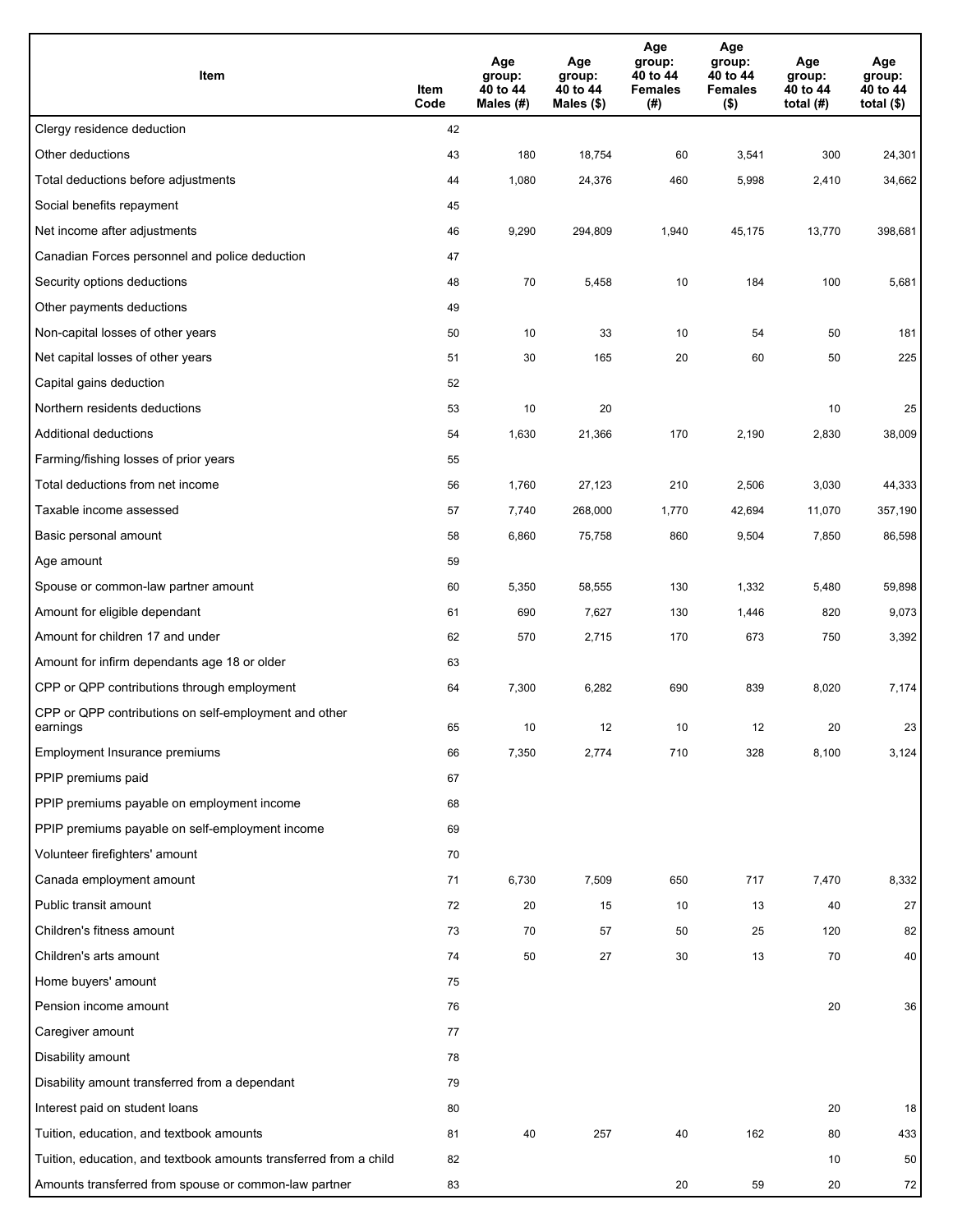| Item | Item Code | Age group: 40 to 44 Males (#) | Age group: 40 to 44 Males ($) | Age group: 40 to 44 Females (#) | Age group: 40 to 44 Females ($) | Age group: 40 to 44 total (#) | Age group: 40 to 44 total ($) |
|---|---|---|---|---|---|---|---|
| Clergy residence deduction | 42 | | | | | | |
| Other deductions | 43 | 180 | 18,754 | 60 | 3,541 | 300 | 24,301 |
| Total deductions before adjustments | 44 | 1,080 | 24,376 | 460 | 5,998 | 2,410 | 34,662 |
| Social benefits repayment | 45 | | | | | | |
| Net income after adjustments | 46 | 9,290 | 294,809 | 1,940 | 45,175 | 13,770 | 398,681 |
| Canadian Forces personnel and police deduction | 47 | | | | | | |
| Security options deductions | 48 | 70 | 5,458 | 10 | 184 | 100 | 5,681 |
| Other payments deductions | 49 | | | | | | |
| Non-capital losses of other years | 50 | 10 | 33 | 10 | 54 | 50 | 181 |
| Net capital losses of other years | 51 | 30 | 165 | 20 | 60 | 50 | 225 |
| Capital gains deduction | 52 | | | | | | |
| Northern residents deductions | 53 | 10 | 20 | | | 10 | 25 |
| Additional deductions | 54 | 1,630 | 21,366 | 170 | 2,190 | 2,830 | 38,009 |
| Farming/fishing losses of prior years | 55 | | | | | | |
| Total deductions from net income | 56 | 1,760 | 27,123 | 210 | 2,506 | 3,030 | 44,333 |
| Taxable income assessed | 57 | 7,740 | 268,000 | 1,770 | 42,694 | 11,070 | 357,190 |
| Basic personal amount | 58 | 6,860 | 75,758 | 860 | 9,504 | 7,850 | 86,598 |
| Age amount | 59 | | | | | | |
| Spouse or common-law partner amount | 60 | 5,350 | 58,555 | 130 | 1,332 | 5,480 | 59,898 |
| Amount for eligible dependant | 61 | 690 | 7,627 | 130 | 1,446 | 820 | 9,073 |
| Amount for children 17 and under | 62 | 570 | 2,715 | 170 | 673 | 750 | 3,392 |
| Amount for infirm dependants age 18 or older | 63 | | | | | | |
| CPP or QPP contributions through employment | 64 | 7,300 | 6,282 | 690 | 839 | 8,020 | 7,174 |
| CPP or QPP contributions on self-employment and other earnings | 65 | 10 | 12 | 10 | 12 | 20 | 23 |
| Employment Insurance premiums | 66 | 7,350 | 2,774 | 710 | 328 | 8,100 | 3,124 |
| PPIP premiums paid | 67 | | | | | | |
| PPIP premiums payable on employment income | 68 | | | | | | |
| PPIP premiums payable on self-employment income | 69 | | | | | | |
| Volunteer firefighters' amount | 70 | | | | | | |
| Canada employment amount | 71 | 6,730 | 7,509 | 650 | 717 | 7,470 | 8,332 |
| Public transit amount | 72 | 20 | 15 | 10 | 13 | 40 | 27 |
| Children's fitness amount | 73 | 70 | 57 | 50 | 25 | 120 | 82 |
| Children's arts amount | 74 | 50 | 27 | 30 | 13 | 70 | 40 |
| Home buyers' amount | 75 | | | | | | |
| Pension income amount | 76 | | | | | 20 | 36 |
| Caregiver amount | 77 | | | | | | |
| Disability amount | 78 | | | | | | |
| Disability amount transferred from a dependant | 79 | | | | | | |
| Interest paid on student loans | 80 | | | | | 20 | 18 |
| Tuition, education, and textbook amounts | 81 | 40 | 257 | 40 | 162 | 80 | 433 |
| Tuition, education, and textbook amounts transferred from a child | 82 | | | | | 10 | 50 |
| Amounts transferred from spouse or common-law partner | 83 | | | 20 | 59 | 20 | 72 |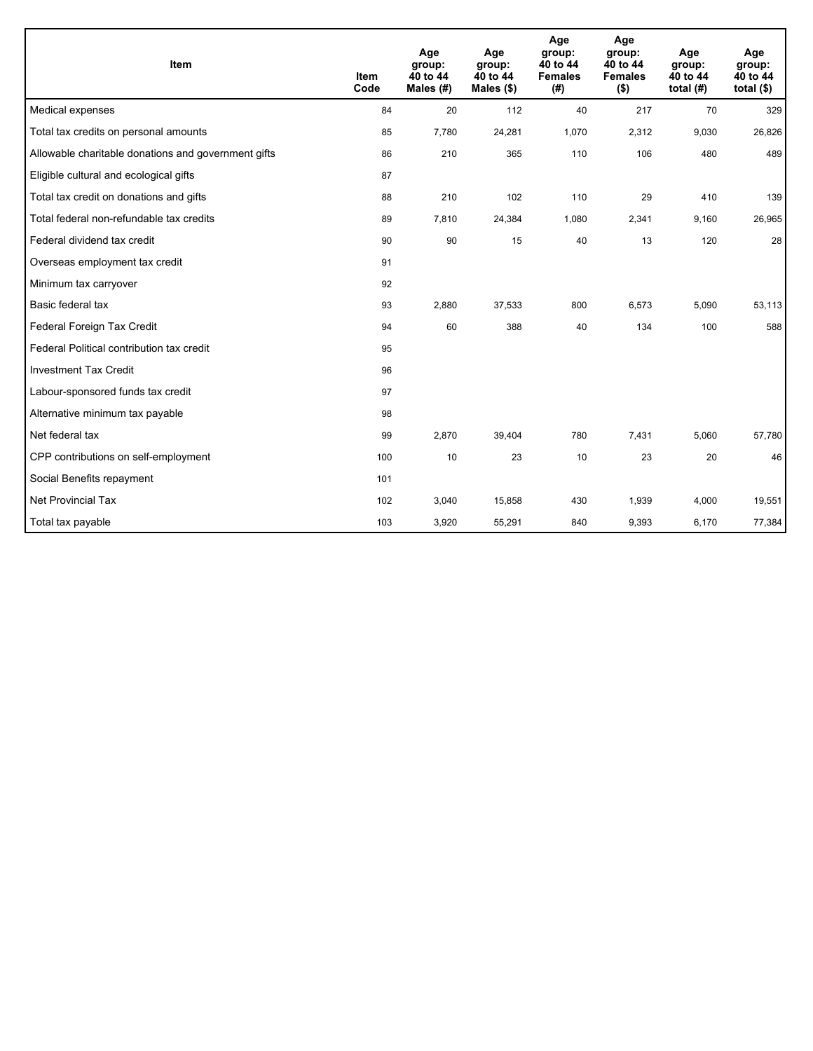| Item | Item Code | Age group: 40 to 44 Males (#) | Age group: 40 to 44 Males ($) | Age group: 40 to 44 Females (#) | Age group: 40 to 44 Females ($) | Age group: 40 to 44 total (#) | Age group: 40 to 44 total ($) |
|---|---|---|---|---|---|---|---|
| Medical expenses | 84 | 20 | 112 | 40 | 217 | 70 | 329 |
| Total tax credits on personal amounts | 85 | 7,780 | 24,281 | 1,070 | 2,312 | 9,030 | 26,826 |
| Allowable charitable donations and government gifts | 86 | 210 | 365 | 110 | 106 | 480 | 489 |
| Eligible cultural and ecological gifts | 87 | | | | | | |
| Total tax credit on donations and gifts | 88 | 210 | 102 | 110 | 29 | 410 | 139 |
| Total federal non-refundable tax credits | 89 | 7,810 | 24,384 | 1,080 | 2,341 | 9,160 | 26,965 |
| Federal dividend tax credit | 90 | 90 | 15 | 40 | 13 | 120 | 28 |
| Overseas employment tax credit | 91 | | | | | | |
| Minimum tax carryover | 92 | | | | | | |
| Basic federal tax | 93 | 2,880 | 37,533 | 800 | 6,573 | 5,090 | 53,113 |
| Federal Foreign Tax Credit | 94 | 60 | 388 | 40 | 134 | 100 | 588 |
| Federal Political contribution tax credit | 95 | | | | | | |
| Investment Tax Credit | 96 | | | | | | |
| Labour-sponsored funds tax credit | 97 | | | | | | |
| Alternative minimum tax payable | 98 | | | | | | |
| Net federal tax | 99 | 2,870 | 39,404 | 780 | 7,431 | 5,060 | 57,780 |
| CPP contributions on self-employment | 100 | 10 | 23 | 10 | 23 | 20 | 46 |
| Social Benefits repayment | 101 | | | | | | |
| Net Provincial Tax | 102 | 3,040 | 15,858 | 430 | 1,939 | 4,000 | 19,551 |
| Total tax payable | 103 | 3,920 | 55,291 | 840 | 9,393 | 6,170 | 77,384 |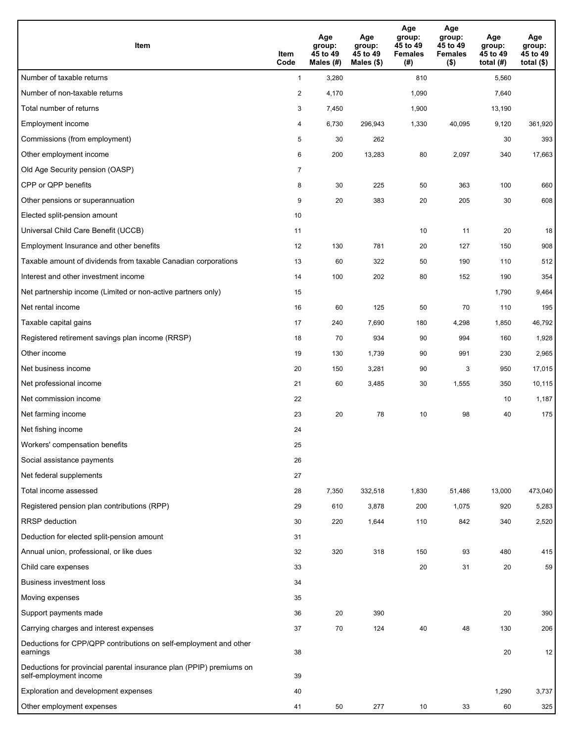| Item | Item Code | Age group: 45 to 49 Males (#) | Age group: 45 to 49 Males ($) | Age group: 45 to 49 Females (#) | Age group: 45 to 49 Females ($) | Age group: 45 to 49 total (#) | Age group: 45 to 49 total ($) |
|---|---|---|---|---|---|---|---|
| Number of taxable returns | 1 | 3,280 | | 810 | | 5,560 | |
| Number of non-taxable returns | 2 | 4,170 | | 1,090 | | 7,640 | |
| Total number of returns | 3 | 7,450 | | 1,900 | | 13,190 | |
| Employment income | 4 | 6,730 | 296,943 | 1,330 | 40,095 | 9,120 | 361,920 |
| Commissions (from employment) | 5 | 30 | 262 | | | 30 | 393 |
| Other employment income | 6 | 200 | 13,283 | 80 | 2,097 | 340 | 17,663 |
| Old Age Security pension (OASP) | 7 | | | | | | |
| CPP or QPP benefits | 8 | 30 | 225 | 50 | 363 | 100 | 660 |
| Other pensions or superannuation | 9 | 20 | 383 | 20 | 205 | 30 | 608 |
| Elected split-pension amount | 10 | | | | | | |
| Universal Child Care Benefit (UCCB) | 11 | | | 10 | 11 | 20 | 18 |
| Employment Insurance and other benefits | 12 | 130 | 781 | 20 | 127 | 150 | 908 |
| Taxable amount of dividends from taxable Canadian corporations | 13 | 60 | 322 | 50 | 190 | 110 | 512 |
| Interest and other investment income | 14 | 100 | 202 | 80 | 152 | 190 | 354 |
| Net partnership income (Limited or non-active partners only) | 15 | | | | | 1,790 | 9,464 |
| Net rental income | 16 | 60 | 125 | 50 | 70 | 110 | 195 |
| Taxable capital gains | 17 | 240 | 7,690 | 180 | 4,298 | 1,850 | 46,792 |
| Registered retirement savings plan income (RRSP) | 18 | 70 | 934 | 90 | 994 | 160 | 1,928 |
| Other income | 19 | 130 | 1,739 | 90 | 991 | 230 | 2,965 |
| Net business income | 20 | 150 | 3,281 | 90 | 3 | 950 | 17,015 |
| Net professional income | 21 | 60 | 3,485 | 30 | 1,555 | 350 | 10,115 |
| Net commission income | 22 | | | | | 10 | 1,187 |
| Net farming income | 23 | 20 | 78 | 10 | 98 | 40 | 175 |
| Net fishing income | 24 | | | | | | |
| Workers' compensation benefits | 25 | | | | | | |
| Social assistance payments | 26 | | | | | | |
| Net federal supplements | 27 | | | | | | |
| Total income assessed | 28 | 7,350 | 332,518 | 1,830 | 51,486 | 13,000 | 473,040 |
| Registered pension plan contributions (RPP) | 29 | 610 | 3,878 | 200 | 1,075 | 920 | 5,283 |
| RRSP deduction | 30 | 220 | 1,644 | 110 | 842 | 340 | 2,520 |
| Deduction for elected split-pension amount | 31 | | | | | | |
| Annual union, professional, or like dues | 32 | 320 | 318 | 150 | 93 | 480 | 415 |
| Child care expenses | 33 | | | 20 | 31 | 20 | 59 |
| Business investment loss | 34 | | | | | | |
| Moving expenses | 35 | | | | | | |
| Support payments made | 36 | 20 | 390 | | | 20 | 390 |
| Carrying charges and interest expenses | 37 | 70 | 124 | 40 | 48 | 130 | 206 |
| Deductions for CPP/QPP contributions on self-employment and other earnings | 38 | | | | | 20 | 12 |
| Deductions for provincial parental insurance plan (PPIP) premiums on self-employment income | 39 | | | | | | |
| Exploration and development expenses | 40 | | | | | 1,290 | 3,737 |
| Other employment expenses | 41 | 50 | 277 | 10 | 33 | 60 | 325 |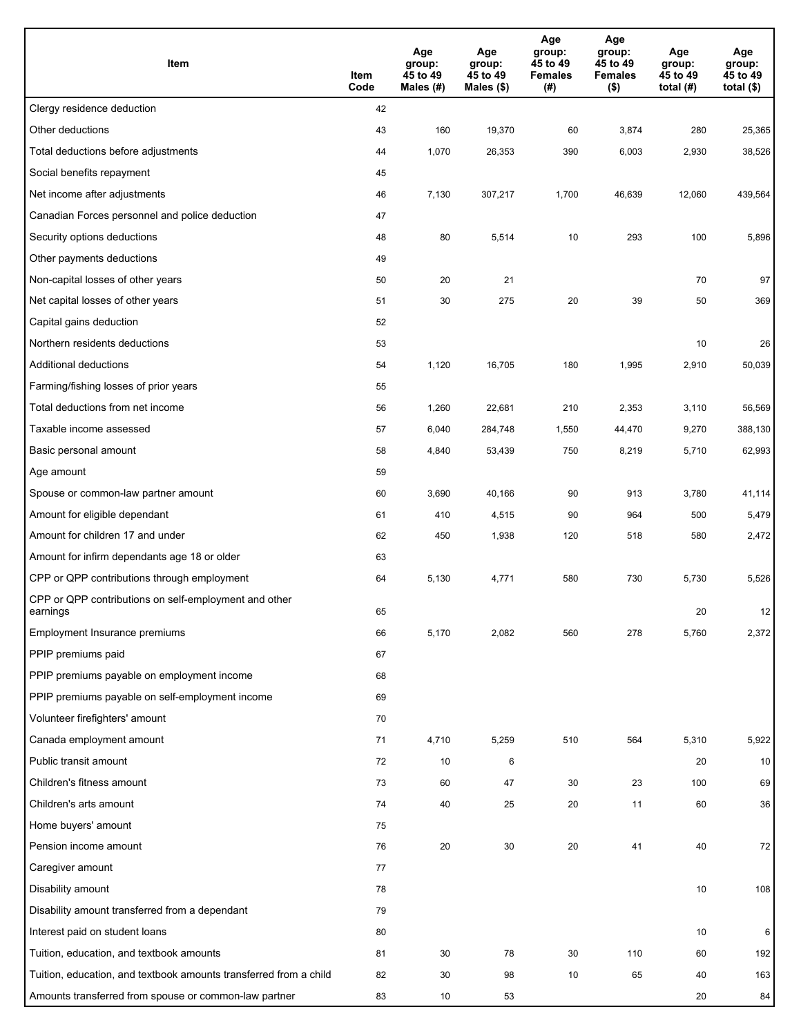| Item | Item Code | Age group: 45 to 49 Males (#) | Age group: 45 to 49 Males ($) | Age group: 45 to 49 Females (#) | Age group: 45 to 49 Females ($) | Age group: 45 to 49 total (#) | Age group: 45 to 49 total ($) |
|---|---|---|---|---|---|---|---|
| Clergy residence deduction | 42 | | | | | | |
| Other deductions | 43 | 160 | 19,370 | 60 | 3,874 | 280 | 25,365 |
| Total deductions before adjustments | 44 | 1,070 | 26,353 | 390 | 6,003 | 2,930 | 38,526 |
| Social benefits repayment | 45 | | | | | | |
| Net income after adjustments | 46 | 7,130 | 307,217 | 1,700 | 46,639 | 12,060 | 439,564 |
| Canadian Forces personnel and police deduction | 47 | | | | | | |
| Security options deductions | 48 | 80 | 5,514 | 10 | 293 | 100 | 5,896 |
| Other payments deductions | 49 | | | | | | |
| Non-capital losses of other years | 50 | 20 | 21 | | | 70 | 97 |
| Net capital losses of other years | 51 | 30 | 275 | 20 | 39 | 50 | 369 |
| Capital gains deduction | 52 | | | | | | |
| Northern residents deductions | 53 | | | | | 10 | 26 |
| Additional deductions | 54 | 1,120 | 16,705 | 180 | 1,995 | 2,910 | 50,039 |
| Farming/fishing losses of prior years | 55 | | | | | | |
| Total deductions from net income | 56 | 1,260 | 22,681 | 210 | 2,353 | 3,110 | 56,569 |
| Taxable income assessed | 57 | 6,040 | 284,748 | 1,550 | 44,470 | 9,270 | 388,130 |
| Basic personal amount | 58 | 4,840 | 53,439 | 750 | 8,219 | 5,710 | 62,993 |
| Age amount | 59 | | | | | | |
| Spouse or common-law partner amount | 60 | 3,690 | 40,166 | 90 | 913 | 3,780 | 41,114 |
| Amount for eligible dependant | 61 | 410 | 4,515 | 90 | 964 | 500 | 5,479 |
| Amount for children 17 and under | 62 | 450 | 1,938 | 120 | 518 | 580 | 2,472 |
| Amount for infirm dependants age 18 or older | 63 | | | | | | |
| CPP or QPP contributions through employment | 64 | 5,130 | 4,771 | 580 | 730 | 5,730 | 5,526 |
| CPP or QPP contributions on self-employment and other earnings | 65 | | | | | 20 | 12 |
| Employment Insurance premiums | 66 | 5,170 | 2,082 | 560 | 278 | 5,760 | 2,372 |
| PPIP premiums paid | 67 | | | | | | |
| PPIP premiums payable on employment income | 68 | | | | | | |
| PPIP premiums payable on self-employment income | 69 | | | | | | |
| Volunteer firefighters' amount | 70 | | | | | | |
| Canada employment amount | 71 | 4,710 | 5,259 | 510 | 564 | 5,310 | 5,922 |
| Public transit amount | 72 | 10 | 6 | | | 20 | 10 |
| Children's fitness amount | 73 | 60 | 47 | 30 | 23 | 100 | 69 |
| Children's arts amount | 74 | 40 | 25 | 20 | 11 | 60 | 36 |
| Home buyers' amount | 75 | | | | | | |
| Pension income amount | 76 | 20 | 30 | 20 | 41 | 40 | 72 |
| Caregiver amount | 77 | | | | | | |
| Disability amount | 78 | | | | | 10 | 108 |
| Disability amount transferred from a dependant | 79 | | | | | | |
| Interest paid on student loans | 80 | | | | | 10 | 6 |
| Tuition, education, and textbook amounts | 81 | 30 | 78 | 30 | 110 | 60 | 192 |
| Tuition, education, and textbook amounts transferred from a child | 82 | 30 | 98 | 10 | 65 | 40 | 163 |
| Amounts transferred from spouse or common-law partner | 83 | 10 | 53 | | | 20 | 84 |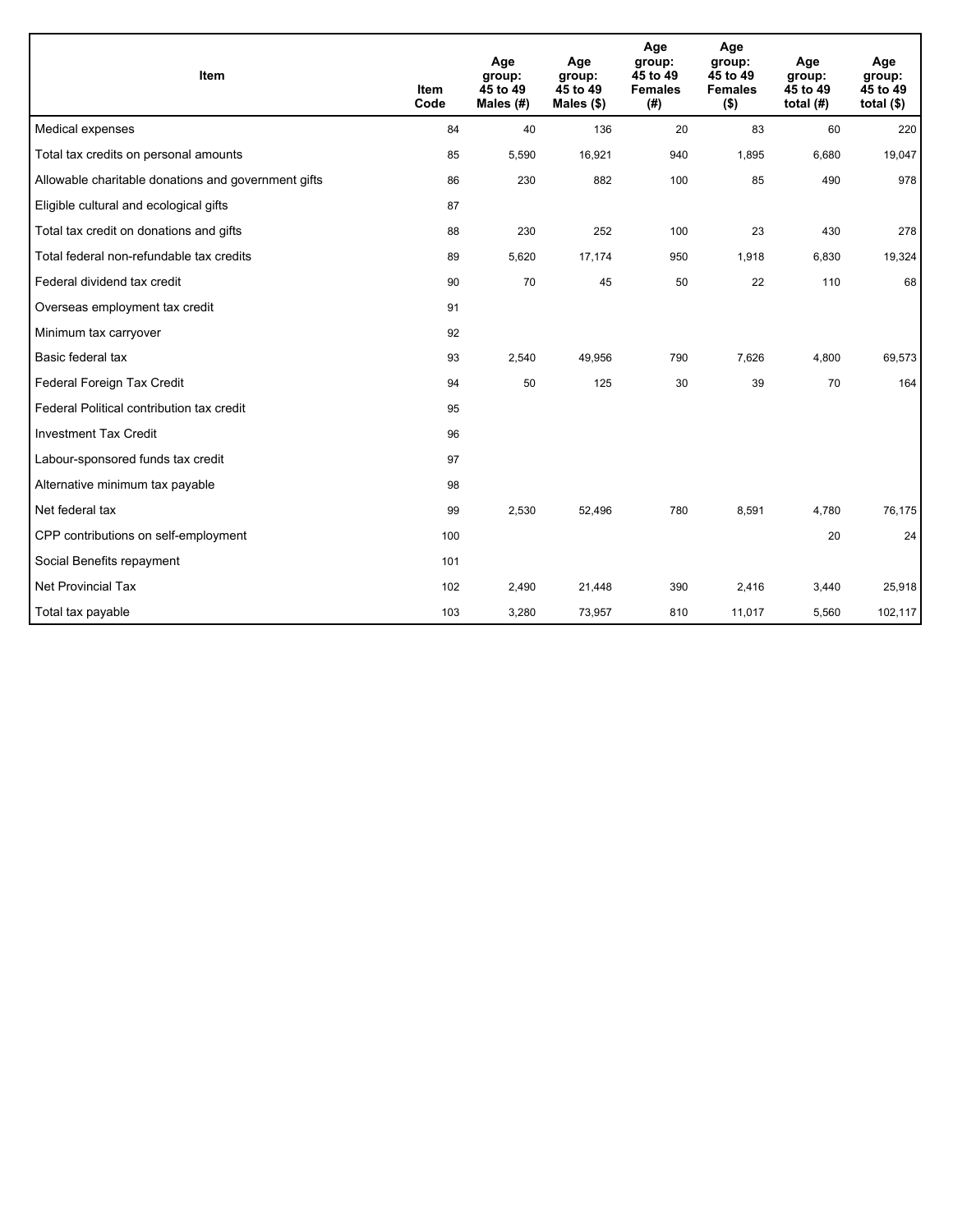| Item | Item Code | Age group: 45 to 49 Males (#) | Age group: 45 to 49 Males ($) | Age group: 45 to 49 Females (#) | Age group: 45 to 49 Females ($) | Age group: 45 to 49 total (#) | Age group: 45 to 49 total ($) |
|---|---|---|---|---|---|---|---|
| Medical expenses | 84 | 40 | 136 | 20 | 83 | 60 | 220 |
| Total tax credits on personal amounts | 85 | 5,590 | 16,921 | 940 | 1,895 | 6,680 | 19,047 |
| Allowable charitable donations and government gifts | 86 | 230 | 882 | 100 | 85 | 490 | 978 |
| Eligible cultural and ecological gifts | 87 | | | | | | |
| Total tax credit on donations and gifts | 88 | 230 | 252 | 100 | 23 | 430 | 278 |
| Total federal non-refundable tax credits | 89 | 5,620 | 17,174 | 950 | 1,918 | 6,830 | 19,324 |
| Federal dividend tax credit | 90 | 70 | 45 | 50 | 22 | 110 | 68 |
| Overseas employment tax credit | 91 | | | | | | |
| Minimum tax carryover | 92 | | | | | | |
| Basic federal tax | 93 | 2,540 | 49,956 | 790 | 7,626 | 4,800 | 69,573 |
| Federal Foreign Tax Credit | 94 | 50 | 125 | 30 | 39 | 70 | 164 |
| Federal Political contribution tax credit | 95 | | | | | | |
| Investment Tax Credit | 96 | | | | | | |
| Labour-sponsored funds tax credit | 97 | | | | | | |
| Alternative minimum tax payable | 98 | | | | | | |
| Net federal tax | 99 | 2,530 | 52,496 | 780 | 8,591 | 4,780 | 76,175 |
| CPP contributions on self-employment | 100 | | | | | 20 | 24 |
| Social Benefits repayment | 101 | | | | | | |
| Net Provincial Tax | 102 | 2,490 | 21,448 | 390 | 2,416 | 3,440 | 25,918 |
| Total tax payable | 103 | 3,280 | 73,957 | 810 | 11,017 | 5,560 | 102,117 |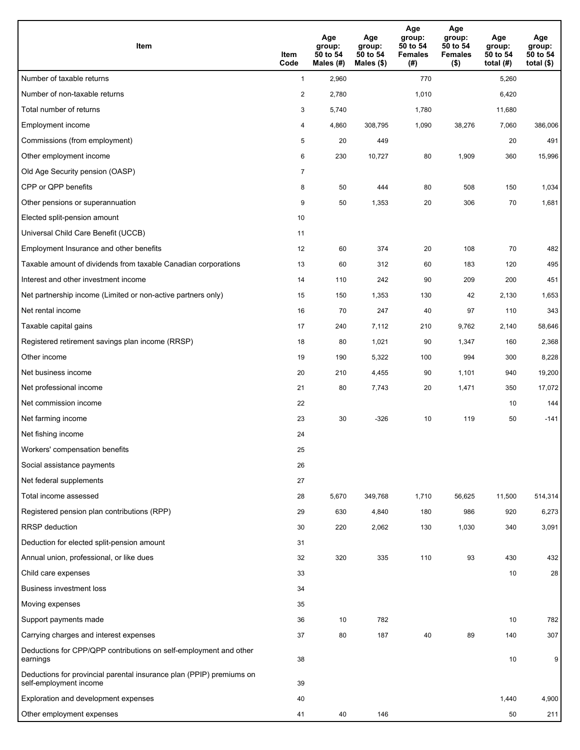| Item | Item Code | Age group: 50 to 54 Males (#) | Age group: 50 to 54 Males ($) | Age group: 50 to 54 Females (#) | Age group: 50 to 54 Females ($) | Age group: 50 to 54 total (#) | Age group: 50 to 54 total ($) |
|---|---|---|---|---|---|---|---|
| Number of taxable returns | 1 | 2,960 | | 770 | | 5,260 | |
| Number of non-taxable returns | 2 | 2,780 | | 1,010 | | 6,420 | |
| Total number of returns | 3 | 5,740 | | 1,780 | | 11,680 | |
| Employment income | 4 | 4,860 | 308,795 | 1,090 | 38,276 | 7,060 | 386,006 |
| Commissions (from employment) | 5 | 20 | 449 | | | 20 | 491 |
| Other employment income | 6 | 230 | 10,727 | 80 | 1,909 | 360 | 15,996 |
| Old Age Security pension (OASP) | 7 | | | | | | |
| CPP or QPP benefits | 8 | 50 | 444 | 80 | 508 | 150 | 1,034 |
| Other pensions or superannuation | 9 | 50 | 1,353 | 20 | 306 | 70 | 1,681 |
| Elected split-pension amount | 10 | | | | | | |
| Universal Child Care Benefit (UCCB) | 11 | | | | | | |
| Employment Insurance and other benefits | 12 | 60 | 374 | 20 | 108 | 70 | 482 |
| Taxable amount of dividends from taxable Canadian corporations | 13 | 60 | 312 | 60 | 183 | 120 | 495 |
| Interest and other investment income | 14 | 110 | 242 | 90 | 209 | 200 | 451 |
| Net partnership income (Limited or non-active partners only) | 15 | 150 | 1,353 | 130 | 42 | 2,130 | 1,653 |
| Net rental income | 16 | 70 | 247 | 40 | 97 | 110 | 343 |
| Taxable capital gains | 17 | 240 | 7,112 | 210 | 9,762 | 2,140 | 58,646 |
| Registered retirement savings plan income (RRSP) | 18 | 80 | 1,021 | 90 | 1,347 | 160 | 2,368 |
| Other income | 19 | 190 | 5,322 | 100 | 994 | 300 | 8,228 |
| Net business income | 20 | 210 | 4,455 | 90 | 1,101 | 940 | 19,200 |
| Net professional income | 21 | 80 | 7,743 | 20 | 1,471 | 350 | 17,072 |
| Net commission income | 22 | | | | | 10 | 144 |
| Net farming income | 23 | 30 | -326 | 10 | 119 | 50 | -141 |
| Net fishing income | 24 | | | | | | |
| Workers' compensation benefits | 25 | | | | | | |
| Social assistance payments | 26 | | | | | | |
| Net federal supplements | 27 | | | | | | |
| Total income assessed | 28 | 5,670 | 349,768 | 1,710 | 56,625 | 11,500 | 514,314 |
| Registered pension plan contributions (RPP) | 29 | 630 | 4,840 | 180 | 986 | 920 | 6,273 |
| RRSP deduction | 30 | 220 | 2,062 | 130 | 1,030 | 340 | 3,091 |
| Deduction for elected split-pension amount | 31 | | | | | | |
| Annual union, professional, or like dues | 32 | 320 | 335 | 110 | 93 | 430 | 432 |
| Child care expenses | 33 | | | | | 10 | 28 |
| Business investment loss | 34 | | | | | | |
| Moving expenses | 35 | | | | | | |
| Support payments made | 36 | 10 | 782 | | | 10 | 782 |
| Carrying charges and interest expenses | 37 | 80 | 187 | 40 | 89 | 140 | 307 |
| Deductions for CPP/QPP contributions on self-employment and other earnings | 38 | | | | | 10 | 9 |
| Deductions for provincial parental insurance plan (PPIP) premiums on self-employment income | 39 | | | | | | |
| Exploration and development expenses | 40 | | | | | 1,440 | 4,900 |
| Other employment expenses | 41 | 40 | 146 | | | 50 | 211 |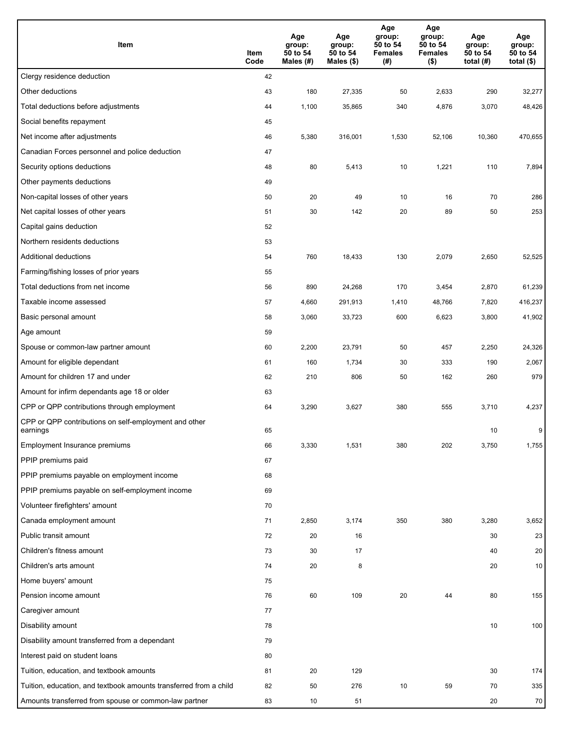| Item | Item Code | Age group: 50 to 54 Males (#) | Age group: 50 to 54 Males ($) | Age group: 50 to 54 Females (#) | Age group: 50 to 54 Females ($) | Age group: 50 to 54 total (#) | Age group: 50 to 54 total ($) |
|---|---|---|---|---|---|---|---|
| Clergy residence deduction | 42 | | | | | | |
| Other deductions | 43 | 180 | 27,335 | 50 | 2,633 | 290 | 32,277 |
| Total deductions before adjustments | 44 | 1,100 | 35,865 | 340 | 4,876 | 3,070 | 48,426 |
| Social benefits repayment | 45 | | | | | | |
| Net income after adjustments | 46 | 5,380 | 316,001 | 1,530 | 52,106 | 10,360 | 470,655 |
| Canadian Forces personnel and police deduction | 47 | | | | | | |
| Security options deductions | 48 | 80 | 5,413 | 10 | 1,221 | 110 | 7,894 |
| Other payments deductions | 49 | | | | | | |
| Non-capital losses of other years | 50 | 20 | 49 | 10 | 16 | 70 | 286 |
| Net capital losses of other years | 51 | 30 | 142 | 20 | 89 | 50 | 253 |
| Capital gains deduction | 52 | | | | | | |
| Northern residents deductions | 53 | | | | | | |
| Additional deductions | 54 | 760 | 18,433 | 130 | 2,079 | 2,650 | 52,525 |
| Farming/fishing losses of prior years | 55 | | | | | | |
| Total deductions from net income | 56 | 890 | 24,268 | 170 | 3,454 | 2,870 | 61,239 |
| Taxable income assessed | 57 | 4,660 | 291,913 | 1,410 | 48,766 | 7,820 | 416,237 |
| Basic personal amount | 58 | 3,060 | 33,723 | 600 | 6,623 | 3,800 | 41,902 |
| Age amount | 59 | | | | | | |
| Spouse or common-law partner amount | 60 | 2,200 | 23,791 | 50 | 457 | 2,250 | 24,326 |
| Amount for eligible dependant | 61 | 160 | 1,734 | 30 | 333 | 190 | 2,067 |
| Amount for children 17 and under | 62 | 210 | 806 | 50 | 162 | 260 | 979 |
| Amount for infirm dependants age 18 or older | 63 | | | | | | |
| CPP or QPP contributions through employment | 64 | 3,290 | 3,627 | 380 | 555 | 3,710 | 4,237 |
| CPP or QPP contributions on self-employment and other earnings | 65 | | | | | 10 | 9 |
| Employment Insurance premiums | 66 | 3,330 | 1,531 | 380 | 202 | 3,750 | 1,755 |
| PPIP premiums paid | 67 | | | | | | |
| PPIP premiums payable on employment income | 68 | | | | | | |
| PPIP premiums payable on self-employment income | 69 | | | | | | |
| Volunteer firefighters' amount | 70 | | | | | | |
| Canada employment amount | 71 | 2,850 | 3,174 | 350 | 380 | 3,280 | 3,652 |
| Public transit amount | 72 | 20 | 16 | | | 30 | 23 |
| Children's fitness amount | 73 | 30 | 17 | | | 40 | 20 |
| Children's arts amount | 74 | 20 | 8 | | | 20 | 10 |
| Home buyers' amount | 75 | | | | | | |
| Pension income amount | 76 | 60 | 109 | 20 | 44 | 80 | 155 |
| Caregiver amount | 77 | | | | | | |
| Disability amount | 78 | | | | | 10 | 100 |
| Disability amount transferred from a dependant | 79 | | | | | | |
| Interest paid on student loans | 80 | | | | | | |
| Tuition, education, and textbook amounts | 81 | 20 | 129 | | | 30 | 174 |
| Tuition, education, and textbook amounts transferred from a child | 82 | 50 | 276 | 10 | 59 | 70 | 335 |
| Amounts transferred from spouse or common-law partner | 83 | 10 | 51 | | | 20 | 70 |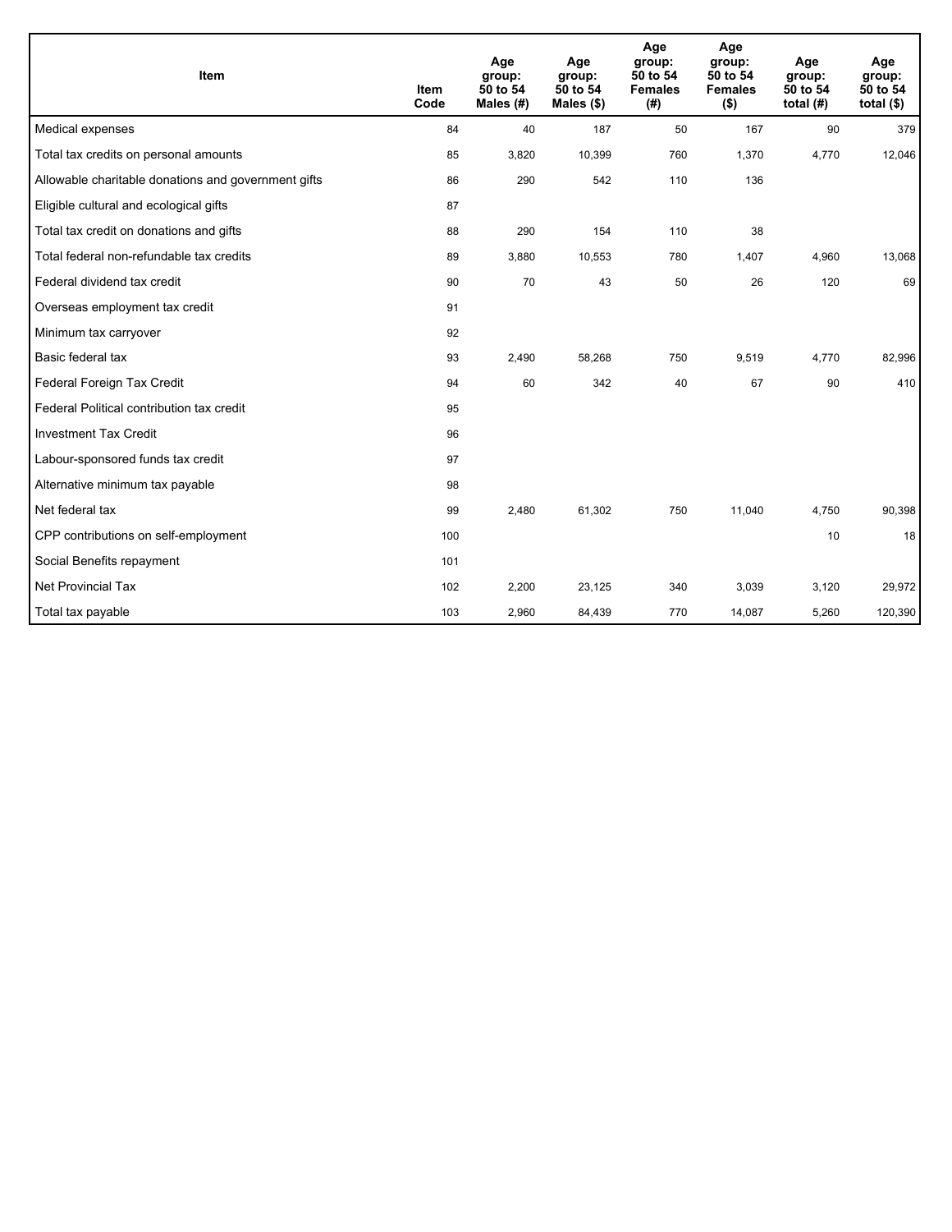| Item | Item Code | Age group: 50 to 54 Males (#) | Age group: 50 to 54 Males ($) | Age group: 50 to 54 Females (#) | Age group: 50 to 54 Females ($) | Age group: 50 to 54 total (#) | Age group: 50 to 54 total ($) |
|---|---|---|---|---|---|---|---|
| Medical expenses | 84 | 40 | 187 | 50 | 167 | 90 | 379 |
| Total tax credits on personal amounts | 85 | 3,820 | 10,399 | 760 | 1,370 | 4,770 | 12,046 |
| Allowable charitable donations and government gifts | 86 | 290 | 542 | 110 | 136 | | |
| Eligible cultural and ecological gifts | 87 | | | | | | |
| Total tax credit on donations and gifts | 88 | 290 | 154 | 110 | 38 | | |
| Total federal non-refundable tax credits | 89 | 3,880 | 10,553 | 780 | 1,407 | 4,960 | 13,068 |
| Federal dividend tax credit | 90 | 70 | 43 | 50 | 26 | 120 | 69 |
| Overseas employment tax credit | 91 | | | | | | |
| Minimum tax carryover | 92 | | | | | | |
| Basic federal tax | 93 | 2,490 | 58,268 | 750 | 9,519 | 4,770 | 82,996 |
| Federal Foreign Tax Credit | 94 | 60 | 342 | 40 | 67 | 90 | 410 |
| Federal Political contribution tax credit | 95 | | | | | | |
| Investment Tax Credit | 96 | | | | | | |
| Labour-sponsored funds tax credit | 97 | | | | | | |
| Alternative minimum tax payable | 98 | | | | | | |
| Net federal tax | 99 | 2,480 | 61,302 | 750 | 11,040 | 4,750 | 90,398 |
| CPP contributions on self-employment | 100 | | | | | 10 | 18 |
| Social Benefits repayment | 101 | | | | | | |
| Net Provincial Tax | 102 | 2,200 | 23,125 | 340 | 3,039 | 3,120 | 29,972 |
| Total tax payable | 103 | 2,960 | 84,439 | 770 | 14,087 | 5,260 | 120,390 |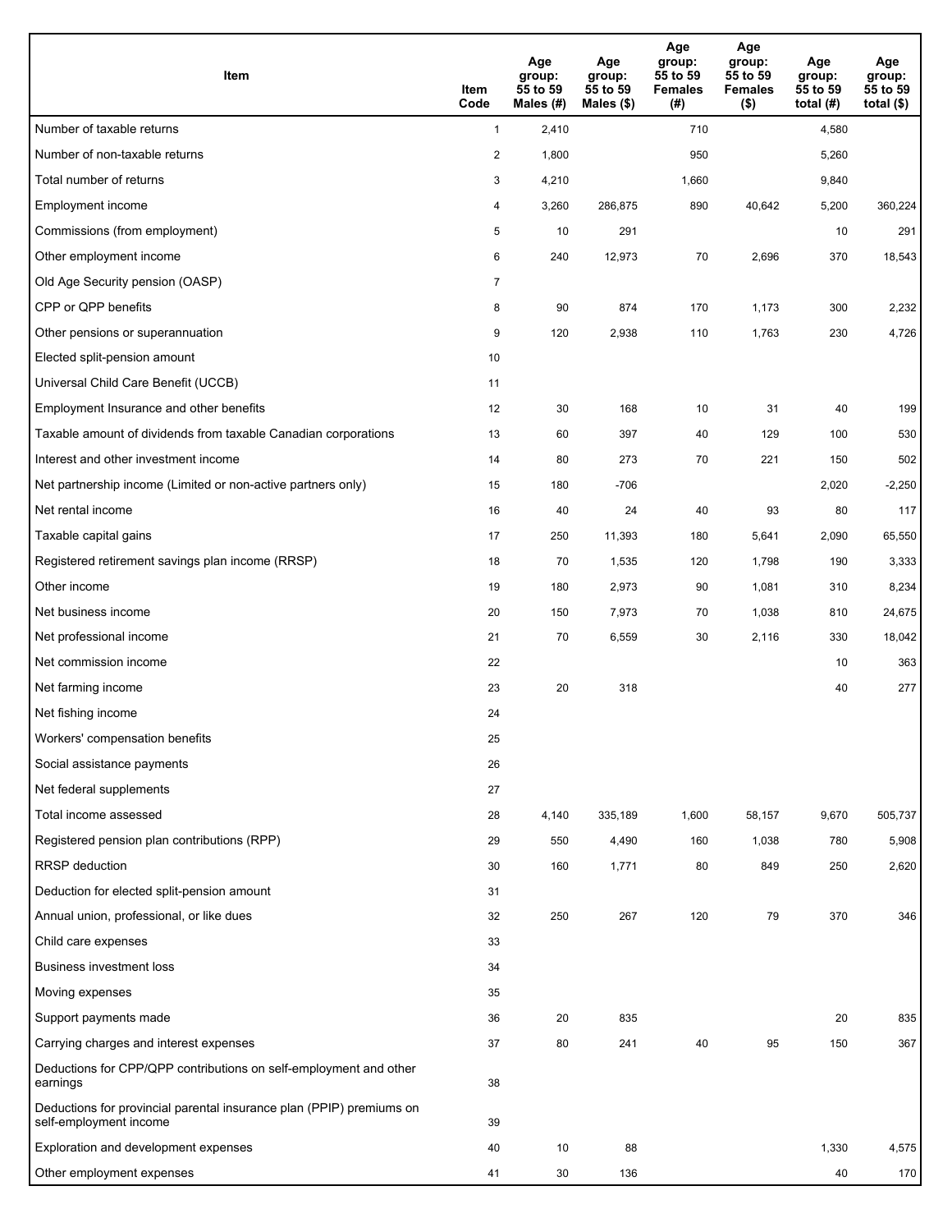| Item | Item Code | Age group: 55 to 59 Males (#) | Age group: 55 to 59 Males ($) | Age group: 55 to 59 Females (#) | Age group: 55 to 59 Females ($) | Age group: 55 to 59 total (#) | Age group: 55 to 59 total ($) |
|---|---|---|---|---|---|---|---|
| Number of taxable returns | 1 | 2,410 | | 710 | | 4,580 | |
| Number of non-taxable returns | 2 | 1,800 | | 950 | | 5,260 | |
| Total number of returns | 3 | 4,210 | | 1,660 | | 9,840 | |
| Employment income | 4 | 3,260 | 286,875 | 890 | 40,642 | 5,200 | 360,224 |
| Commissions (from employment) | 5 | 10 | 291 | | | 10 | 291 |
| Other employment income | 6 | 240 | 12,973 | 70 | 2,696 | 370 | 18,543 |
| Old Age Security pension (OASP) | 7 | | | | | | |
| CPP or QPP benefits | 8 | 90 | 874 | 170 | 1,173 | 300 | 2,232 |
| Other pensions or superannuation | 9 | 120 | 2,938 | 110 | 1,763 | 230 | 4,726 |
| Elected split-pension amount | 10 | | | | | | |
| Universal Child Care Benefit (UCCB) | 11 | | | | | | |
| Employment Insurance and other benefits | 12 | 30 | 168 | 10 | 31 | 40 | 199 |
| Taxable amount of dividends from taxable Canadian corporations | 13 | 60 | 397 | 40 | 129 | 100 | 530 |
| Interest and other investment income | 14 | 80 | 273 | 70 | 221 | 150 | 502 |
| Net partnership income (Limited or non-active partners only) | 15 | 180 | -706 | | | 2,020 | -2,250 |
| Net rental income | 16 | 40 | 24 | 40 | 93 | 80 | 117 |
| Taxable capital gains | 17 | 250 | 11,393 | 180 | 5,641 | 2,090 | 65,550 |
| Registered retirement savings plan income (RRSP) | 18 | 70 | 1,535 | 120 | 1,798 | 190 | 3,333 |
| Other income | 19 | 180 | 2,973 | 90 | 1,081 | 310 | 8,234 |
| Net business income | 20 | 150 | 7,973 | 70 | 1,038 | 810 | 24,675 |
| Net professional income | 21 | 70 | 6,559 | 30 | 2,116 | 330 | 18,042 |
| Net commission income | 22 | | | | | 10 | 363 |
| Net farming income | 23 | 20 | 318 | | | 40 | 277 |
| Net fishing income | 24 | | | | | | |
| Workers' compensation benefits | 25 | | | | | | |
| Social assistance payments | 26 | | | | | | |
| Net federal supplements | 27 | | | | | | |
| Total income assessed | 28 | 4,140 | 335,189 | 1,600 | 58,157 | 9,670 | 505,737 |
| Registered pension plan contributions (RPP) | 29 | 550 | 4,490 | 160 | 1,038 | 780 | 5,908 |
| RRSP deduction | 30 | 160 | 1,771 | 80 | 849 | 250 | 2,620 |
| Deduction for elected split-pension amount | 31 | | | | | | |
| Annual union, professional, or like dues | 32 | 250 | 267 | 120 | 79 | 370 | 346 |
| Child care expenses | 33 | | | | | | |
| Business investment loss | 34 | | | | | | |
| Moving expenses | 35 | | | | | | |
| Support payments made | 36 | 20 | 835 | | | 20 | 835 |
| Carrying charges and interest expenses | 37 | 80 | 241 | 40 | 95 | 150 | 367 |
| Deductions for CPP/QPP contributions on self-employment and other earnings | 38 | | | | | | |
| Deductions for provincial parental insurance plan (PPIP) premiums on self-employment income | 39 | | | | | | |
| Exploration and development expenses | 40 | 10 | 88 | | | 1,330 | 4,575 |
| Other employment expenses | 41 | 30 | 136 | | | 40 | 170 |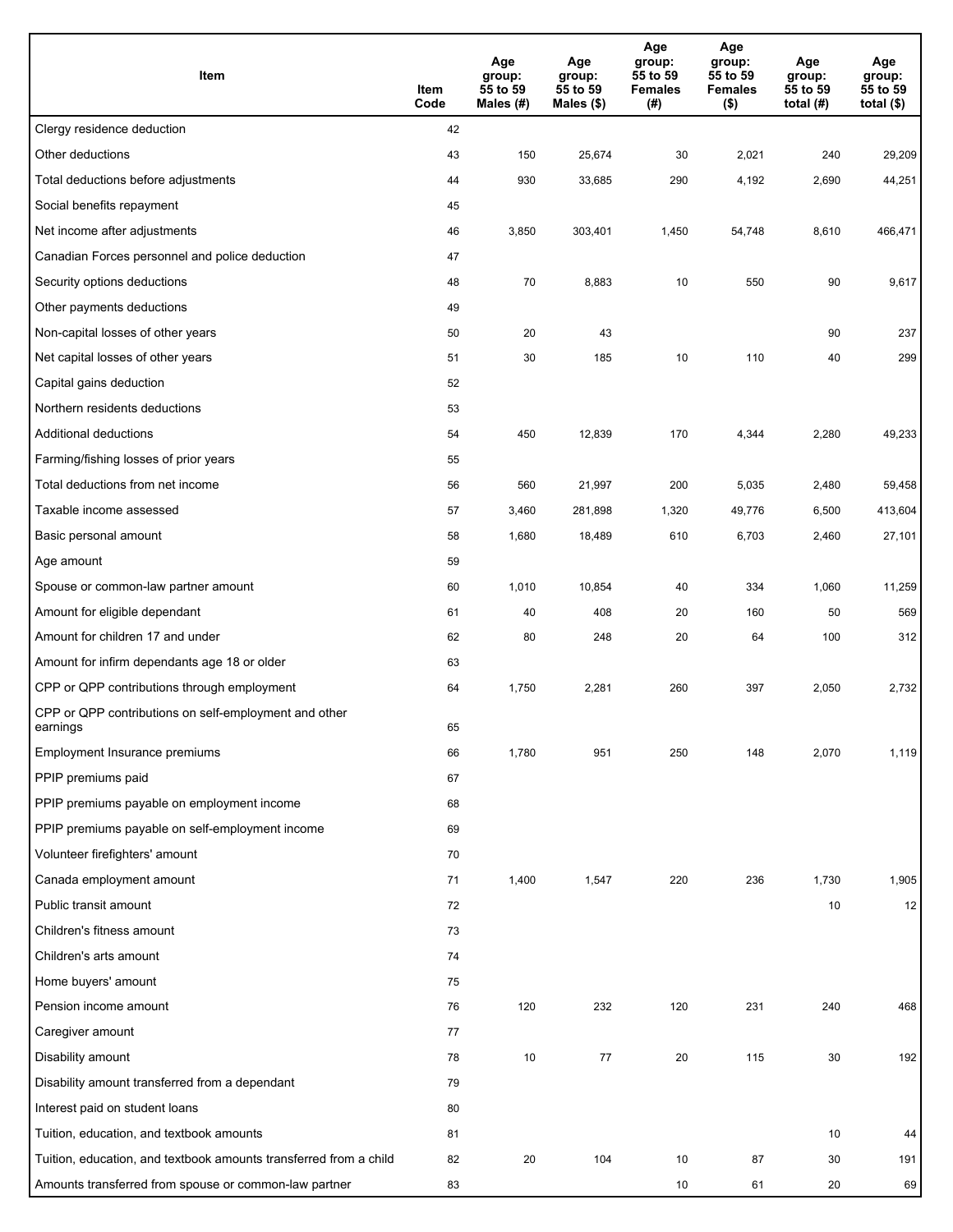| Item | Item Code | Age group: 55 to 59 Males (#) | Age group: 55 to 59 Males ($) | Age group: 55 to 59 Females (#) | Age group: 55 to 59 Females ($) | Age group: 55 to 59 total (#) | Age group: 55 to 59 total ($) |
|---|---|---|---|---|---|---|---|
| Clergy residence deduction | 42 | | | | | | |
| Other deductions | 43 | 150 | 25,674 | 30 | 2,021 | 240 | 29,209 |
| Total deductions before adjustments | 44 | 930 | 33,685 | 290 | 4,192 | 2,690 | 44,251 |
| Social benefits repayment | 45 | | | | | | |
| Net income after adjustments | 46 | 3,850 | 303,401 | 1,450 | 54,748 | 8,610 | 466,471 |
| Canadian Forces personnel and police deduction | 47 | | | | | | |
| Security options deductions | 48 | 70 | 8,883 | 10 | 550 | 90 | 9,617 |
| Other payments deductions | 49 | | | | | | |
| Non-capital losses of other years | 50 | 20 | 43 | | | 90 | 237 |
| Net capital losses of other years | 51 | 30 | 185 | 10 | 110 | 40 | 299 |
| Capital gains deduction | 52 | | | | | | |
| Northern residents deductions | 53 | | | | | | |
| Additional deductions | 54 | 450 | 12,839 | 170 | 4,344 | 2,280 | 49,233 |
| Farming/fishing losses of prior years | 55 | | | | | | |
| Total deductions from net income | 56 | 560 | 21,997 | 200 | 5,035 | 2,480 | 59,458 |
| Taxable income assessed | 57 | 3,460 | 281,898 | 1,320 | 49,776 | 6,500 | 413,604 |
| Basic personal amount | 58 | 1,680 | 18,489 | 610 | 6,703 | 2,460 | 27,101 |
| Age amount | 59 | | | | | | |
| Spouse or common-law partner amount | 60 | 1,010 | 10,854 | 40 | 334 | 1,060 | 11,259 |
| Amount for eligible dependant | 61 | 40 | 408 | 20 | 160 | 50 | 569 |
| Amount for children 17 and under | 62 | 80 | 248 | 20 | 64 | 100 | 312 |
| Amount for infirm dependants age 18 or older | 63 | | | | | | |
| CPP or QPP contributions through employment | 64 | 1,750 | 2,281 | 260 | 397 | 2,050 | 2,732 |
| CPP or QPP contributions on self-employment and other earnings | 65 | | | | | | |
| Employment Insurance premiums | 66 | 1,780 | 951 | 250 | 148 | 2,070 | 1,119 |
| PPIP premiums paid | 67 | | | | | | |
| PPIP premiums payable on employment income | 68 | | | | | | |
| PPIP premiums payable on self-employment income | 69 | | | | | | |
| Volunteer firefighters' amount | 70 | | | | | | |
| Canada employment amount | 71 | 1,400 | 1,547 | 220 | 236 | 1,730 | 1,905 |
| Public transit amount | 72 | | | | | 10 | 12 |
| Children's fitness amount | 73 | | | | | | |
| Children's arts amount | 74 | | | | | | |
| Home buyers' amount | 75 | | | | | | |
| Pension income amount | 76 | 120 | 232 | 120 | 231 | 240 | 468 |
| Caregiver amount | 77 | | | | | | |
| Disability amount | 78 | 10 | 77 | 20 | 115 | 30 | 192 |
| Disability amount transferred from a dependant | 79 | | | | | | |
| Interest paid on student loans | 80 | | | | | | |
| Tuition, education, and textbook amounts | 81 | | | | | 10 | 44 |
| Tuition, education, and textbook amounts transferred from a child | 82 | 20 | 104 | 10 | 87 | 30 | 191 |
| Amounts transferred from spouse or common-law partner | 83 | | | 10 | 61 | 20 | 69 |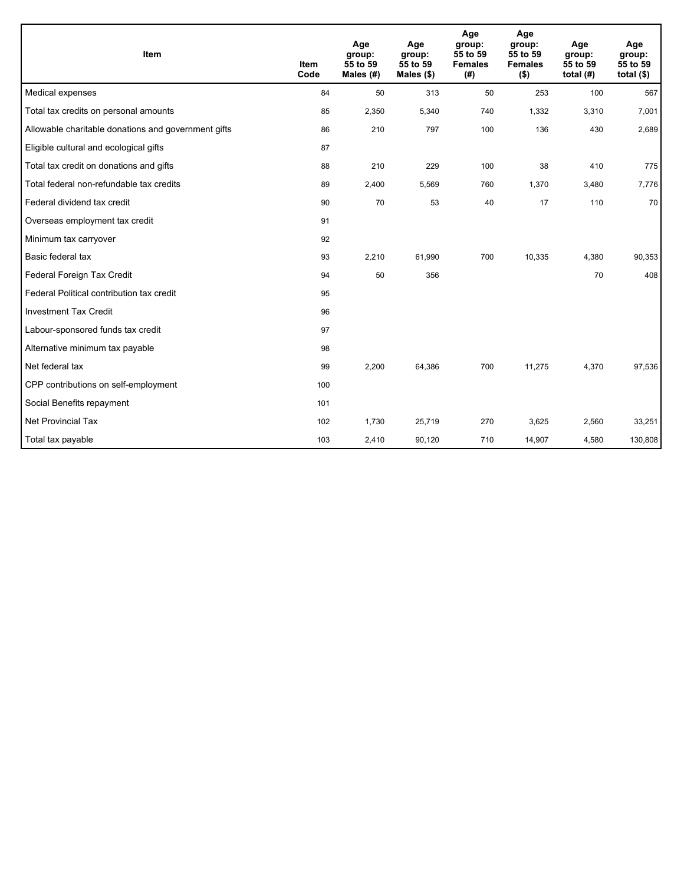| Item | Item Code | Age group: 55 to 59 Males (#) | Age group: 55 to 59 Males ($) | Age group: 55 to 59 Females (#) | Age group: 55 to 59 Females ($) | Age group: 55 to 59 total (#) | Age group: 55 to 59 total ($) |
|---|---|---|---|---|---|---|---|
| Medical expenses | 84 | 50 | 313 | 50 | 253 | 100 | 567 |
| Total tax credits on personal amounts | 85 | 2,350 | 5,340 | 740 | 1,332 | 3,310 | 7,001 |
| Allowable charitable donations and government gifts | 86 | 210 | 797 | 100 | 136 | 430 | 2,689 |
| Eligible cultural and ecological gifts | 87 | | | | | | |
| Total tax credit on donations and gifts | 88 | 210 | 229 | 100 | 38 | 410 | 775 |
| Total federal non-refundable tax credits | 89 | 2,400 | 5,569 | 760 | 1,370 | 3,480 | 7,776 |
| Federal dividend tax credit | 90 | 70 | 53 | 40 | 17 | 110 | 70 |
| Overseas employment tax credit | 91 | | | | | | |
| Minimum tax carryover | 92 | | | | | | |
| Basic federal tax | 93 | 2,210 | 61,990 | 700 | 10,335 | 4,380 | 90,353 |
| Federal Foreign Tax Credit | 94 | 50 | 356 | | | 70 | 408 |
| Federal Political contribution tax credit | 95 | | | | | | |
| Investment Tax Credit | 96 | | | | | | |
| Labour-sponsored funds tax credit | 97 | | | | | | |
| Alternative minimum tax payable | 98 | | | | | | |
| Net federal tax | 99 | 2,200 | 64,386 | 700 | 11,275 | 4,370 | 97,536 |
| CPP contributions on self-employment | 100 | | | | | | |
| Social Benefits repayment | 101 | | | | | | |
| Net Provincial Tax | 102 | 1,730 | 25,719 | 270 | 3,625 | 2,560 | 33,251 |
| Total tax payable | 103 | 2,410 | 90,120 | 710 | 14,907 | 4,580 | 130,808 |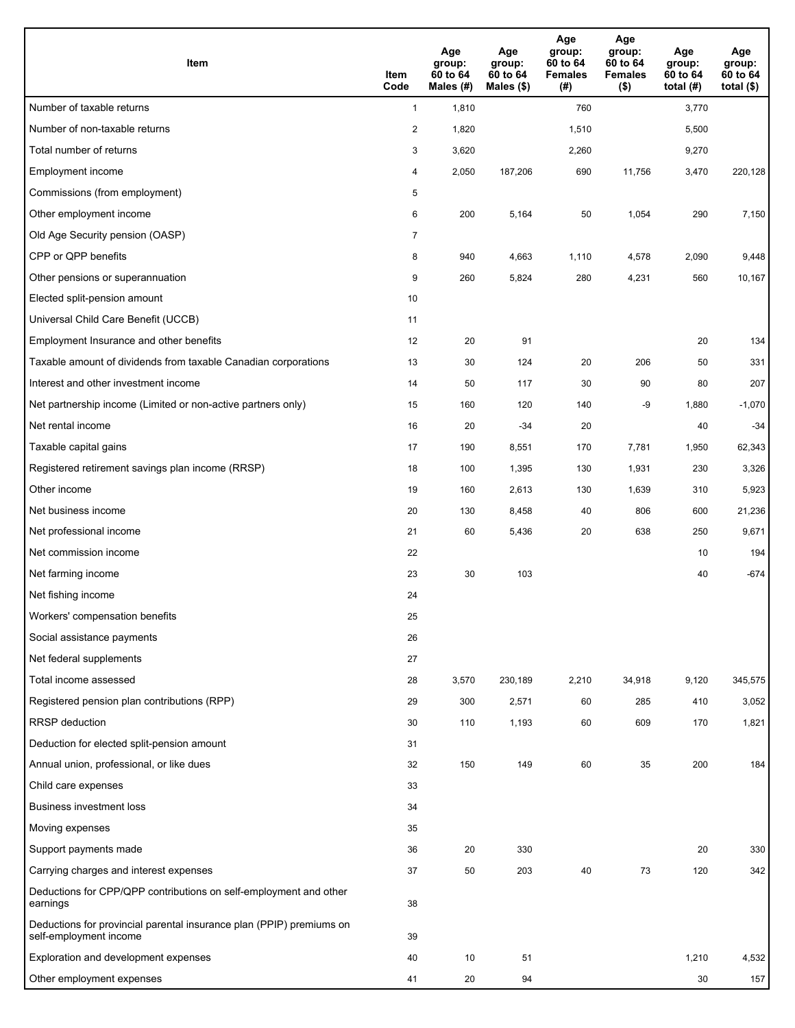| Item | Item Code | Age group: 60 to 64 Males (#) | Age group: 60 to 64 Males ($) | Age group: 60 to 64 Females (#) | Age group: 60 to 64 Females ($) | Age group: 60 to 64 total (#) | Age group: 60 to 64 total ($) |
|---|---|---|---|---|---|---|---|
| Number of taxable returns | 1 | 1,810 | | 760 | | 3,770 | |
| Number of non-taxable returns | 2 | 1,820 | | 1,510 | | 5,500 | |
| Total number of returns | 3 | 3,620 | | 2,260 | | 9,270 | |
| Employment income | 4 | 2,050 | 187,206 | 690 | 11,756 | 3,470 | 220,128 |
| Commissions (from employment) | 5 | | | | | | |
| Other employment income | 6 | 200 | 5,164 | 50 | 1,054 | 290 | 7,150 |
| Old Age Security pension (OASP) | 7 | | | | | | |
| CPP or QPP benefits | 8 | 940 | 4,663 | 1,110 | 4,578 | 2,090 | 9,448 |
| Other pensions or superannuation | 9 | 260 | 5,824 | 280 | 4,231 | 560 | 10,167 |
| Elected split-pension amount | 10 | | | | | | |
| Universal Child Care Benefit (UCCB) | 11 | | | | | | |
| Employment Insurance and other benefits | 12 | 20 | 91 | | | 20 | 134 |
| Taxable amount of dividends from taxable Canadian corporations | 13 | 30 | 124 | 20 | 206 | 50 | 331 |
| Interest and other investment income | 14 | 50 | 117 | 30 | 90 | 80 | 207 |
| Net partnership income (Limited or non-active partners only) | 15 | 160 | 120 | 140 | -9 | 1,880 | -1,070 |
| Net rental income | 16 | 20 | -34 | 20 | | 40 | -34 |
| Taxable capital gains | 17 | 190 | 8,551 | 170 | 7,781 | 1,950 | 62,343 |
| Registered retirement savings plan income (RRSP) | 18 | 100 | 1,395 | 130 | 1,931 | 230 | 3,326 |
| Other income | 19 | 160 | 2,613 | 130 | 1,639 | 310 | 5,923 |
| Net business income | 20 | 130 | 8,458 | 40 | 806 | 600 | 21,236 |
| Net professional income | 21 | 60 | 5,436 | 20 | 638 | 250 | 9,671 |
| Net commission income | 22 | | | | | 10 | 194 |
| Net farming income | 23 | 30 | 103 | | | 40 | -674 |
| Net fishing income | 24 | | | | | | |
| Workers' compensation benefits | 25 | | | | | | |
| Social assistance payments | 26 | | | | | | |
| Net federal supplements | 27 | | | | | | |
| Total income assessed | 28 | 3,570 | 230,189 | 2,210 | 34,918 | 9,120 | 345,575 |
| Registered pension plan contributions (RPP) | 29 | 300 | 2,571 | 60 | 285 | 410 | 3,052 |
| RRSP deduction | 30 | 110 | 1,193 | 60 | 609 | 170 | 1,821 |
| Deduction for elected split-pension amount | 31 | | | | | | |
| Annual union, professional, or like dues | 32 | 150 | 149 | 60 | 35 | 200 | 184 |
| Child care expenses | 33 | | | | | | |
| Business investment loss | 34 | | | | | | |
| Moving expenses | 35 | | | | | | |
| Support payments made | 36 | 20 | 330 | | | 20 | 330 |
| Carrying charges and interest expenses | 37 | 50 | 203 | 40 | 73 | 120 | 342 |
| Deductions for CPP/QPP contributions on self-employment and other earnings | 38 | | | | | | |
| Deductions for provincial parental insurance plan (PPIP) premiums on self-employment income | 39 | | | | | | |
| Exploration and development expenses | 40 | 10 | 51 | | | 1,210 | 4,532 |
| Other employment expenses | 41 | 20 | 94 | | | 30 | 157 |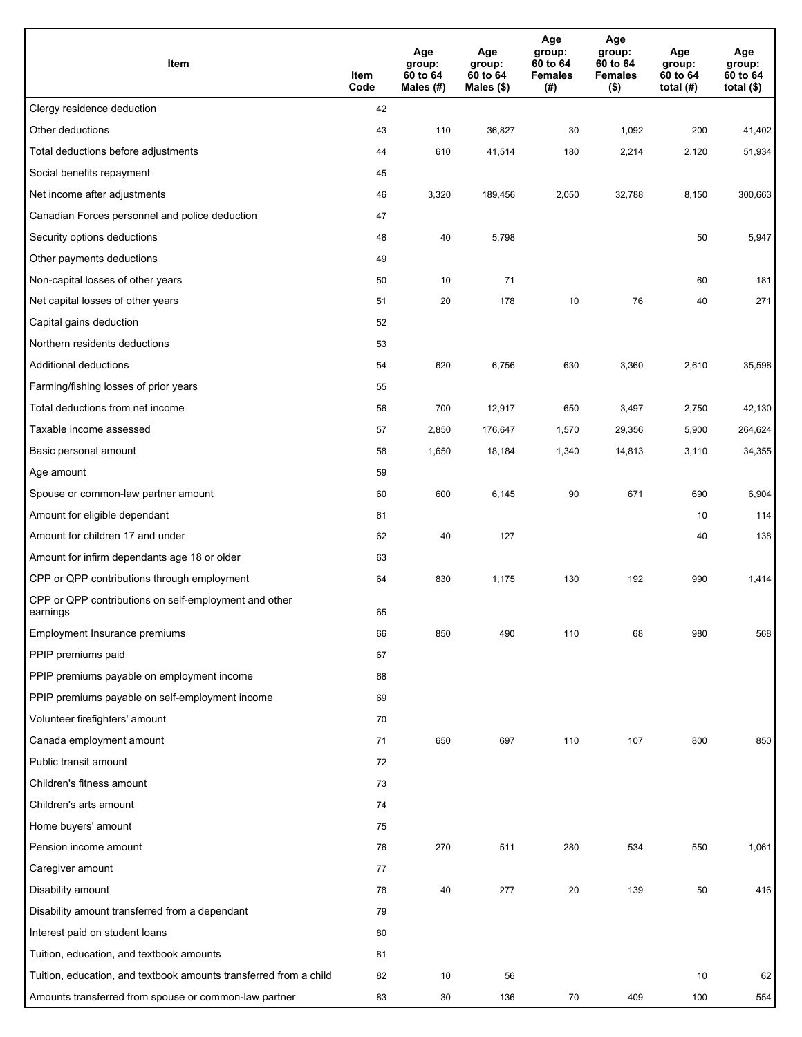| Item | Item Code | Age group: 60 to 64 Males (#) | Age group: 60 to 64 Males ($) | Age group: 60 to 64 Females (#) | Age group: 60 to 64 Females ($) | Age group: 60 to 64 total (#) | Age group: 60 to 64 total ($) |
|---|---|---|---|---|---|---|---|
| Clergy residence deduction | 42 | | | | | | |
| Other deductions | 43 | 110 | 36,827 | 30 | 1,092 | 200 | 41,402 |
| Total deductions before adjustments | 44 | 610 | 41,514 | 180 | 2,214 | 2,120 | 51,934 |
| Social benefits repayment | 45 | | | | | | |
| Net income after adjustments | 46 | 3,320 | 189,456 | 2,050 | 32,788 | 8,150 | 300,663 |
| Canadian Forces personnel and police deduction | 47 | | | | | | |
| Security options deductions | 48 | 40 | 5,798 | | | 50 | 5,947 |
| Other payments deductions | 49 | | | | | | |
| Non-capital losses of other years | 50 | 10 | 71 | | | 60 | 181 |
| Net capital losses of other years | 51 | 20 | 178 | 10 | 76 | 40 | 271 |
| Capital gains deduction | 52 | | | | | | |
| Northern residents deductions | 53 | | | | | | |
| Additional deductions | 54 | 620 | 6,756 | 630 | 3,360 | 2,610 | 35,598 |
| Farming/fishing losses of prior years | 55 | | | | | | |
| Total deductions from net income | 56 | 700 | 12,917 | 650 | 3,497 | 2,750 | 42,130 |
| Taxable income assessed | 57 | 2,850 | 176,647 | 1,570 | 29,356 | 5,900 | 264,624 |
| Basic personal amount | 58 | 1,650 | 18,184 | 1,340 | 14,813 | 3,110 | 34,355 |
| Age amount | 59 | | | | | | |
| Spouse or common-law partner amount | 60 | 600 | 6,145 | 90 | 671 | 690 | 6,904 |
| Amount for eligible dependant | 61 | | | | | 10 | 114 |
| Amount for children 17 and under | 62 | 40 | 127 | | | 40 | 138 |
| Amount for infirm dependants age 18 or older | 63 | | | | | | |
| CPP or QPP contributions through employment | 64 | 830 | 1,175 | 130 | 192 | 990 | 1,414 |
| CPP or QPP contributions on self-employment and other earnings | 65 | | | | | | |
| Employment Insurance premiums | 66 | 850 | 490 | 110 | 68 | 980 | 568 |
| PPIP premiums paid | 67 | | | | | | |
| PPIP premiums payable on employment income | 68 | | | | | | |
| PPIP premiums payable on self-employment income | 69 | | | | | | |
| Volunteer firefighters' amount | 70 | | | | | | |
| Canada employment amount | 71 | 650 | 697 | 110 | 107 | 800 | 850 |
| Public transit amount | 72 | | | | | | |
| Children's fitness amount | 73 | | | | | | |
| Children's arts amount | 74 | | | | | | |
| Home buyers' amount | 75 | | | | | | |
| Pension income amount | 76 | 270 | 511 | 280 | 534 | 550 | 1,061 |
| Caregiver amount | 77 | | | | | | |
| Disability amount | 78 | 40 | 277 | 20 | 139 | 50 | 416 |
| Disability amount transferred from a dependant | 79 | | | | | | |
| Interest paid on student loans | 80 | | | | | | |
| Tuition, education, and textbook amounts | 81 | | | | | | |
| Tuition, education, and textbook amounts transferred from a child | 82 | 10 | 56 | | | 10 | 62 |
| Amounts transferred from spouse or common-law partner | 83 | 30 | 136 | 70 | 409 | 100 | 554 |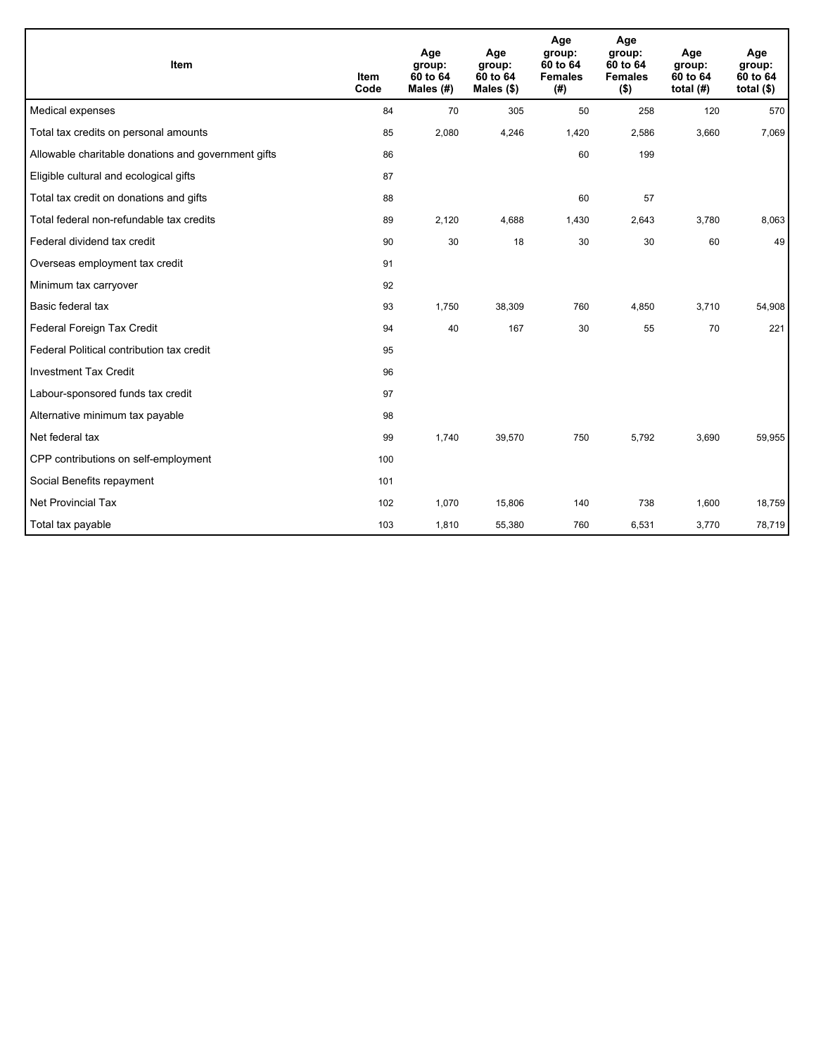| Item | Item Code | Age group: 60 to 64 Males (#) | Age group: 60 to 64 Males ($) | Age group: 60 to 64 Females (#) | Age group: 60 to 64 Females ($) | Age group: 60 to 64 total (#) | Age group: 60 to 64 total ($) |
|---|---|---|---|---|---|---|---|
| Medical expenses | 84 | 70 | 305 | 50 | 258 | 120 | 570 |
| Total tax credits on personal amounts | 85 | 2,080 | 4,246 | 1,420 | 2,586 | 3,660 | 7,069 |
| Allowable charitable donations and government gifts | 86 | | | 60 | 199 | | |
| Eligible cultural and ecological gifts | 87 | | | | | | |
| Total tax credit on donations and gifts | 88 | | | 60 | 57 | | |
| Total federal non-refundable tax credits | 89 | 2,120 | 4,688 | 1,430 | 2,643 | 3,780 | 8,063 |
| Federal dividend tax credit | 90 | 30 | 18 | 30 | 30 | 60 | 49 |
| Overseas employment tax credit | 91 | | | | | | |
| Minimum tax carryover | 92 | | | | | | |
| Basic federal tax | 93 | 1,750 | 38,309 | 760 | 4,850 | 3,710 | 54,908 |
| Federal Foreign Tax Credit | 94 | 40 | 167 | 30 | 55 | 70 | 221 |
| Federal Political contribution tax credit | 95 | | | | | | |
| Investment Tax Credit | 96 | | | | | | |
| Labour-sponsored funds tax credit | 97 | | | | | | |
| Alternative minimum tax payable | 98 | | | | | | |
| Net federal tax | 99 | 1,740 | 39,570 | 750 | 5,792 | 3,690 | 59,955 |
| CPP contributions on self-employment | 100 | | | | | | |
| Social Benefits repayment | 101 | | | | | | |
| Net Provincial Tax | 102 | 1,070 | 15,806 | 140 | 738 | 1,600 | 18,759 |
| Total tax payable | 103 | 1,810 | 55,380 | 760 | 6,531 | 3,770 | 78,719 |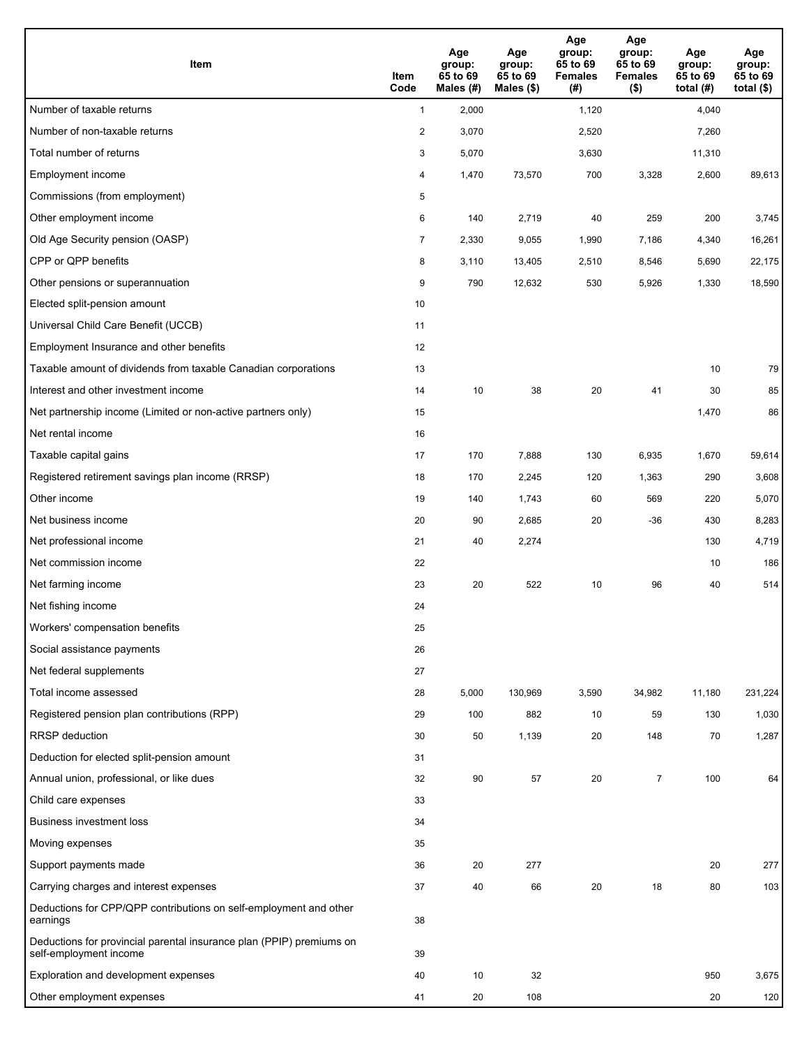| Item | Item Code | Age group: 65 to 69 Males (#) | Age group: 65 to 69 Males ($) | Age group: 65 to 69 Females (#) | Age group: 65 to 69 Females ($) | Age group: 65 to 69 total (#) | Age group: 65 to 69 total ($) |
|---|---|---|---|---|---|---|---|
| Number of taxable returns | 1 | 2,000 | | 1,120 | | 4,040 | |
| Number of non-taxable returns | 2 | 3,070 | | 2,520 | | 7,260 | |
| Total number of returns | 3 | 5,070 | | 3,630 | | 11,310 | |
| Employment income | 4 | 1,470 | 73,570 | 700 | 3,328 | 2,600 | 89,613 |
| Commissions (from employment) | 5 | | | | | | |
| Other employment income | 6 | 140 | 2,719 | 40 | 259 | 200 | 3,745 |
| Old Age Security pension (OASP) | 7 | 2,330 | 9,055 | 1,990 | 7,186 | 4,340 | 16,261 |
| CPP or QPP benefits | 8 | 3,110 | 13,405 | 2,510 | 8,546 | 5,690 | 22,175 |
| Other pensions or superannuation | 9 | 790 | 12,632 | 530 | 5,926 | 1,330 | 18,590 |
| Elected split-pension amount | 10 | | | | | | |
| Universal Child Care Benefit (UCCB) | 11 | | | | | | |
| Employment Insurance and other benefits | 12 | | | | | | |
| Taxable amount of dividends from taxable Canadian corporations | 13 | | | | | 10 | 79 |
| Interest and other investment income | 14 | 10 | 38 | 20 | 41 | 30 | 85 |
| Net partnership income (Limited or non-active partners only) | 15 | | | | | 1,470 | 86 |
| Net rental income | 16 | | | | | | |
| Taxable capital gains | 17 | 170 | 7,888 | 130 | 6,935 | 1,670 | 59,614 |
| Registered retirement savings plan income (RRSP) | 18 | 170 | 2,245 | 120 | 1,363 | 290 | 3,608 |
| Other income | 19 | 140 | 1,743 | 60 | 569 | 220 | 5,070 |
| Net business income | 20 | 90 | 2,685 | 20 | -36 | 430 | 8,283 |
| Net professional income | 21 | 40 | 2,274 | | | 130 | 4,719 |
| Net commission income | 22 | | | | | 10 | 186 |
| Net farming income | 23 | 20 | 522 | 10 | 96 | 40 | 514 |
| Net fishing income | 24 | | | | | | |
| Workers' compensation benefits | 25 | | | | | | |
| Social assistance payments | 26 | | | | | | |
| Net federal supplements | 27 | | | | | | |
| Total income assessed | 28 | 5,000 | 130,969 | 3,590 | 34,982 | 11,180 | 231,224 |
| Registered pension plan contributions (RPP) | 29 | 100 | 882 | 10 | 59 | 130 | 1,030 |
| RRSP deduction | 30 | 50 | 1,139 | 20 | 148 | 70 | 1,287 |
| Deduction for elected split-pension amount | 31 | | | | | | |
| Annual union, professional, or like dues | 32 | 90 | 57 | 20 | 7 | 100 | 64 |
| Child care expenses | 33 | | | | | | |
| Business investment loss | 34 | | | | | | |
| Moving expenses | 35 | | | | | | |
| Support payments made | 36 | 20 | 277 | | | 20 | 277 |
| Carrying charges and interest expenses | 37 | 40 | 66 | 20 | 18 | 80 | 103 |
| Deductions for CPP/QPP contributions on self-employment and other earnings | 38 | | | | | | |
| Deductions for provincial parental insurance plan (PPIP) premiums on self-employment income | 39 | | | | | | |
| Exploration and development expenses | 40 | 10 | 32 | | | 950 | 3,675 |
| Other employment expenses | 41 | 20 | 108 | | | 20 | 120 |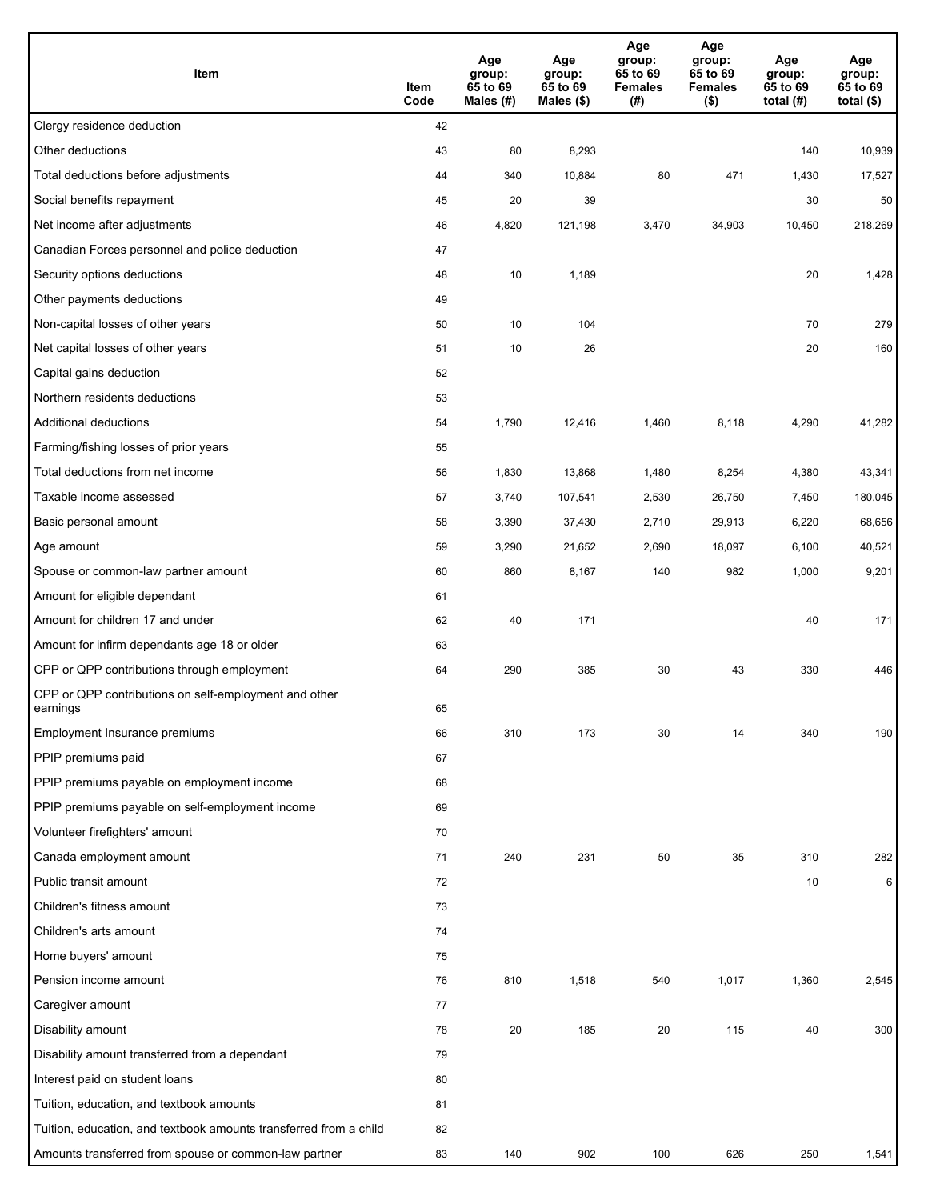| Item | Item Code | Age group: 65 to 69 Males (#) | Age group: 65 to 69 Males ($) | Age group: 65 to 69 Females (#) | Age group: 65 to 69 Females ($) | Age group: 65 to 69 total (#) | Age group: 65 to 69 total ($) |
|---|---|---|---|---|---|---|---|
| Clergy residence deduction | 42 | | | | | | |
| Other deductions | 43 | 80 | 8,293 | | | 140 | 10,939 |
| Total deductions before adjustments | 44 | 340 | 10,884 | 80 | 471 | 1,430 | 17,527 |
| Social benefits repayment | 45 | 20 | 39 | | | 30 | 50 |
| Net income after adjustments | 46 | 4,820 | 121,198 | 3,470 | 34,903 | 10,450 | 218,269 |
| Canadian Forces personnel and police deduction | 47 | | | | | | |
| Security options deductions | 48 | 10 | 1,189 | | | 20 | 1,428 |
| Other payments deductions | 49 | | | | | | |
| Non-capital losses of other years | 50 | 10 | 104 | | | 70 | 279 |
| Net capital losses of other years | 51 | 10 | 26 | | | 20 | 160 |
| Capital gains deduction | 52 | | | | | | |
| Northern residents deductions | 53 | | | | | | |
| Additional deductions | 54 | 1,790 | 12,416 | 1,460 | 8,118 | 4,290 | 41,282 |
| Farming/fishing losses of prior years | 55 | | | | | | |
| Total deductions from net income | 56 | 1,830 | 13,868 | 1,480 | 8,254 | 4,380 | 43,341 |
| Taxable income assessed | 57 | 3,740 | 107,541 | 2,530 | 26,750 | 7,450 | 180,045 |
| Basic personal amount | 58 | 3,390 | 37,430 | 2,710 | 29,913 | 6,220 | 68,656 |
| Age amount | 59 | 3,290 | 21,652 | 2,690 | 18,097 | 6,100 | 40,521 |
| Spouse or common-law partner amount | 60 | 860 | 8,167 | 140 | 982 | 1,000 | 9,201 |
| Amount for eligible dependant | 61 | | | | | | |
| Amount for children 17 and under | 62 | 40 | 171 | | | 40 | 171 |
| Amount for infirm dependants age 18 or older | 63 | | | | | | |
| CPP or QPP contributions through employment | 64 | 290 | 385 | 30 | 43 | 330 | 446 |
| CPP or QPP contributions on self-employment and other earnings | 65 | | | | | | |
| Employment Insurance premiums | 66 | 310 | 173 | 30 | 14 | 340 | 190 |
| PPIP premiums paid | 67 | | | | | | |
| PPIP premiums payable on employment income | 68 | | | | | | |
| PPIP premiums payable on self-employment income | 69 | | | | | | |
| Volunteer firefighters' amount | 70 | | | | | | |
| Canada employment amount | 71 | 240 | 231 | 50 | 35 | 310 | 282 |
| Public transit amount | 72 | | | | | 10 | 6 |
| Children's fitness amount | 73 | | | | | | |
| Children's arts amount | 74 | | | | | | |
| Home buyers' amount | 75 | | | | | | |
| Pension income amount | 76 | 810 | 1,518 | 540 | 1,017 | 1,360 | 2,545 |
| Caregiver amount | 77 | | | | | | |
| Disability amount | 78 | 20 | 185 | 20 | 115 | 40 | 300 |
| Disability amount transferred from a dependant | 79 | | | | | | |
| Interest paid on student loans | 80 | | | | | | |
| Tuition, education, and textbook amounts | 81 | | | | | | |
| Tuition, education, and textbook amounts transferred from a child | 82 | | | | | | |
| Amounts transferred from spouse or common-law partner | 83 | 140 | 902 | 100 | 626 | 250 | 1,541 |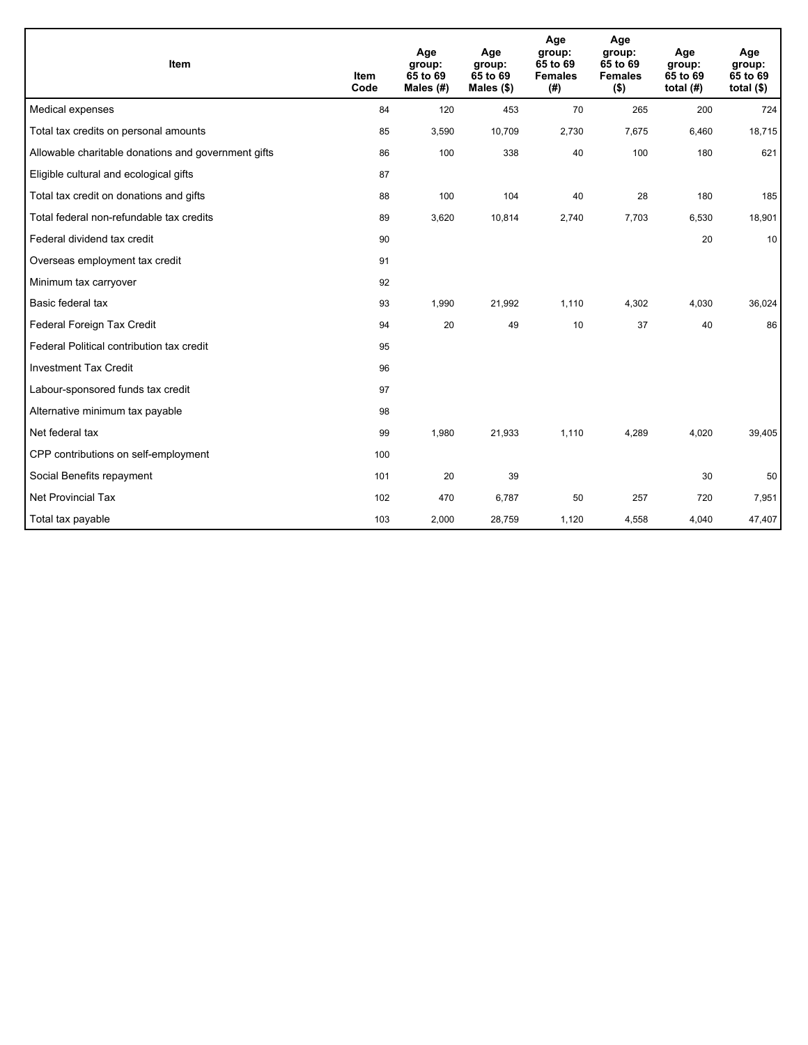| Item | Item Code | Age group: 65 to 69 Males (#) | Age group: 65 to 69 Males ($) | Age group: 65 to 69 Females (#) | Age group: 65 to 69 Females ($) | Age group: 65 to 69 total (#) | Age group: 65 to 69 total ($) |
|---|---|---|---|---|---|---|---|
| Medical expenses | 84 | 120 | 453 | 70 | 265 | 200 | 724 |
| Total tax credits on personal amounts | 85 | 3,590 | 10,709 | 2,730 | 7,675 | 6,460 | 18,715 |
| Allowable charitable donations and government gifts | 86 | 100 | 338 | 40 | 100 | 180 | 621 |
| Eligible cultural and ecological gifts | 87 | | | | | | |
| Total tax credit on donations and gifts | 88 | 100 | 104 | 40 | 28 | 180 | 185 |
| Total federal non-refundable tax credits | 89 | 3,620 | 10,814 | 2,740 | 7,703 | 6,530 | 18,901 |
| Federal dividend tax credit | 90 | | | | | 20 | 10 |
| Overseas employment tax credit | 91 | | | | | | |
| Minimum tax carryover | 92 | | | | | | |
| Basic federal tax | 93 | 1,990 | 21,992 | 1,110 | 4,302 | 4,030 | 36,024 |
| Federal Foreign Tax Credit | 94 | 20 | 49 | 10 | 37 | 40 | 86 |
| Federal Political contribution tax credit | 95 | | | | | | |
| Investment Tax Credit | 96 | | | | | | |
| Labour-sponsored funds tax credit | 97 | | | | | | |
| Alternative minimum tax payable | 98 | | | | | | |
| Net federal tax | 99 | 1,980 | 21,933 | 1,110 | 4,289 | 4,020 | 39,405 |
| CPP contributions on self-employment | 100 | | | | | | |
| Social Benefits repayment | 101 | 20 | 39 | | | 30 | 50 |
| Net Provincial Tax | 102 | 470 | 6,787 | 50 | 257 | 720 | 7,951 |
| Total tax payable | 103 | 2,000 | 28,759 | 1,120 | 4,558 | 4,040 | 47,407 |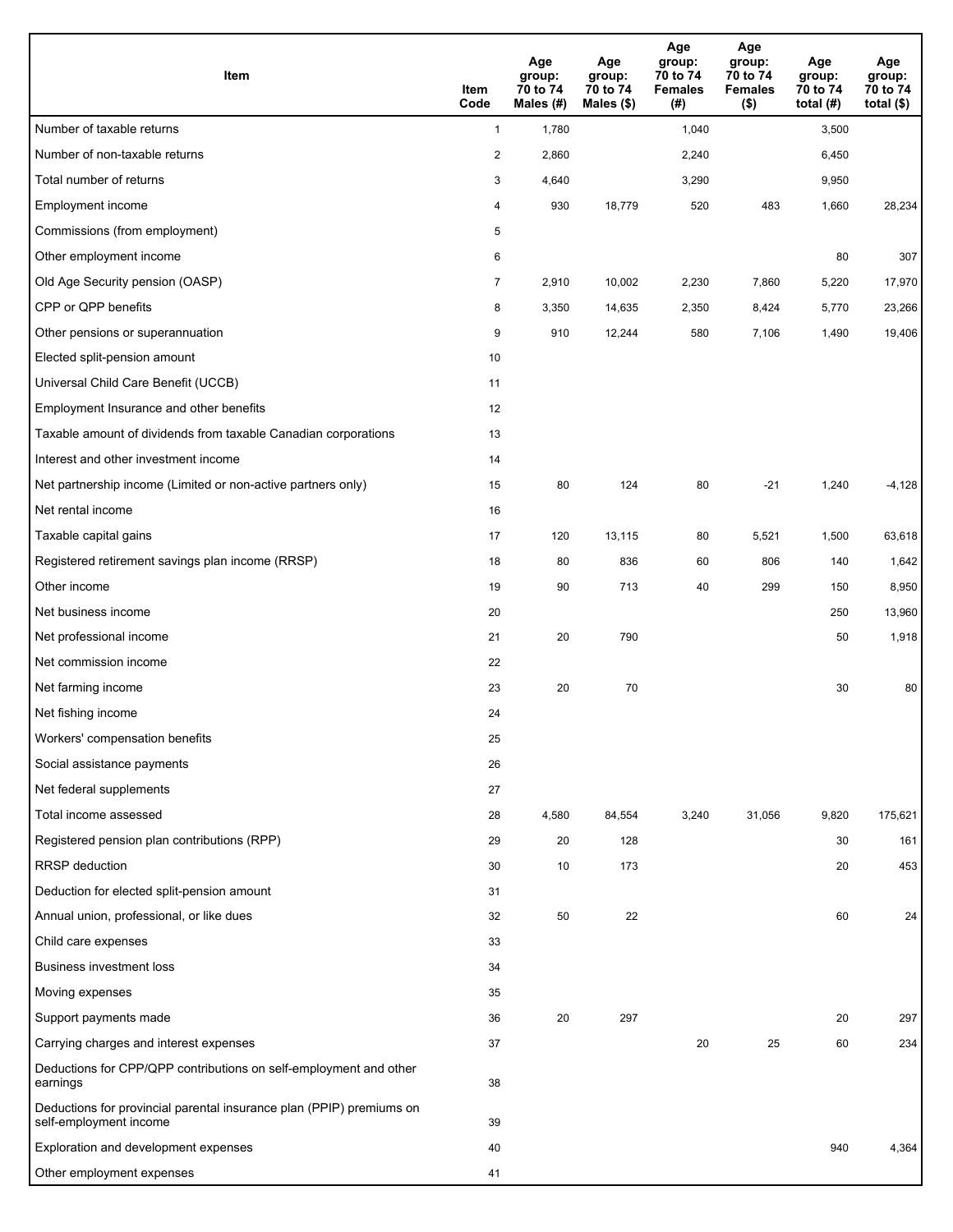| Item | Item Code | Age group: 70 to 74 Males (#) | Age group: 70 to 74 Males ($) | Age group: 70 to 74 Females (#) | Age group: 70 to 74 Females ($) | Age group: 70 to 74 total (#) | Age group: 70 to 74 total ($) |
|---|---|---|---|---|---|---|---|
| Number of taxable returns | 1 | 1,780 | | 1,040 | | 3,500 | |
| Number of non-taxable returns | 2 | 2,860 | | 2,240 | | 6,450 | |
| Total number of returns | 3 | 4,640 | | 3,290 | | 9,950 | |
| Employment income | 4 | 930 | 18,779 | 520 | 483 | 1,660 | 28,234 |
| Commissions (from employment) | 5 | | | | | | |
| Other employment income | 6 | | | | | 80 | 307 |
| Old Age Security pension (OASP) | 7 | 2,910 | 10,002 | 2,230 | 7,860 | 5,220 | 17,970 |
| CPP or QPP benefits | 8 | 3,350 | 14,635 | 2,350 | 8,424 | 5,770 | 23,266 |
| Other pensions or superannuation | 9 | 910 | 12,244 | 580 | 7,106 | 1,490 | 19,406 |
| Elected split-pension amount | 10 | | | | | | |
| Universal Child Care Benefit (UCCB) | 11 | | | | | | |
| Employment Insurance and other benefits | 12 | | | | | | |
| Taxable amount of dividends from taxable Canadian corporations | 13 | | | | | | |
| Interest and other investment income | 14 | | | | | | |
| Net partnership income (Limited or non-active partners only) | 15 | 80 | 124 | 80 | -21 | 1,240 | -4,128 |
| Net rental income | 16 | | | | | | |
| Taxable capital gains | 17 | 120 | 13,115 | 80 | 5,521 | 1,500 | 63,618 |
| Registered retirement savings plan income (RRSP) | 18 | 80 | 836 | 60 | 806 | 140 | 1,642 |
| Other income | 19 | 90 | 713 | 40 | 299 | 150 | 8,950 |
| Net business income | 20 | | | | | 250 | 13,960 |
| Net professional income | 21 | 20 | 790 | | | 50 | 1,918 |
| Net commission income | 22 | | | | | | |
| Net farming income | 23 | 20 | 70 | | | 30 | 80 |
| Net fishing income | 24 | | | | | | |
| Workers' compensation benefits | 25 | | | | | | |
| Social assistance payments | 26 | | | | | | |
| Net federal supplements | 27 | | | | | | |
| Total income assessed | 28 | 4,580 | 84,554 | 3,240 | 31,056 | 9,820 | 175,621 |
| Registered pension plan contributions (RPP) | 29 | 20 | 128 | | | 30 | 161 |
| RRSP deduction | 30 | 10 | 173 | | | 20 | 453 |
| Deduction for elected split-pension amount | 31 | | | | | | |
| Annual union, professional, or like dues | 32 | 50 | 22 | | | 60 | 24 |
| Child care expenses | 33 | | | | | | |
| Business investment loss | 34 | | | | | | |
| Moving expenses | 35 | | | | | | |
| Support payments made | 36 | 20 | 297 | | | 20 | 297 |
| Carrying charges and interest expenses | 37 | | | 20 | 25 | 60 | 234 |
| Deductions for CPP/QPP contributions on self-employment and other earnings | 38 | | | | | | |
| Deductions for provincial parental insurance plan (PPIP) premiums on self-employment income | 39 | | | | | | |
| Exploration and development expenses | 40 | | | | | 940 | 4,364 |
| Other employment expenses | 41 | | | | | | |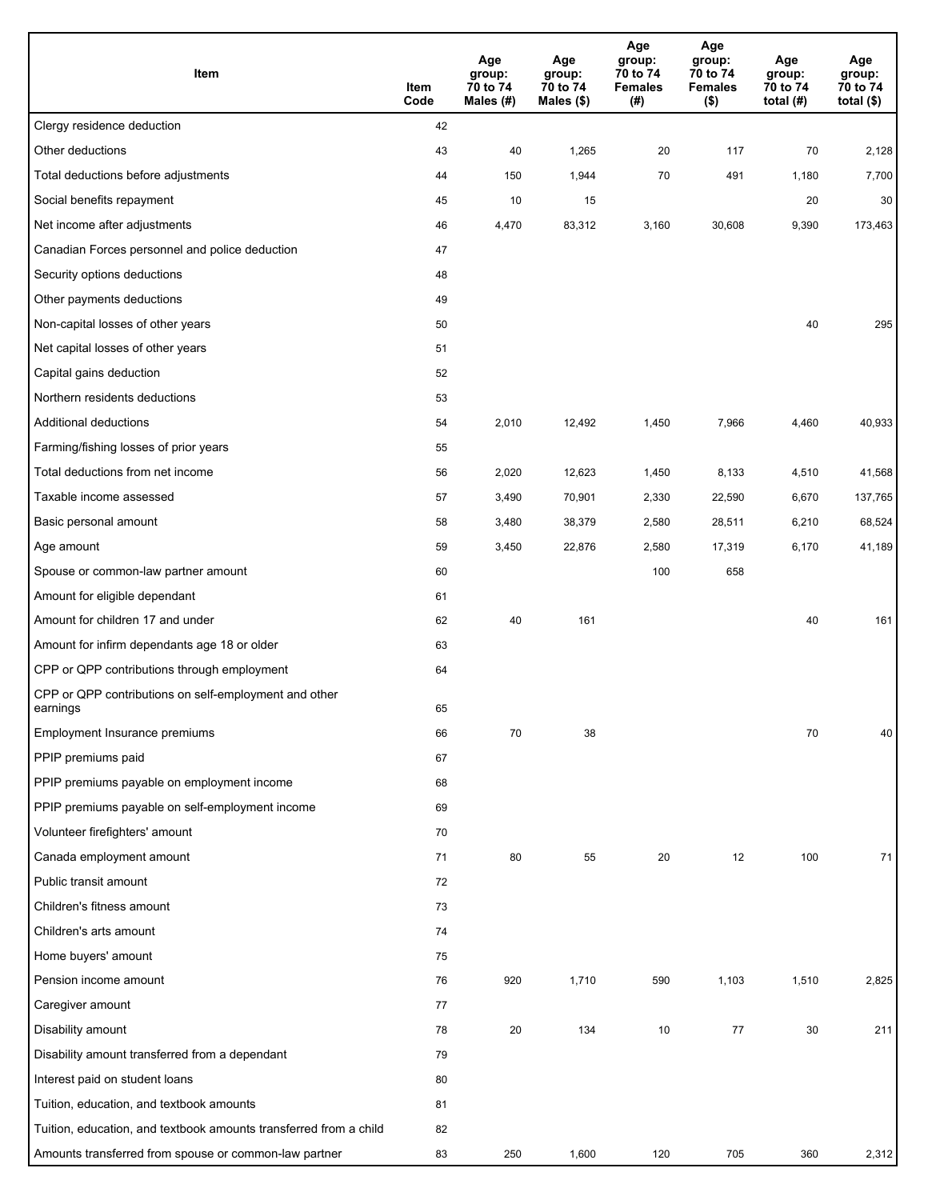| Item | Item Code | Age group: 70 to 74 Males (#) | Age group: 70 to 74 Males ($) | Age group: 70 to 74 Females (#) | Age group: 70 to 74 Females ($) | Age group: 70 to 74 total (#) | Age group: 70 to 74 total ($) |
|---|---|---|---|---|---|---|---|
| Clergy residence deduction | 42 | | | | | | |
| Other deductions | 43 | 40 | 1,265 | 20 | 117 | 70 | 2,128 |
| Total deductions before adjustments | 44 | 150 | 1,944 | 70 | 491 | 1,180 | 7,700 |
| Social benefits repayment | 45 | 10 | 15 | | | 20 | 30 |
| Net income after adjustments | 46 | 4,470 | 83,312 | 3,160 | 30,608 | 9,390 | 173,463 |
| Canadian Forces personnel and police deduction | 47 | | | | | | |
| Security options deductions | 48 | | | | | | |
| Other payments deductions | 49 | | | | | | |
| Non-capital losses of other years | 50 | | | | | 40 | 295 |
| Net capital losses of other years | 51 | | | | | | |
| Capital gains deduction | 52 | | | | | | |
| Northern residents deductions | 53 | | | | | | |
| Additional deductions | 54 | 2,010 | 12,492 | 1,450 | 7,966 | 4,460 | 40,933 |
| Farming/fishing losses of prior years | 55 | | | | | | |
| Total deductions from net income | 56 | 2,020 | 12,623 | 1,450 | 8,133 | 4,510 | 41,568 |
| Taxable income assessed | 57 | 3,490 | 70,901 | 2,330 | 22,590 | 6,670 | 137,765 |
| Basic personal amount | 58 | 3,480 | 38,379 | 2,580 | 28,511 | 6,210 | 68,524 |
| Age amount | 59 | 3,450 | 22,876 | 2,580 | 17,319 | 6,170 | 41,189 |
| Spouse or common-law partner amount | 60 | | | 100 | 658 | | |
| Amount for eligible dependant | 61 | | | | | | |
| Amount for children 17 and under | 62 | 40 | 161 | | | 40 | 161 |
| Amount for infirm dependants age 18 or older | 63 | | | | | | |
| CPP or QPP contributions through employment | 64 | | | | | | |
| CPP or QPP contributions on self-employment and other earnings | 65 | | | | | | |
| Employment Insurance premiums | 66 | 70 | 38 | | | 70 | 40 |
| PPIP premiums paid | 67 | | | | | | |
| PPIP premiums payable on employment income | 68 | | | | | | |
| PPIP premiums payable on self-employment income | 69 | | | | | | |
| Volunteer firefighters' amount | 70 | | | | | | |
| Canada employment amount | 71 | 80 | 55 | 20 | 12 | 100 | 71 |
| Public transit amount | 72 | | | | | | |
| Children's fitness amount | 73 | | | | | | |
| Children's arts amount | 74 | | | | | | |
| Home buyers' amount | 75 | | | | | | |
| Pension income amount | 76 | 920 | 1,710 | 590 | 1,103 | 1,510 | 2,825 |
| Caregiver amount | 77 | | | | | | |
| Disability amount | 78 | 20 | 134 | 10 | 77 | 30 | 211 |
| Disability amount transferred from a dependant | 79 | | | | | | |
| Interest paid on student loans | 80 | | | | | | |
| Tuition, education, and textbook amounts | 81 | | | | | | |
| Tuition, education, and textbook amounts transferred from a child | 82 | | | | | | |
| Amounts transferred from spouse or common-law partner | 83 | 250 | 1,600 | 120 | 705 | 360 | 2,312 |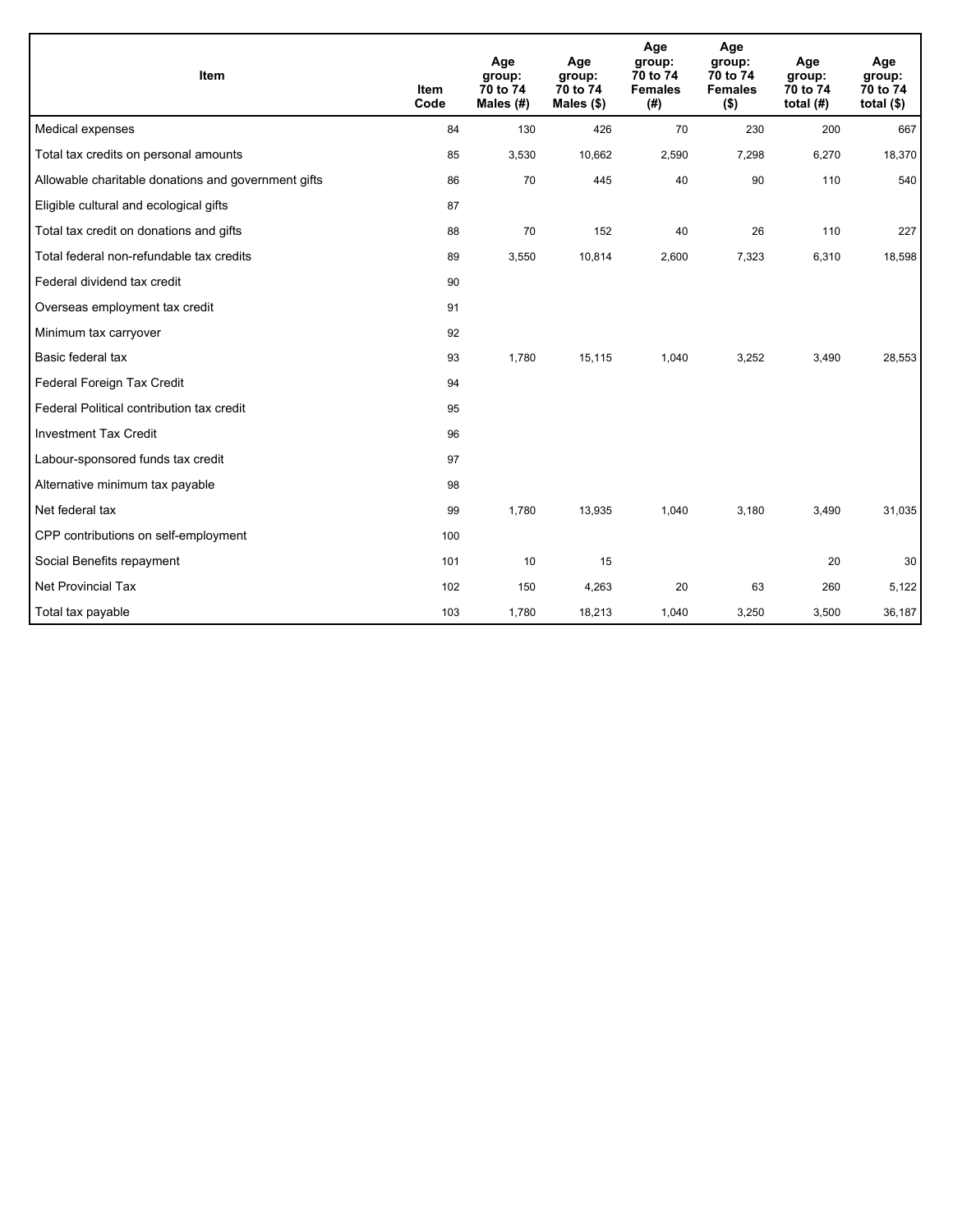| Item | Item Code | Age group: 70 to 74 Males (#) | Age group: 70 to 74 Males ($) | Age group: 70 to 74 Females (#) | Age group: 70 to 74 Females ($) | Age group: 70 to 74 total (#) | Age group: 70 to 74 total ($) |
|---|---|---|---|---|---|---|---|
| Medical expenses | 84 | 130 | 426 | 70 | 230 | 200 | 667 |
| Total tax credits on personal amounts | 85 | 3,530 | 10,662 | 2,590 | 7,298 | 6,270 | 18,370 |
| Allowable charitable donations and government gifts | 86 | 70 | 445 | 40 | 90 | 110 | 540 |
| Eligible cultural and ecological gifts | 87 | | | | | | |
| Total tax credit on donations and gifts | 88 | 70 | 152 | 40 | 26 | 110 | 227 |
| Total federal non-refundable tax credits | 89 | 3,550 | 10,814 | 2,600 | 7,323 | 6,310 | 18,598 |
| Federal dividend tax credit | 90 | | | | | | |
| Overseas employment tax credit | 91 | | | | | | |
| Minimum tax carryover | 92 | | | | | | |
| Basic federal tax | 93 | 1,780 | 15,115 | 1,040 | 3,252 | 3,490 | 28,553 |
| Federal Foreign Tax Credit | 94 | | | | | | |
| Federal Political contribution tax credit | 95 | | | | | | |
| Investment Tax Credit | 96 | | | | | | |
| Labour-sponsored funds tax credit | 97 | | | | | | |
| Alternative minimum tax payable | 98 | | | | | | |
| Net federal tax | 99 | 1,780 | 13,935 | 1,040 | 3,180 | 3,490 | 31,035 |
| CPP contributions on self-employment | 100 | | | | | | |
| Social Benefits repayment | 101 | 10 | 15 | | | 20 | 30 |
| Net Provincial Tax | 102 | 150 | 4,263 | 20 | 63 | 260 | 5,122 |
| Total tax payable | 103 | 1,780 | 18,213 | 1,040 | 3,250 | 3,500 | 36,187 |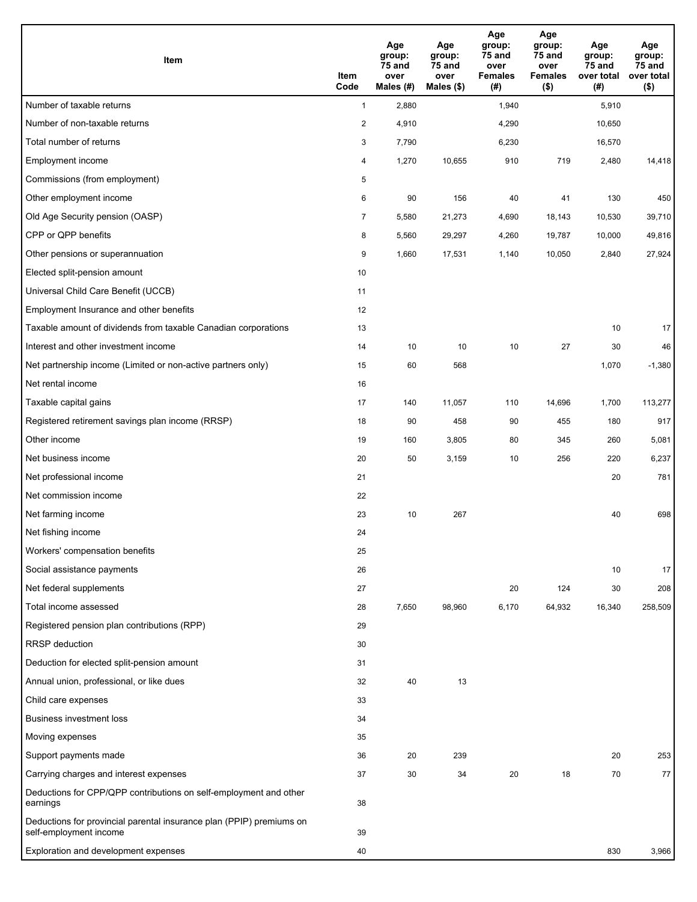| Item | Item Code | Age group: 75 and over Males (#) | Age group: 75 and over Males ($) | Age group: 75 and over Females (#) | Age group: 75 and over Females ($) | Age group: 75 and over total (#) | Age group: 75 and over total ($) |
|---|---|---|---|---|---|---|---|
| Number of taxable returns | 1 | 2,880 | | 1,940 | | 5,910 | |
| Number of non-taxable returns | 2 | 4,910 | | 4,290 | | 10,650 | |
| Total number of returns | 3 | 7,790 | | 6,230 | | 16,570 | |
| Employment income | 4 | 1,270 | 10,655 | 910 | 719 | 2,480 | 14,418 |
| Commissions (from employment) | 5 | | | | | | |
| Other employment income | 6 | 90 | 156 | 40 | 41 | 130 | 450 |
| Old Age Security pension (OASP) | 7 | 5,580 | 21,273 | 4,690 | 18,143 | 10,530 | 39,710 |
| CPP or QPP benefits | 8 | 5,560 | 29,297 | 4,260 | 19,787 | 10,000 | 49,816 |
| Other pensions or superannuation | 9 | 1,660 | 17,531 | 1,140 | 10,050 | 2,840 | 27,924 |
| Elected split-pension amount | 10 | | | | | | |
| Universal Child Care Benefit (UCCB) | 11 | | | | | | |
| Employment Insurance and other benefits | 12 | | | | | | |
| Taxable amount of dividends from taxable Canadian corporations | 13 | | | | | 10 | 17 |
| Interest and other investment income | 14 | 10 | 10 | 10 | 27 | 30 | 46 |
| Net partnership income (Limited or non-active partners only) | 15 | 60 | 568 | | | 1,070 | -1,380 |
| Net rental income | 16 | | | | | | |
| Taxable capital gains | 17 | 140 | 11,057 | 110 | 14,696 | 1,700 | 113,277 |
| Registered retirement savings plan income (RRSP) | 18 | 90 | 458 | 90 | 455 | 180 | 917 |
| Other income | 19 | 160 | 3,805 | 80 | 345 | 260 | 5,081 |
| Net business income | 20 | 50 | 3,159 | 10 | 256 | 220 | 6,237 |
| Net professional income | 21 | | | | | 20 | 781 |
| Net commission income | 22 | | | | | | |
| Net farming income | 23 | 10 | 267 | | | 40 | 698 |
| Net fishing income | 24 | | | | | | |
| Workers' compensation benefits | 25 | | | | | | |
| Social assistance payments | 26 | | | | | 10 | 17 |
| Net federal supplements | 27 | | | 20 | 124 | 30 | 208 |
| Total income assessed | 28 | 7,650 | 98,960 | 6,170 | 64,932 | 16,340 | 258,509 |
| Registered pension plan contributions (RPP) | 29 | | | | | | |
| RRSP deduction | 30 | | | | | | |
| Deduction for elected split-pension amount | 31 | | | | | | |
| Annual union, professional, or like dues | 32 | 40 | 13 | | | | |
| Child care expenses | 33 | | | | | | |
| Business investment loss | 34 | | | | | | |
| Moving expenses | 35 | | | | | | |
| Support payments made | 36 | 20 | 239 | | | 20 | 253 |
| Carrying charges and interest expenses | 37 | 30 | 34 | 20 | 18 | 70 | 77 |
| Deductions for CPP/QPP contributions on self-employment and other earnings | 38 | | | | | | |
| Deductions for provincial parental insurance plan (PPIP) premiums on self-employment income | 39 | | | | | | |
| Exploration and development expenses | 40 | | | | | 830 | 3,966 |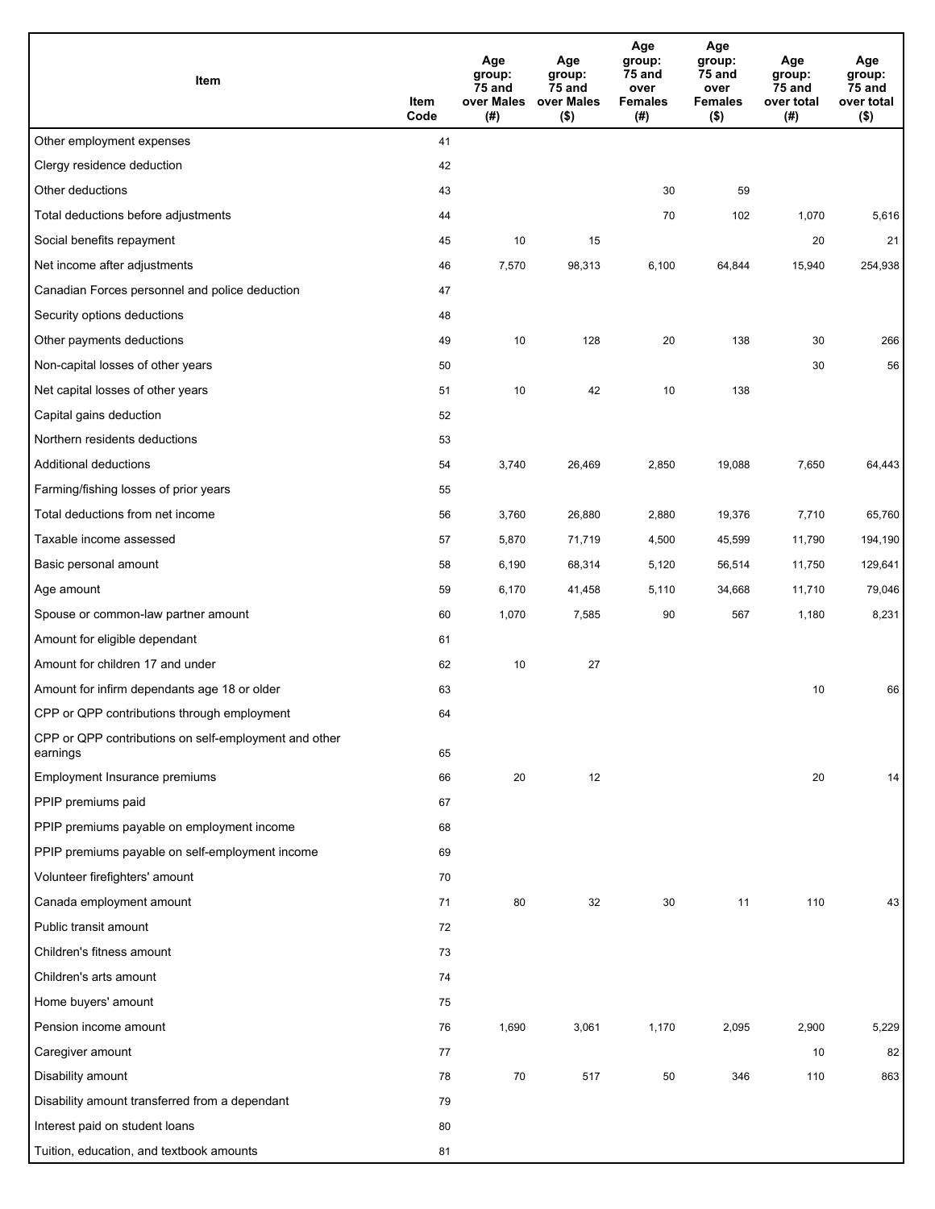| Item | Item Code | Age group: 75 and over Males (#) | Age group: 75 and over Males ($) | Age group: 75 and over Females (#) | Age group: 75 and over Females ($) | Age group: 75 and over total (#) | Age group: 75 and over total ($) |
|---|---|---|---|---|---|---|---|
| Other employment expenses | 41 | | | | | | |
| Clergy residence deduction | 42 | | | | | | |
| Other deductions | 43 | | | 30 | 59 | | |
| Total deductions before adjustments | 44 | | | 70 | 102 | 1,070 | 5,616 |
| Social benefits repayment | 45 | 10 | 15 | | | 20 | 21 |
| Net income after adjustments | 46 | 7,570 | 98,313 | 6,100 | 64,844 | 15,940 | 254,938 |
| Canadian Forces personnel and police deduction | 47 | | | | | | |
| Security options deductions | 48 | | | | | | |
| Other payments deductions | 49 | 10 | 128 | 20 | 138 | 30 | 266 |
| Non-capital losses of other years | 50 | | | | | 30 | 56 |
| Net capital losses of other years | 51 | 10 | 42 | 10 | 138 | | |
| Capital gains deduction | 52 | | | | | | |
| Northern residents deductions | 53 | | | | | | |
| Additional deductions | 54 | 3,740 | 26,469 | 2,850 | 19,088 | 7,650 | 64,443 |
| Farming/fishing losses of prior years | 55 | | | | | | |
| Total deductions from net income | 56 | 3,760 | 26,880 | 2,880 | 19,376 | 7,710 | 65,760 |
| Taxable income assessed | 57 | 5,870 | 71,719 | 4,500 | 45,599 | 11,790 | 194,190 |
| Basic personal amount | 58 | 6,190 | 68,314 | 5,120 | 56,514 | 11,750 | 129,641 |
| Age amount | 59 | 6,170 | 41,458 | 5,110 | 34,668 | 11,710 | 79,046 |
| Spouse or common-law partner amount | 60 | 1,070 | 7,585 | 90 | 567 | 1,180 | 8,231 |
| Amount for eligible dependant | 61 | | | | | | |
| Amount for children 17 and under | 62 | 10 | 27 | | | | |
| Amount for infirm dependants age 18 or older | 63 | | | | | 10 | 66 |
| CPP or QPP contributions through employment | 64 | | | | | | |
| CPP or QPP contributions on self-employment and other earnings | 65 | | | | | | |
| Employment Insurance premiums | 66 | 20 | 12 | | | 20 | 14 |
| PPIP premiums paid | 67 | | | | | | |
| PPIP premiums payable on employment income | 68 | | | | | | |
| PPIP premiums payable on self-employment income | 69 | | | | | | |
| Volunteer firefighters' amount | 70 | | | | | | |
| Canada employment amount | 71 | 80 | 32 | 30 | 11 | 110 | 43 |
| Public transit amount | 72 | | | | | | |
| Children's fitness amount | 73 | | | | | | |
| Children's arts amount | 74 | | | | | | |
| Home buyers' amount | 75 | | | | | | |
| Pension income amount | 76 | 1,690 | 3,061 | 1,170 | 2,095 | 2,900 | 5,229 |
| Caregiver amount | 77 | | | | | 10 | 82 |
| Disability amount | 78 | 70 | 517 | 50 | 346 | 110 | 863 |
| Disability amount transferred from a dependant | 79 | | | | | | |
| Interest paid on student loans | 80 | | | | | | |
| Tuition, education, and textbook amounts | 81 | | | | | | |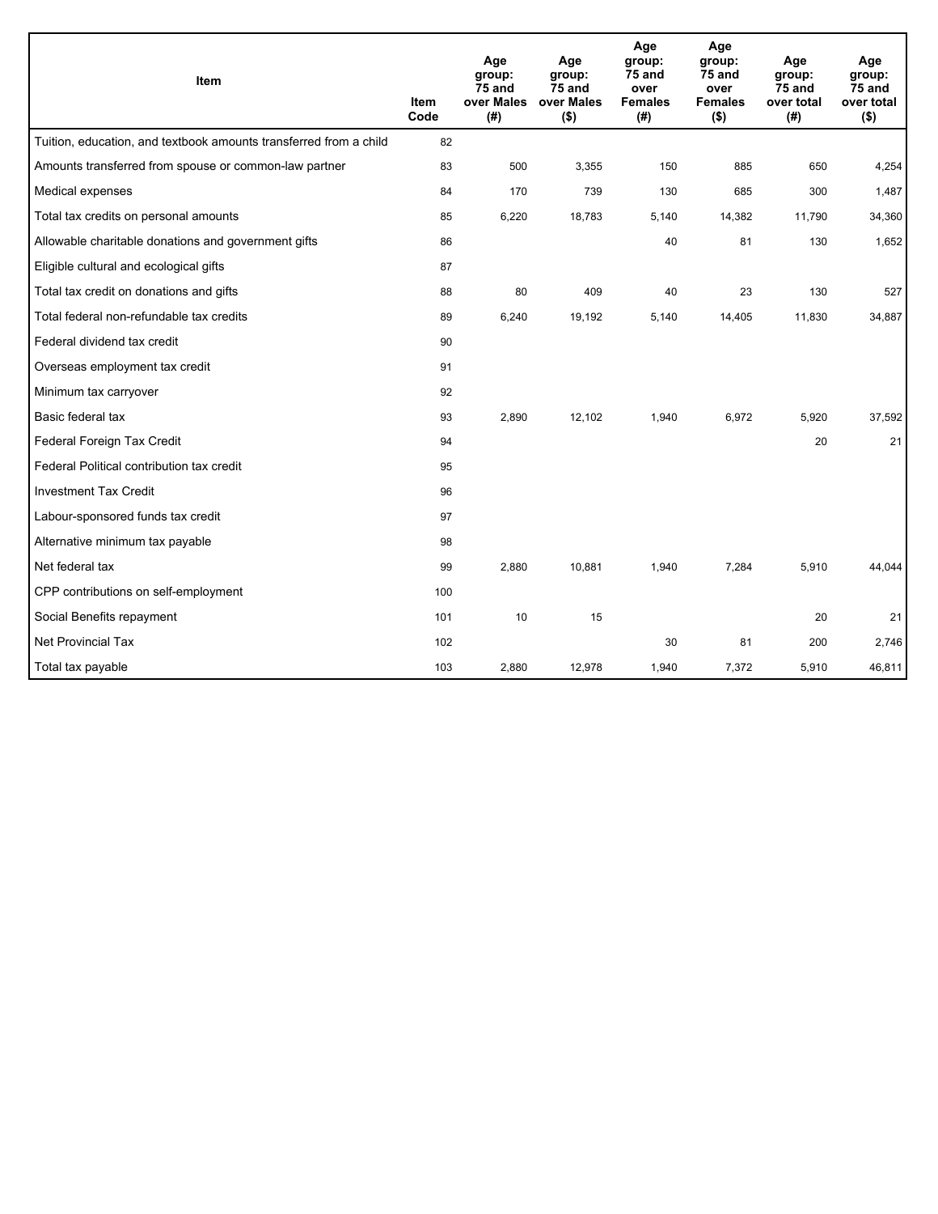| Item | Item Code | Age group: 75 and over Males (#) | Age group: 75 and over Males ($) | Age group: 75 and over Females (#) | Age group: 75 and over Females ($) | Age group: 75 and over total (#) | Age group: 75 and over total ($) |
|---|---|---|---|---|---|---|---|
| Tuition, education, and textbook amounts transferred from a child | 82 | | | | | | |
| Amounts transferred from spouse or common-law partner | 83 | 500 | 3,355 | 150 | 885 | 650 | 4,254 |
| Medical expenses | 84 | 170 | 739 | 130 | 685 | 300 | 1,487 |
| Total tax credits on personal amounts | 85 | 6,220 | 18,783 | 5,140 | 14,382 | 11,790 | 34,360 |
| Allowable charitable donations and government gifts | 86 | | | 40 | 81 | 130 | 1,652 |
| Eligible cultural and ecological gifts | 87 | | | | | | |
| Total tax credit on donations and gifts | 88 | 80 | 409 | 40 | 23 | 130 | 527 |
| Total federal non-refundable tax credits | 89 | 6,240 | 19,192 | 5,140 | 14,405 | 11,830 | 34,887 |
| Federal dividend tax credit | 90 | | | | | | |
| Overseas employment tax credit | 91 | | | | | | |
| Minimum tax carryover | 92 | | | | | | |
| Basic federal tax | 93 | 2,890 | 12,102 | 1,940 | 6,972 | 5,920 | 37,592 |
| Federal Foreign Tax Credit | 94 | | | | | 20 | 21 |
| Federal Political contribution tax credit | 95 | | | | | | |
| Investment Tax Credit | 96 | | | | | | |
| Labour-sponsored funds tax credit | 97 | | | | | | |
| Alternative minimum tax payable | 98 | | | | | | |
| Net federal tax | 99 | 2,880 | 10,881 | 1,940 | 7,284 | 5,910 | 44,044 |
| CPP contributions on self-employment | 100 | | | | | | |
| Social Benefits repayment | 101 | 10 | 15 | | | 20 | 21 |
| Net Provincial Tax | 102 | | | 30 | 81 | 200 | 2,746 |
| Total tax payable | 103 | 2,880 | 12,978 | 1,940 | 7,372 | 5,910 | 46,811 |